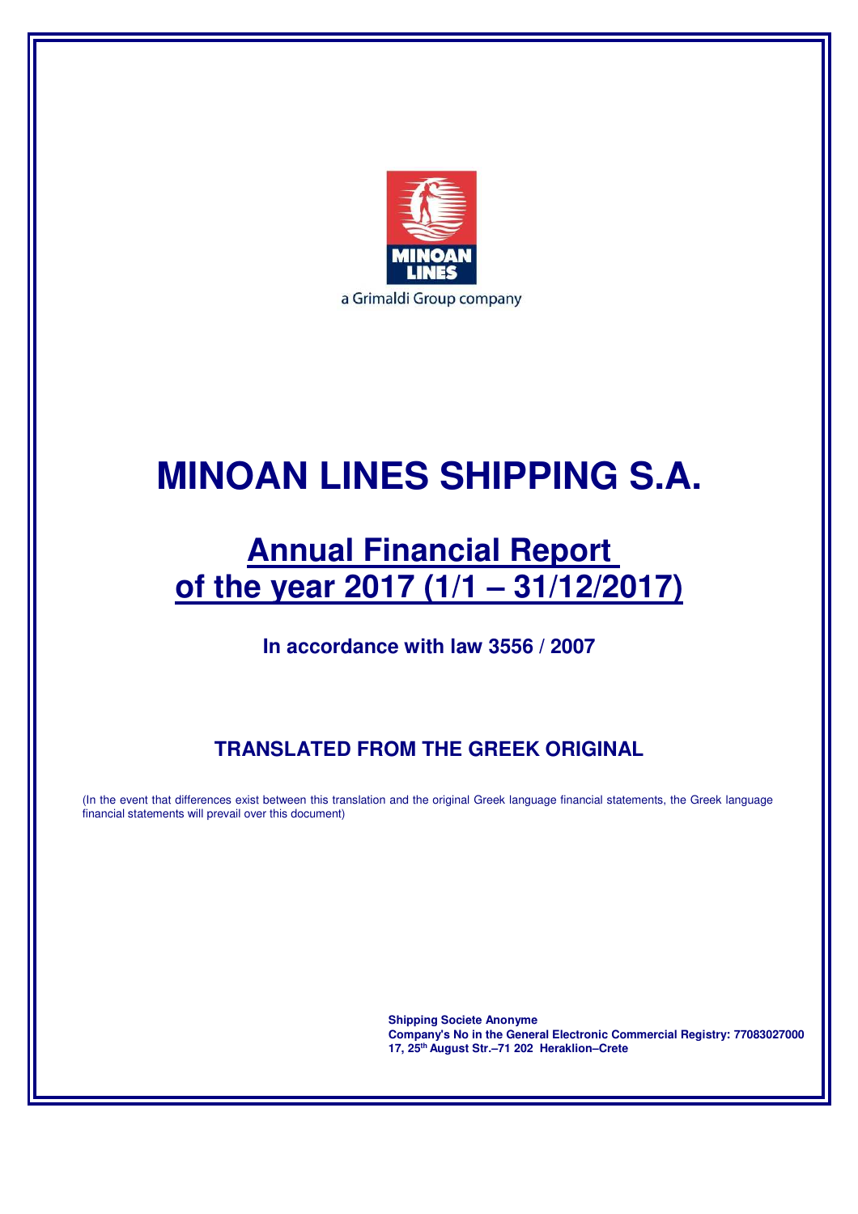MINOAN LINES

a Grimaldi Group company

# MINOAN LINES SHIPPING S.A.

## Annual Financial Report of the year 2017 (1/1 – 31/12/2017)

**In accordance with law 3556 / 2007**

### TRANSLATED FROM THE GREEK ORIGINAL

(In the event that differences exist between this translation and the original Greek language financial statements, the Greek language financial statements will prevail over this document)

**Shipping Societe Anonyme**
**Company's No in the General Electronic Commercial Registry: 77083027000**
**17, 25th August Str.–71 202 Heraklion–Crete**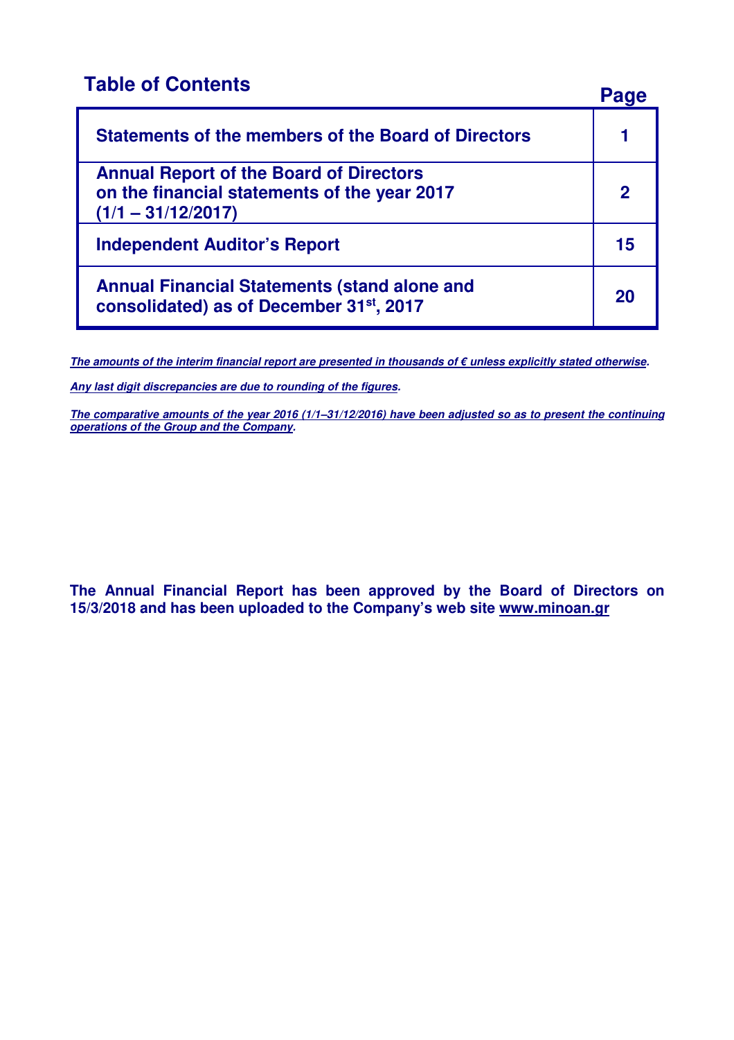## Table of Contents

| | Page |
|---|---|
| **Statements of the members of the Board of Directors** | **1** |
| **Annual Report of the Board of Directors on the financial statements of the year 2017 (1/1 – 31/12/2017)** | **2** |
| **Independent Auditor's Report** | **15** |
| **Annual Financial Statements (stand alone and consolidated) as of December 31st, 2017** | **20** |

***The amounts of the interim financial report are presented in thousands of € unless explicitly stated otherwise.***

***Any last digit discrepancies are due to rounding of the figures.***

***The comparative amounts of the year 2016 (1/1–31/12/2016) have been adjusted so as to present the continuing operations of the Group and the Company.***

**The Annual Financial Report has been approved by the Board of Directors on 15/3/2018 and has been uploaded to the Company's web site www.minoan.gr**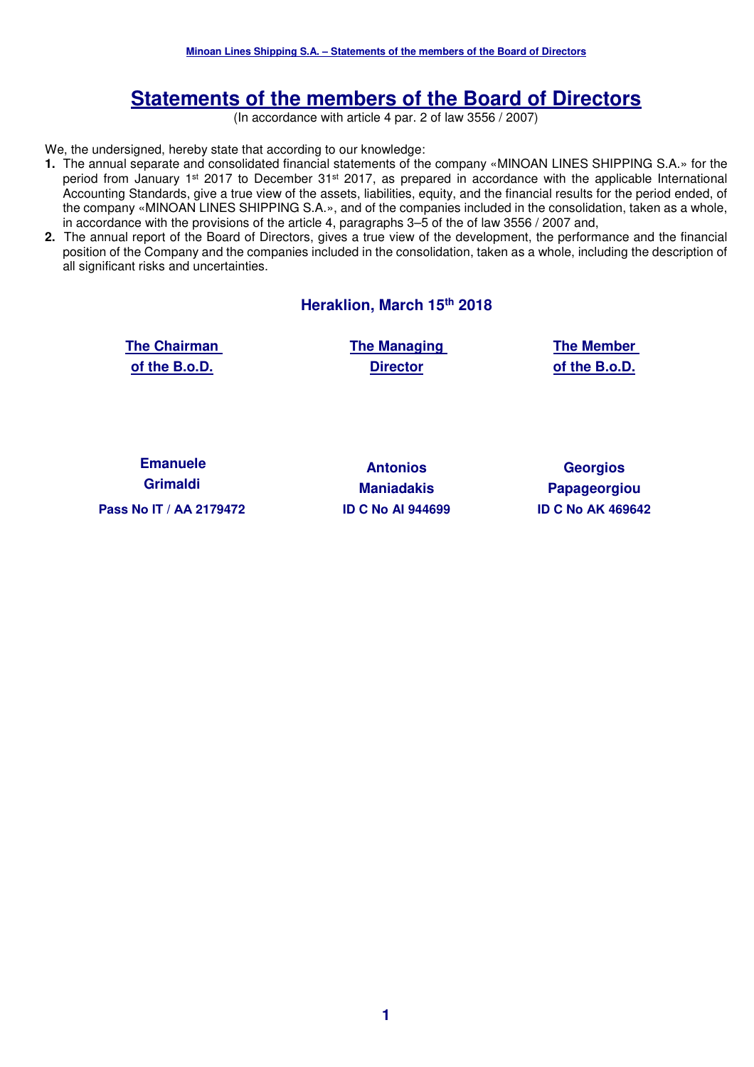# Statements of the members of the Board of Directors

(In accordance with article 4 par. 2 of law 3556 / 2007)

We, the undersigned, hereby state that according to our knowledge:

1. The annual separate and consolidated financial statements of the company «MINOAN LINES SHIPPING S.A.» for the period from January 1st 2017 to December 31st 2017, as prepared in accordance with the applicable International Accounting Standards, give a true view of the assets, liabilities, equity, and the financial results for the period ended, of the company «MINOAN LINES SHIPPING S.A.», and of the companies included in the consolidation, taken as a whole, in accordance with the provisions of the article 4, paragraphs 3–5 of the of law 3556 / 2007 and,
2. The annual report of the Board of Directors, gives a true view of the development, the performance and the financial position of the Company and the companies included in the consolidation, taken as a whole, including the description of all significant risks and uncertainties.

**Heraklion, March 15th 2018**

| The Chairman of the B.o.D. | The Managing Director | The Member of the B.o.D. |
|---|---|---|
| **Emanuele Grimaldi** | **Antonios Maniadakis** | **Georgios Papageorgiou** |
| **Pass No IT / AA 2179472** | **ID C No AI 944699** | **ID C No AK 469642** |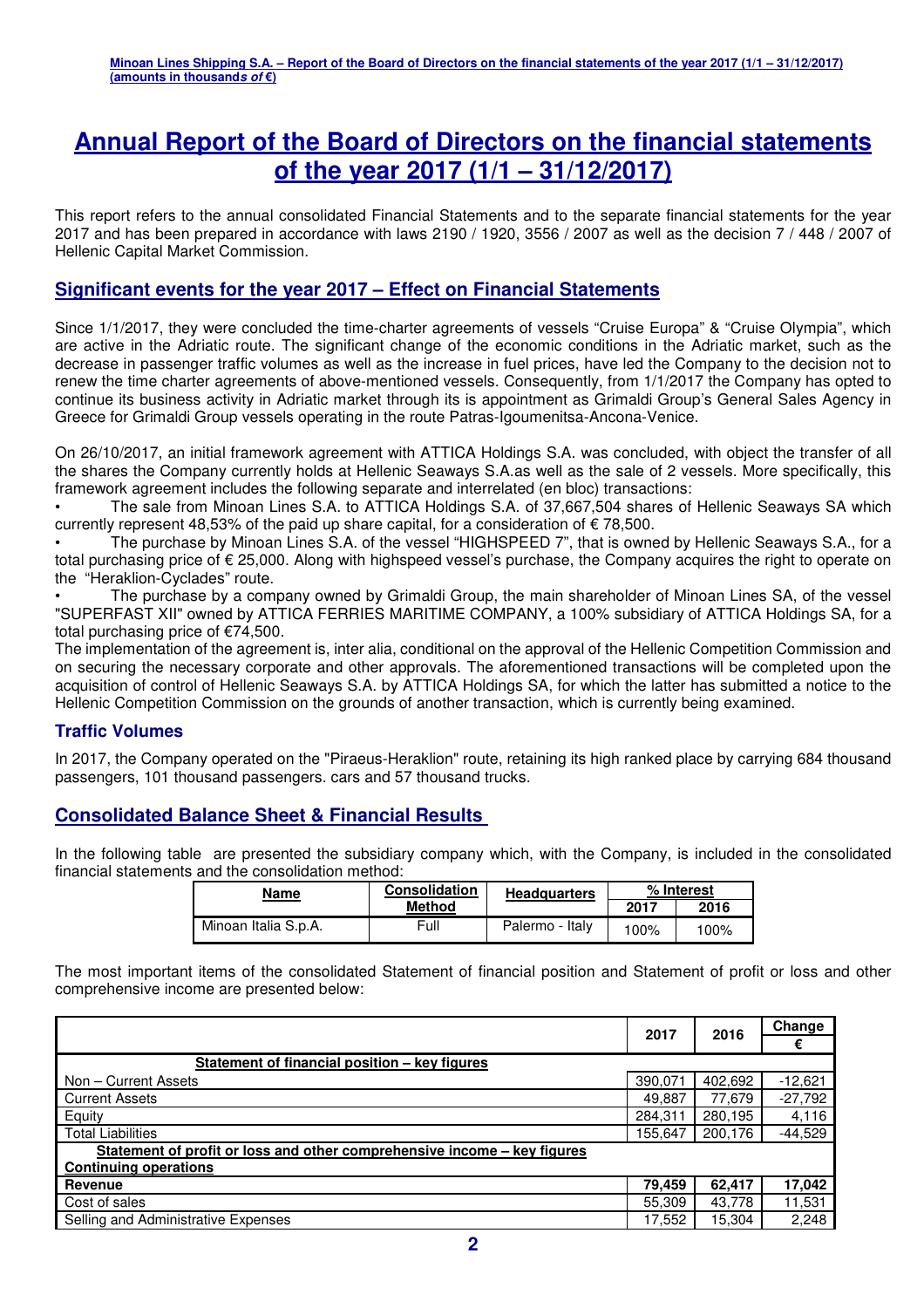# Annual Report of the Board of Directors on the financial statements of the year 2017 (1/1 – 31/12/2017)

This report refers to the annual consolidated Financial Statements and to the separate financial statements for the year 2017 and has been prepared in accordance with laws 2190 / 1920, 3556 / 2007 as well as the decision 7 / 448 / 2007 of Hellenic Capital Market Commission.

## Significant events for the year 2017 – Effect on Financial Statements

Since 1/1/2017, they were concluded the time-charter agreements of vessels "Cruise Europa" & "Cruise Olympia", which are active in the Adriatic route. The significant change of the economic conditions in the Adriatic market, such as the decrease in passenger traffic volumes as well as the increase in fuel prices, have led the Company to the decision not to renew the time charter agreements of above-mentioned vessels. Consequently, from 1/1/2017 the Company has opted to continue its business activity in Adriatic market through its is appointment as Grimaldi Group's General Sales Agency in Greece for Grimaldi Group vessels operating in the route Patras-Igoumenitsa-Ancona-Venice.

On 26/10/2017, an initial framework agreement with ATTICA Holdings S.A. was concluded, with object the transfer of all the shares the Company currently holds at Hellenic Seaways S.A.as well as the sale of 2 vessels. More specifically, this framework agreement includes the following separate and interrelated (en bloc) transactions:

- The sale from Minoan Lines S.A. to ATTICA Holdings S.A. of 37,667,504 shares of Hellenic Seaways SA which currently represent 48,53% of the paid up share capital, for a consideration of € 78,500.
- The purchase by Minoan Lines S.A. of the vessel "HIGHSPEED 7", that is owned by Hellenic Seaways S.A., for a total purchasing price of € 25,000. Along with highspeed vessel's purchase, the Company acquires the right to operate on the "Heraklion-Cyclades" route.
- The purchase by a company owned by Grimaldi Group, the main shareholder of Minoan Lines SA, of the vessel "SUPERFAST XII" owned by ATTICA FERRIES MARITIME COMPANY, a 100% subsidiary of ATTICA Holdings SA, for a total purchasing price of €74,500.

The implementation of the agreement is, inter alia, conditional on the approval of the Hellenic Competition Commission and on securing the necessary corporate and other approvals. The aforementioned transactions will be completed upon the acquisition of control of Hellenic Seaways S.A. by ATTICA Holdings SA, for which the latter has submitted a notice to the Hellenic Competition Commission on the grounds of another transaction, which is currently being examined.

### Traffic Volumes

In 2017, the Company operated on the "Piraeus-Heraklion" route, retaining its high ranked place by carrying 684 thousand passengers, 101 thousand passengers. cars and 57 thousand trucks.

## Consolidated Balance Sheet & Financial Results

In the following table are presented the subsidiary company which, with the Company, is included in the consolidated financial statements and the consolidation method:

| Name | Consolidation Method | Headquarters | % Interest | |
|---|---|---|---|---|
| | | | 2017 | 2016 |
| Minoan Italia S.p.A. | Full | Palermo - Italy | 100% | 100% |

The most important items of the consolidated Statement of financial position and Statement of profit or loss and other comprehensive income are presented below:

| | 2017 | 2016 | Change € |
|---|---|---|---|
| **Statement of financial position – key figures** | | | |
| Non – Current Assets | 390,071 | 402,692 | -12,621 |
| Current Assets | 49,887 | 77,679 | -27,792 |
| Equity | 284,311 | 280,195 | 4,116 |
| Total Liabilities | 155,647 | 200,176 | -44,529 |
| **Statement of profit or loss and other comprehensive income – key figures** | | | |
| **Continuing operations** | | | |
| **Revenue** | **79,459** | **62,417** | **17,042** |
| Cost of sales | 55,309 | 43,778 | 11,531 |
| Selling and Administrative Expenses | 17,552 | 15,304 | 2,248 |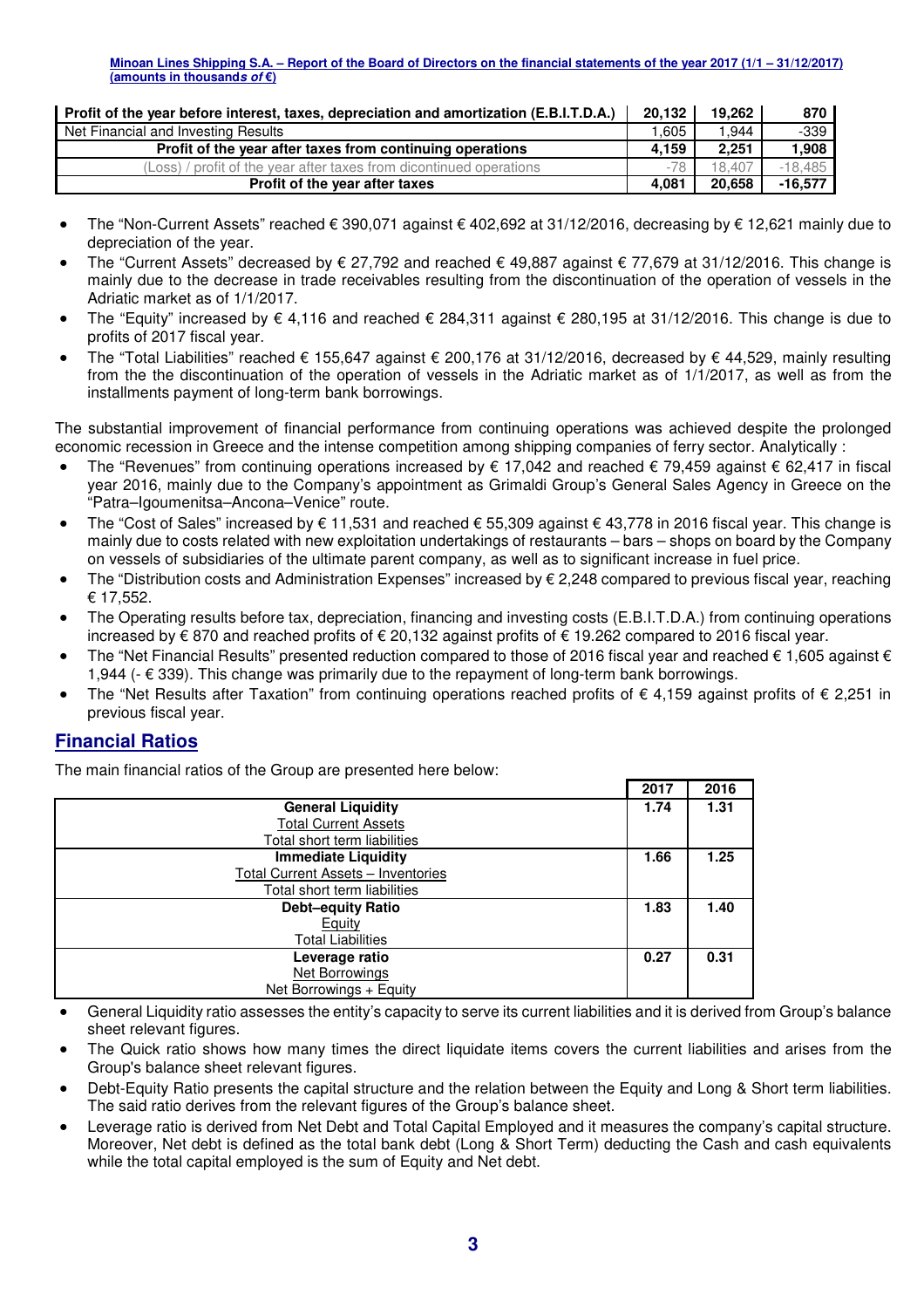| Profit of the year before interest, taxes, depreciation and amortization (E.B.I.T.D.A.) | 20,132 | 19,262 | 870 |
|---|---|---|---|
| Net Financial and Investing Results | 1,605 | 1,944 | -339 |
| Profit of the year after taxes from continuing operations | 4,159 | 2,251 | 1,908 |
| (Loss) / profit of the year after taxes from dicontinued operations | -78 | 18,407 | -18,485 |
| Profit of the year after taxes | 4,081 | 20,658 | -16,577 |

- The "Non-Current Assets" reached € 390,071 against € 402,692 at 31/12/2016, decreasing by € 12,621 mainly due to depreciation of the year.
- The "Current Assets" decreased by € 27,792 and reached € 49,887 against € 77,679 at 31/12/2016. This change is mainly due to the decrease in trade receivables resulting from the discontinuation of the operation of vessels in the Adriatic market as of 1/1/2017.
- The "Equity" increased by € 4,116 and reached € 284,311 against € 280,195 at 31/12/2016. This change is due to profits of 2017 fiscal year.
- The "Total Liabilities" reached € 155,647 against € 200,176 at 31/12/2016, decreased by € 44,529, mainly resulting from the the discontinuation of the operation of vessels in the Adriatic market as of 1/1/2017, as well as from the installments payment of long-term bank borrowings.

The substantial improvement of financial performance from continuing operations was achieved despite the prolonged economic recession in Greece and the intense competition among shipping companies of ferry sector. Analytically :

- The "Revenues" from continuing operations increased by € 17,042 and reached € 79,459 against € 62,417 in fiscal year 2016, mainly due to the Company's appointment as Grimaldi Group's General Sales Agency in Greece on the "Patra–Igoumenitsa–Ancona–Venice" route.
- The "Cost of Sales" increased by € 11,531 and reached € 55,309 against € 43,778 in 2016 fiscal year. This change is mainly due to costs related with new exploitation undertakings of restaurants – bars – shops on board by the Company on vessels of subsidiaries of the ultimate parent company, as well as to significant increase in fuel price.
- The "Distribution costs and Administration Expenses" increased by € 2,248 compared to previous fiscal year, reaching € 17,552.
- The Operating results before tax, depreciation, financing and investing costs (E.B.I.T.D.A.) from continuing operations increased by € 870 and reached profits of € 20,132 against profits of € 19.262 compared to 2016 fiscal year.
- The "Net Financial Results" presented reduction compared to those of 2016 fiscal year and reached € 1,605 against € 1,944 (- € 339). This change was primarily due to the repayment of long-term bank borrowings.
- The "Net Results after Taxation" from continuing operations reached profits of € 4,159 against profits of € 2,251 in previous fiscal year.

## Financial Ratios

The main financial ratios of the Group are presented here below:

| | 2017 | 2016 |
|---|---|---|
| **General Liquidity**<br>Total Current Assets<br>Total short term liabilities | 1.74 | 1.31 |
| **Immediate Liquidity**<br>Total Current Assets – Inventories<br>Total short term liabilities | 1.66 | 1.25 |
| **Debt–equity Ratio**<br>Equity<br>Total Liabilities | 1.83 | 1.40 |
| **Leverage ratio**<br>Net Borrowings<br>Net Borrowings + Equity | 0.27 | 0.31 |

- General Liquidity ratio assesses the entity's capacity to serve its current liabilities and it is derived from Group's balance sheet relevant figures.
- The Quick ratio shows how many times the direct liquidate items covers the current liabilities and arises from the Group's balance sheet relevant figures.
- Debt-Equity Ratio presents the capital structure and the relation between the Equity and Long & Short term liabilities. The said ratio derives from the relevant figures of the Group's balance sheet.
- Leverage ratio is derived from Net Debt and Total Capital Employed and it measures the company's capital structure. Moreover, Net debt is defined as the total bank debt (Long & Short Term) deducting the Cash and cash equivalents while the total capital employed is the sum of Equity and Net debt.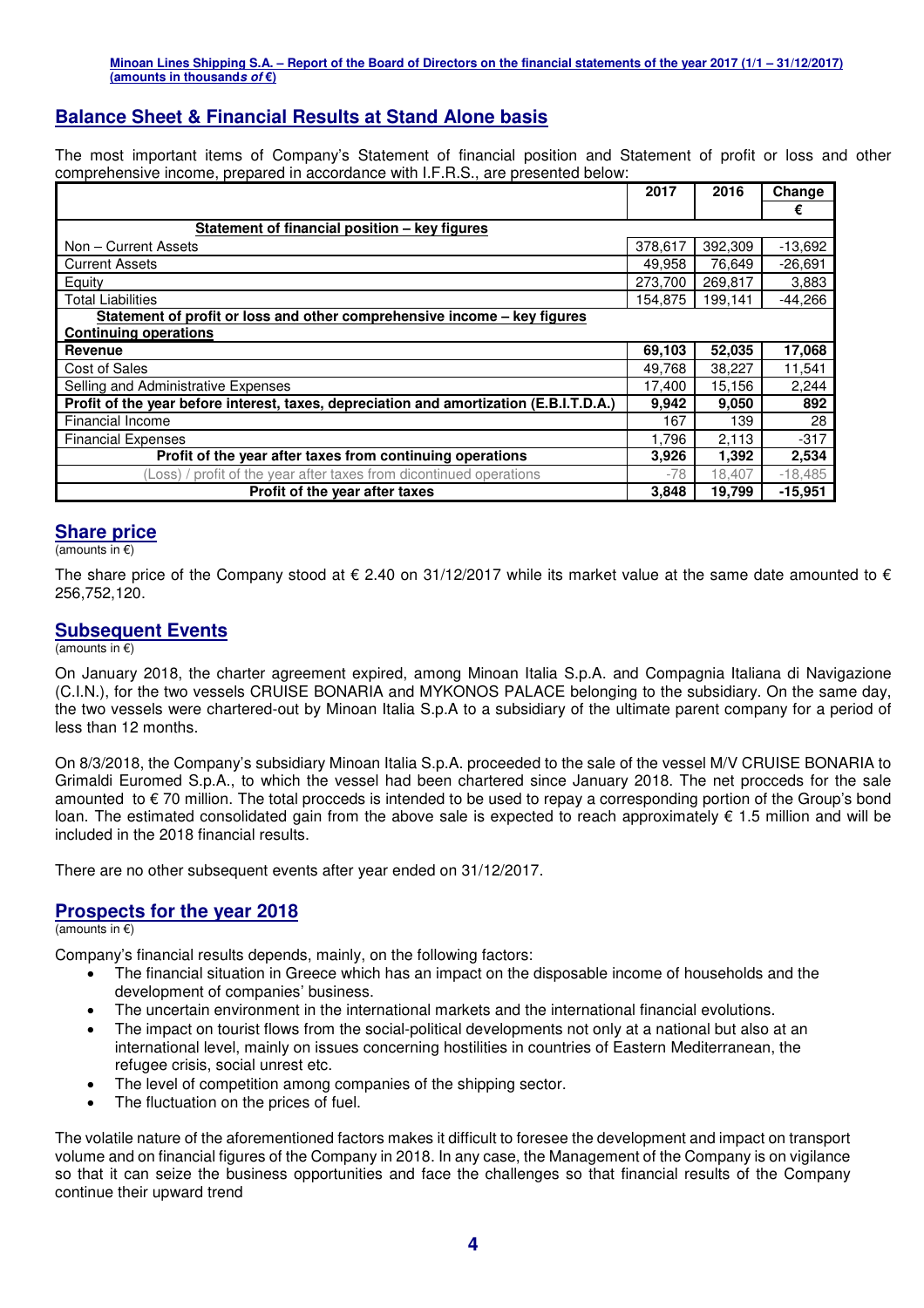## Balance Sheet & Financial Results at Stand Alone basis

The most important items of Company's Statement of financial position and Statement of profit or loss and other comprehensive income, prepared in accordance with I.F.R.S., are presented below:

| | 2017 | 2016 | Change |
|---|---|---|---|
| | | | € |
| **Statement of financial position – key figures** | | | |
| Non – Current Assets | 378,617 | 392,309 | -13,692 |
| Current Assets | 49,958 | 76,649 | -26,691 |
| Equity | 273,700 | 269,817 | 3,883 |
| Total Liabilities | 154,875 | 199,141 | -44,266 |
| **Statement of profit or loss and other comprehensive income – key figures** | | | |
| **Continuing operations** | | | |
| **Revenue** | **69,103** | **52,035** | **17,068** |
| Cost of Sales | 49,768 | 38,227 | 11,541 |
| Selling and Administrative Expenses | 17,400 | 15,156 | 2,244 |
| **Profit of the year before interest, taxes, depreciation and amortization (E.B.I.T.D.A.)** | **9,942** | **9,050** | **892** |
| Financial Income | 167 | 139 | 28 |
| Financial Expenses | 1,796 | 2,113 | -317 |
| **Profit of the year after taxes from continuing operations** | **3,926** | **1,392** | **2,534** |
| (Loss) / profit of the year after taxes from dicontinued operations | -78 | 18,407 | -18,485 |
| **Profit of the year after taxes** | **3,848** | **19,799** | **-15,951** |

## Share price

(amounts in €)

The share price of the Company stood at € 2.40 on 31/12/2017 while its market value at the same date amounted to € 256,752,120.

## Subsequent Events

(amounts in €)

On January 2018, the charter agreement expired, among Minoan Italia S.p.A. and Compagnia Italiana di Navigazione (C.I.N.), for the two vessels CRUISE BONARIA and MYKONOS PALACE belonging to the subsidiary. On the same day, the two vessels were chartered-out by Minoan Italia S.p.A to a subsidiary of the ultimate parent company for a period of less than 12 months.

On 8/3/2018, the Company's subsidiary Minoan Italia S.p.A. proceeded to the sale of the vessel M/V CRUISE BONARIA to Grimaldi Euromed S.p.A., to which the vessel had been chartered since January 2018. The net procceds for the sale amounted to € 70 million. The total procceds is intended to be used to repay a corresponding portion of the Group's bond loan. The estimated consolidated gain from the above sale is expected to reach approximately € 1.5 million and will be included in the 2018 financial results.

There are no other subsequent events after year ended on 31/12/2017.

## Prospects for the year 2018

(amounts in €)

Company's financial results depends, mainly, on the following factors:

- The financial situation in Greece which has an impact on the disposable income of households and the development of companies' business.
- The uncertain environment in the international markets and the international financial evolutions.
- The impact on tourist flows from the social-political developments not only at a national but also at an international level, mainly on issues concerning hostilities in countries of Eastern Mediterranean, the refugee crisis, social unrest etc.
- The level of competition among companies of the shipping sector.
- The fluctuation on the prices of fuel.

The volatile nature of the aforementioned factors makes it difficult to foresee the development and impact on transport volume and on financial figures of the Company in 2018. In any case, the Management of the Company is on vigilance so that it can seize the business opportunities and face the challenges so that financial results of the Company continue their upward trend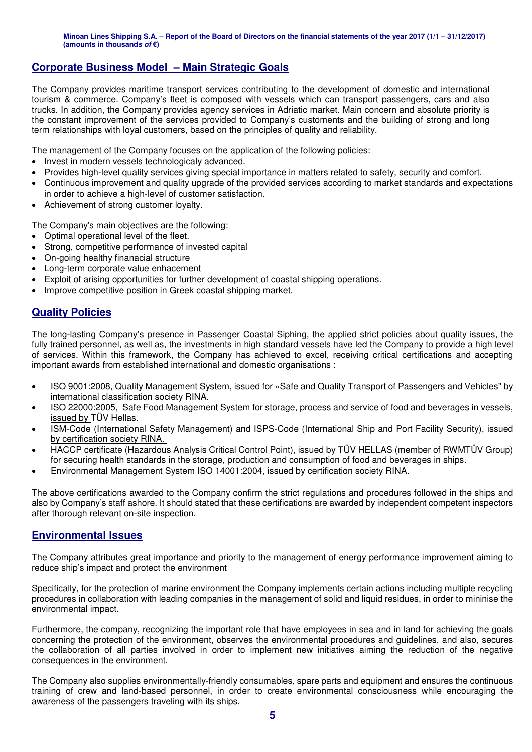## Corporate Business Model – Main Strategic Goals

The Company provides maritime transport services contributing to the development of domestic and international tourism & commerce. Company's fleet is composed with vessels which can transport passengers, cars and also trucks. In addition, the Company provides agency services in Adriatic market. Main concern and absolute priority is the constant improvement of the services provided to Company's customents and the building of strong and long term relationships with loyal customers, based on the principles of quality and reliability.

The management of the Company focuses on the application of the following policies:

- Invest in modern vessels technologicaly advanced.
- Provides high-level quality services giving special importance in matters related to safety, security and comfort.
- Continuous improvement and quality upgrade of the provided services according to market standards and expectations in order to achieve a high-level of customer satisfaction.
- Achievement of strong customer loyalty.

The Company's main objectives are the following:

- Optimal operational level of the fleet.
- Strong, competitive performance of invested capital
- On-going healthy finanacial structure
- Long-term corporate value enhacement
- Exploit of arising opportunities for further development of coastal shipping operations.
- Improve competitive position in Greek coastal shipping market.

## Quality Policies

The long-lasting Company's presence in Passenger Coastal Siphing, the applied strict policies about quality issues, the fully trained personnel, as well as, the investments in high standard vessels have led the Company to provide a high level of services. Within this framework, the Company has achieved to excel, receiving critical certifications and accepting important awards from established international and domestic organisations :

- ISO 9001:2008, Quality Management System, issued for «Safe and Quality Transport of Passengers and Vehicles" by international classification society RINA.
- ISO 22000:2005, Safe Food Management System for storage, process and service of food and beverages in vessels, issued by TÜV Hellas.
- ISM-Code (International Safety Management) and ISPS-Code (International Ship and Port Facility Security), issued by certification society RINA.
- HACCP certificate (Hazardous Analysis Critical Control Point), issued by TÜV HELLAS (member of RWMTÜV Group) for securing health standards in the storage, production and consumption of food and beverages in ships.
- Environmental Management System ISO 14001:2004, issued by certification society RINA.

The above certifications awarded to the Company confirm the strict regulations and procedures followed in the ships and also by Company's staff ashore. It should stated that these certifications are awarded by independent competent inspectors after thorough relevant on-site inspection.

## Environmental Issues

The Company attributes great importance and priority to the management of energy performance improvement aiming to reduce ship's impact and protect the environment

Specifically, for the protection of marine environment the Company implements certain actions including multiple recycling procedures in collaboration with leading companies in the management of solid and liquid residues, in order to mininise the environmental impact.

Furthermore, the company, recognizing the important role that have employees in sea and in land for achieving the goals concerning the protection of the environment, observes the environmental procedures and guidelines, and also, secures the collaboration of all parties involved in order to implement new initiatives aiming the reduction of the negative consequences in the environment.

The Company also supplies environmentally-friendly consumables, spare parts and equipment and ensures the continuous training of crew and land-based personnel, in order to create environmental consciousness while encouraging the awareness of the passengers traveling with its ships.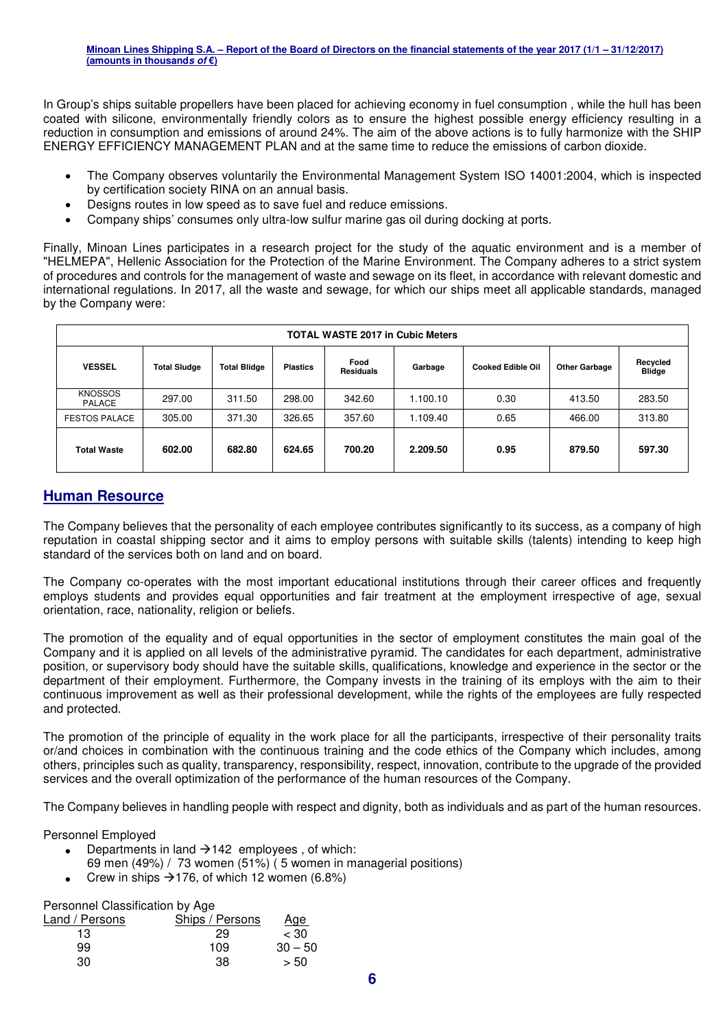In Group's ships suitable propellers have been placed for achieving economy in fuel consumption , while the hull has been coated with silicone, environmentally friendly colors as to ensure the highest possible energy efficiency resulting in a reduction in consumption and emissions of around 24%. The aim of the above actions is to fully harmonize with the SHIP ENERGY EFFICIENCY MANAGEMENT PLAN and at the same time to reduce the emissions of carbon dioxide.

- The Company observes voluntarily the Environmental Management System ISO 14001:2004, which is inspected by certification society RINA on an annual basis.
- Designs routes in low speed as to save fuel and reduce emissions.
- Company ships' consumes only ultra-low sulfur marine gas oil during docking at ports.

Finally, Minoan Lines participates in a research project for the study of the aquatic environment and is a member of "HELMEPA", Hellenic Association for the Protection of the Marine Environment. The Company adheres to a strict system of procedures and controls for the management of waste and sewage on its fleet, in accordance with relevant domestic and international regulations. In 2017, all the waste and sewage, for which our ships meet all applicable standards, managed by the Company were:

| TOTAL WASTE 2017 in Cubic Meters | | | | | | | | |
|---|---|---|---|---|---|---|---|---|
| **VESSEL** | **Total Sludge** | **Total Blidge** | **Plastics** | **Food Residuals** | **Garbage** | **Cooked Edible Oil** | **Other Garbage** | **Recycled Blidge** |
| KNOSSOS PALACE | 297.00 | 311.50 | 298.00 | 342.60 | 1.100.10 | 0.30 | 413.50 | 283.50 |
| FESTOS PALACE | 305.00 | 371.30 | 326.65 | 357.60 | 1.109.40 | 0.65 | 466.00 | 313.80 |
| **Total Waste** | **602.00** | **682.80** | **624.65** | **700.20** | **2.209.50** | **0.95** | **879.50** | **597.30** |

## Human Resource

The Company believes that the personality of each employee contributes significantly to its success, as a company of high reputation in coastal shipping sector and it aims to employ persons with suitable skills (talents) intending to keep high standard of the services both on land and on board.

The Company co-operates with the most important educational institutions through their career offices and frequently employs students and provides equal opportunities and fair treatment at the employment irrespective of age, sexual orientation, race, nationality, religion or beliefs.

The promotion of the equality and of equal opportunities in the sector of employment constitutes the main goal of the Company and it is applied on all levels of the administrative pyramid. The candidates for each department, administrative position, or supervisory body should have the suitable skills, qualifications, knowledge and experience in the sector or the department of their employment. Furthermore, the Company invests in the training of its employs with the aim to their continuous improvement as well as their professional development, while the rights of the employees are fully respected and protected.

The promotion of the principle of equality in the work place for all the participants, irrespective of their personality traits or/and choices in combination with the continuous training and the code ethics of the Company which includes, among others, principles such as quality, transparency, responsibility, respect, innovation, contribute to the upgrade of the provided services and the overall optimization of the performance of the human resources of the Company.

The Company believes in handling people with respect and dignity, both as individuals and as part of the human resources.

Personnel Employed

- Departments in land →142 employees , of which:
  69 men (49%) / 73 women (51%) ( 5 women in managerial positions)
- Crew in ships →176, of which 12 women (6.8%)

Personnel Classification by Age

| Land / Persons | Ships / Persons | Age |
|---|---|---|
| 13 | 29 | < 30 |
| 99 | 109 | 30 – 50 |
| 30 | 38 | > 50 |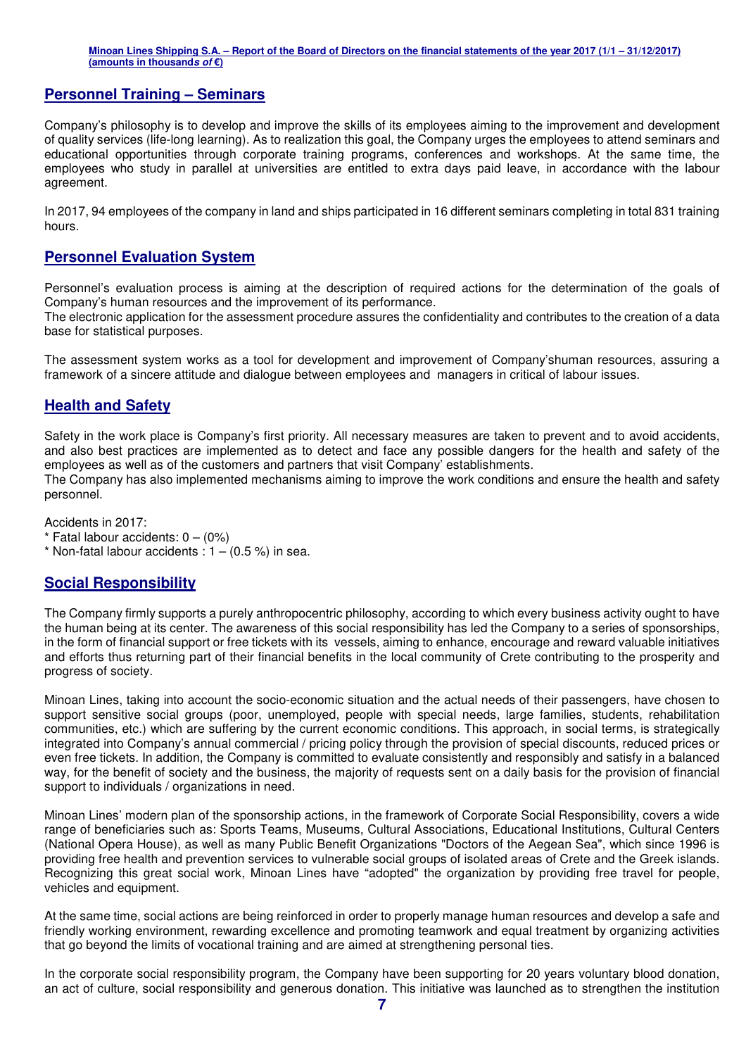## Personnel Training – Seminars

Company's philosophy is to develop and improve the skills of its employees aiming to the improvement and development of quality services (life-long learning). As to realization this goal, the Company urges the employees to attend seminars and educational opportunities through corporate training programs, conferences and workshops. At the same time, the employees who study in parallel at universities are entitled to extra days paid leave, in accordance with the labour agreement.

In 2017, 94 employees of the company in land and ships participated in 16 different seminars completing in total 831 training hours.

## Personnel Evaluation System

Personnel's evaluation process is aiming at the description of required actions for the determination of the goals of Company's human resources and the improvement of its performance.
The electronic application for the assessment procedure assures the confidentiality and contributes to the creation of a data base for statistical purposes.

The assessment system works as a tool for development and improvement of Company'shuman resources, assuring a framework of a sincere attitude and dialogue between employees and managers in critical of labour issues.

## Health and Safety

Safety in the work place is Company's first priority. All necessary measures are taken to prevent and to avoid accidents, and also best practices are implemented as to detect and face any possible dangers for the health and safety of the employees as well as of the customers and partners that visit Company' establishments.
The Company has also implemented mechanisms aiming to improve the work conditions and ensure the health and safety personnel.

Accidents in 2017:
* Fatal labour accidents: 0 – (0%)
* Non-fatal labour accidents : 1 – (0.5 %) in sea.

## Social Responsibility

The Company firmly supports a purely anthropocentric philosophy, according to which every business activity ought to have the human being at its center. The awareness of this social responsibility has led the Company to a series of sponsorships, in the form of financial support or free tickets with its vessels, aiming to enhance, encourage and reward valuable initiatives and efforts thus returning part of their financial benefits in the local community of Crete contributing to the prosperity and progress of society.

Minoan Lines, taking into account the socio-economic situation and the actual needs of their passengers, have chosen to support sensitive social groups (poor, unemployed, people with special needs, large families, students, rehabilitation communities, etc.) which are suffering by the current economic conditions. This approach, in social terms, is strategically integrated into Company's annual commercial / pricing policy through the provision of special discounts, reduced prices or even free tickets. In addition, the Company is committed to evaluate consistently and responsibly and satisfy in a balanced way, for the benefit of society and the business, the majority of requests sent on a daily basis for the provision of financial support to individuals / organizations in need.

Minoan Lines' modern plan of the sponsorship actions, in the framework of Corporate Social Responsibility, covers a wide range of beneficiaries such as: Sports Teams, Museums, Cultural Associations, Educational Institutions, Cultural Centers (National Opera House), as well as many Public Benefit Organizations "Doctors of the Aegean Sea", which since 1996 is providing free health and prevention services to vulnerable social groups of isolated areas of Crete and the Greek islands. Recognizing this great social work, Minoan Lines have "adopted" the organization by providing free travel for people, vehicles and equipment.

At the same time, social actions are being reinforced in order to properly manage human resources and develop a safe and friendly working environment, rewarding excellence and promoting teamwork and equal treatment by organizing activities that go beyond the limits of vocational training and are aimed at strengthening personal ties.

In the corporate social responsibility program, the Company have been supporting for 20 years voluntary blood donation, an act of culture, social responsibility and generous donation. This initiative was launched as to strengthen the institution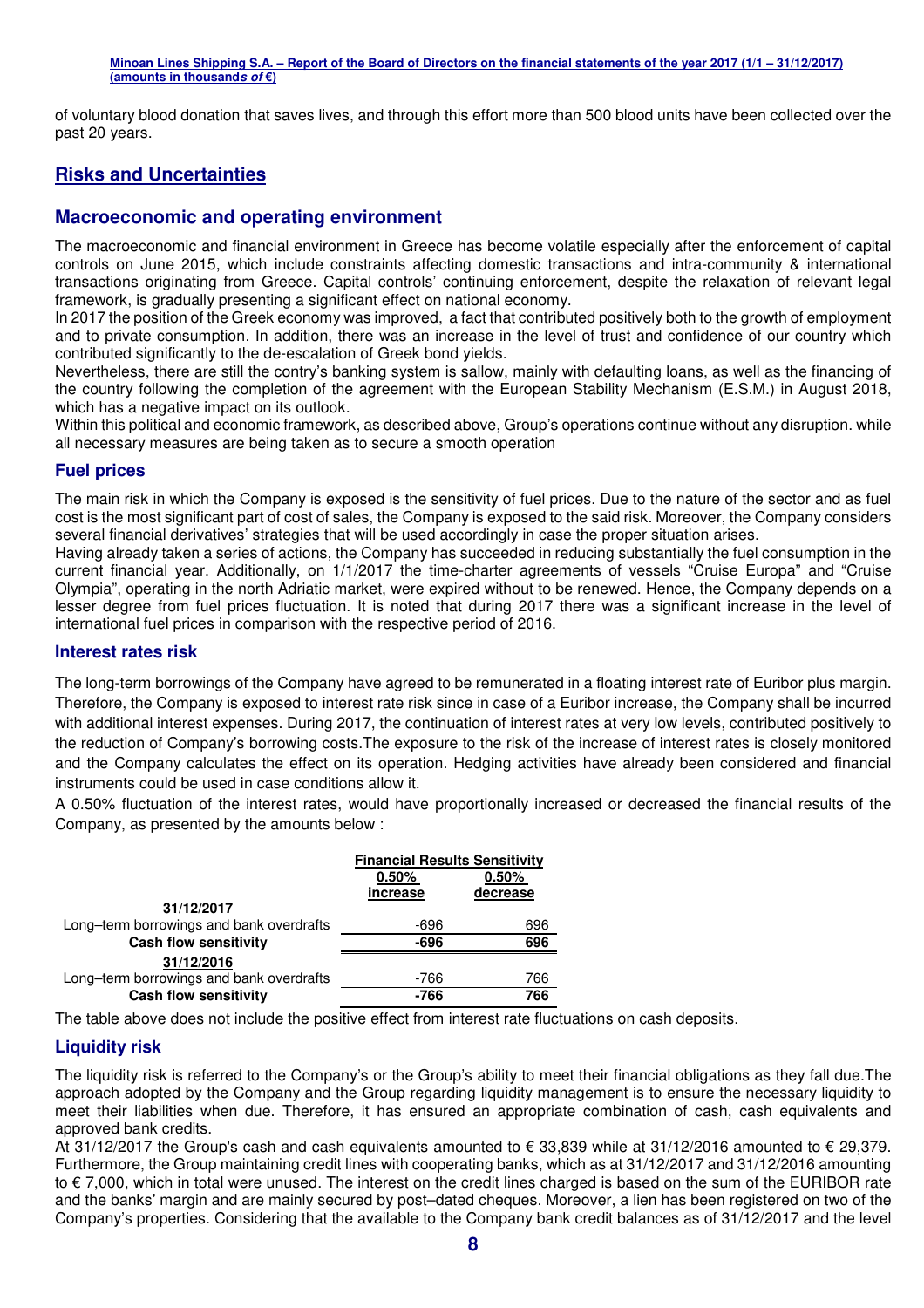of voluntary blood donation that saves lives, and through this effort more than 500 blood units have been collected over the past 20 years.

## Risks and Uncertainties

### Macroeconomic and operating environment

The macroeconomic and financial environment in Greece has become volatile especially after the enforcement of capital controls on June 2015, which include constraints affecting domestic transactions and intra-community & international transactions originating from Greece. Capital controls' continuing enforcement, despite the relaxation of relevant legal framework, is gradually presenting a significant effect on national economy.

In 2017 the position of the Greek economy was improved, a fact that contributed positively both to the growth of employment and to private consumption. In addition, there was an increase in the level of trust and confidence of our country which contributed significantly to the de-escalation of Greek bond yields.

Nevertheless, there are still the contry's banking system is sallow, mainly with defaulting loans, as well as the financing of the country following the completion of the agreement with the European Stability Mechanism (E.S.M.) in August 2018, which has a negative impact on its outlook.

Within this political and economic framework, as described above, Group's operations continue without any disruption. while all necessary measures are being taken as to secure a smooth operation

#### Fuel prices

The main risk in which the Company is exposed is the sensitivity of fuel prices. Due to the nature of the sector and as fuel cost is the most significant part of cost of sales, the Company is exposed to the said risk. Moreover, the Company considers several financial derivatives' strategies that will be used accordingly in case the proper situation arises.

Having already taken a series of actions, the Company has succeeded in reducing substantially the fuel consumption in the current financial year. Additionally, on 1/1/2017 the time-charter agreements of vessels "Cruise Europa" and "Cruise Olympia", operating in the north Adriatic market, were expired without to be renewed. Hence, the Company depends on a lesser degree from fuel prices fluctuation. It is noted that during 2017 there was a significant increase in the level of international fuel prices in comparison with the respective period of 2016.

#### Interest rates risk

The long-term borrowings of the Company have agreed to be remunerated in a floating interest rate of Euribor plus margin. Therefore, the Company is exposed to interest rate risk since in case of a Euribor increase, the Company shall be incurred with additional interest expenses. During 2017, the continuation of interest rates at very low levels, contributed positively to the reduction of Company's borrowing costs.The exposure to the risk of the increase of interest rates is closely monitored and the Company calculates the effect on its operation. Hedging activities have already been considered and financial instruments could be used in case conditions allow it.

A 0.50% fluctuation of the interest rates, would have proportionally increased or decreased the financial results of the Company, as presented by the amounts below :

| | Financial Results Sensitivity | |
|---|---|---|
| | 0.50% increase | 0.50% decrease |
| **31/12/2017** | | |
| Long–term borrowings and bank overdrafts | -696 | 696 |
| **Cash flow sensitivity** | **-696** | **696** |
| **31/12/2016** | | |
| Long–term borrowings and bank overdrafts | -766 | 766 |
| **Cash flow sensitivity** | **-766** | **766** |

The table above does not include the positive effect from interest rate fluctuations on cash deposits.

#### Liquidity risk

The liquidity risk is referred to the Company's or the Group's ability to meet their financial obligations as they fall due.The approach adopted by the Company and the Group regarding liquidity management is to ensure the necessary liquidity to meet their liabilities when due. Therefore, it has ensured an appropriate combination of cash, cash equivalents and approved bank credits.

At 31/12/2017 the Group's cash and cash equivalents amounted to € 33,839 while at 31/12/2016 amounted to € 29,379. Furthermore, the Group maintaining credit lines with cooperating banks, which as at 31/12/2017 and 31/12/2016 amounting to € 7,000, which in total were unused. The interest on the credit lines charged is based on the sum of the EURIBOR rate and the banks' margin and are mainly secured by post–dated cheques. Moreover, a lien has been registered on two of the Company's properties. Considering that the available to the Company bank credit balances as of 31/12/2017 and the level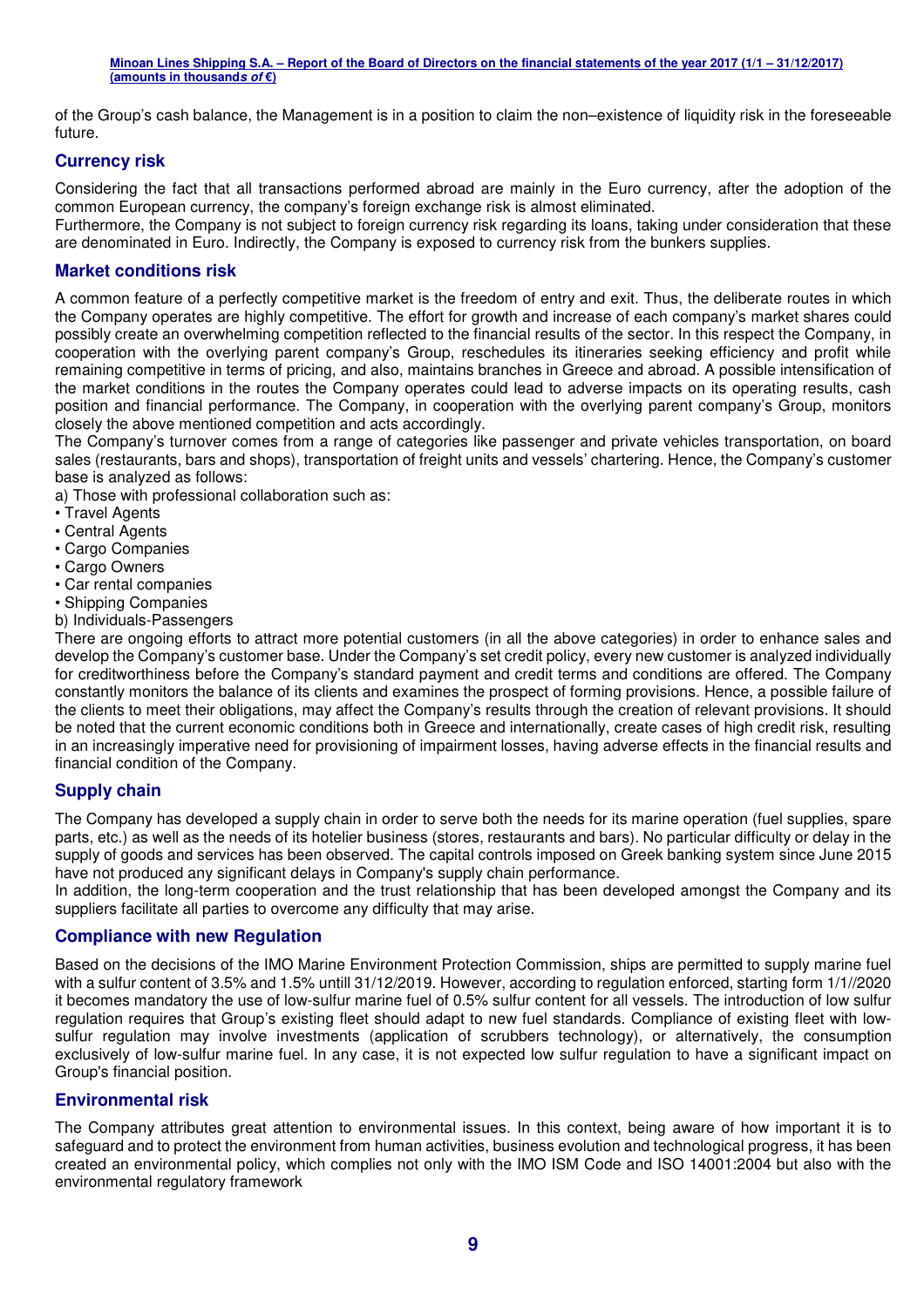of the Group's cash balance, the Management is in a position to claim the non–existence of liquidity risk in the foreseeable future.

## Currency risk

Considering the fact that all transactions performed abroad are mainly in the Euro currency, after the adoption of the common European currency, the company's foreign exchange risk is almost eliminated.
Furthermore, the Company is not subject to foreign currency risk regarding its loans, taking under consideration that these are denominated in Euro. Indirectly, the Company is exposed to currency risk from the bunkers supplies.

## Market conditions risk

A common feature of a perfectly competitive market is the freedom of entry and exit. Thus, the deliberate routes in which the Company operates are highly competitive. The effort for growth and increase of each company's market shares could possibly create an overwhelming competition reflected to the financial results of the sector. In this respect the Company, in cooperation with the overlying parent company's Group, reschedules its itineraries seeking efficiency and profit while remaining competitive in terms of pricing, and also, maintains branches in Greece and abroad. A possible intensification of the market conditions in the routes the Company operates could lead to adverse impacts on its operating results, cash position and financial performance. The Company, in cooperation with the overlying parent company's Group, monitors closely the above mentioned competition and acts accordingly.
The Company's turnover comes from a range of categories like passenger and private vehicles transportation, on board sales (restaurants, bars and shops), transportation of freight units and vessels' chartering. Hence, the Company's customer base is analyzed as follows:
a) Those with professional collaboration such as:
- Travel Agents
- Central Agents
- Cargo Companies
- Cargo Owners
- Car rental companies
- Shipping Companies

b) Individuals-Passengers
There are ongoing efforts to attract more potential customers (in all the above categories) in order to enhance sales and develop the Company's customer base. Under the Company's set credit policy, every new customer is analyzed individually for creditworthiness before the Company's standard payment and credit terms and conditions are offered. The Company constantly monitors the balance of its clients and examines the prospect of forming provisions. Hence, a possible failure of the clients to meet their obligations, may affect the Company's results through the creation of relevant provisions. It should be noted that the current economic conditions both in Greece and internationally, create cases of high credit risk, resulting in an increasingly imperative need for provisioning of impairment losses, having adverse effects in the financial results and financial condition of the Company.

## Supply chain

The Company has developed a supply chain in order to serve both the needs for its marine operation (fuel supplies, spare parts, etc.) as well as the needs of its hotelier business (stores, restaurants and bars). No particular difficulty or delay in the supply of goods and services has been observed. The capital controls imposed on Greek banking system since June 2015 have not produced any significant delays in Company's supply chain performance.
In addition, the long-term cooperation and the trust relationship that has been developed amongst the Company and its suppliers facilitate all parties to overcome any difficulty that may arise.

## Compliance with new Regulation

Based on the decisions of the IMO Marine Environment Protection Commission, ships are permitted to supply marine fuel with a sulfur content of 3.5% and 1.5% untill 31/12/2019. However, according to regulation enforced, starting form 1/1//2020 it becomes mandatory the use of low-sulfur marine fuel of 0.5% sulfur content for all vessels. The introduction of low sulfur regulation requires that Group's existing fleet should adapt to new fuel standards. Compliance of existing fleet with low-sulfur regulation may involve investments (application of scrubbers technology), or alternatively, the consumption exclusively of low-sulfur marine fuel. In any case, it is not expected low sulfur regulation to have a significant impact on Group's financial position.

## Environmental risk

The Company attributes great attention to environmental issues. In this context, being aware of how important it is to safeguard and to protect the environment from human activities, business evolution and technological progress, it has been created an environmental policy, which complies not only with the IMO ISM Code and ISO 14001:2004 but also with the environmental regulatory framework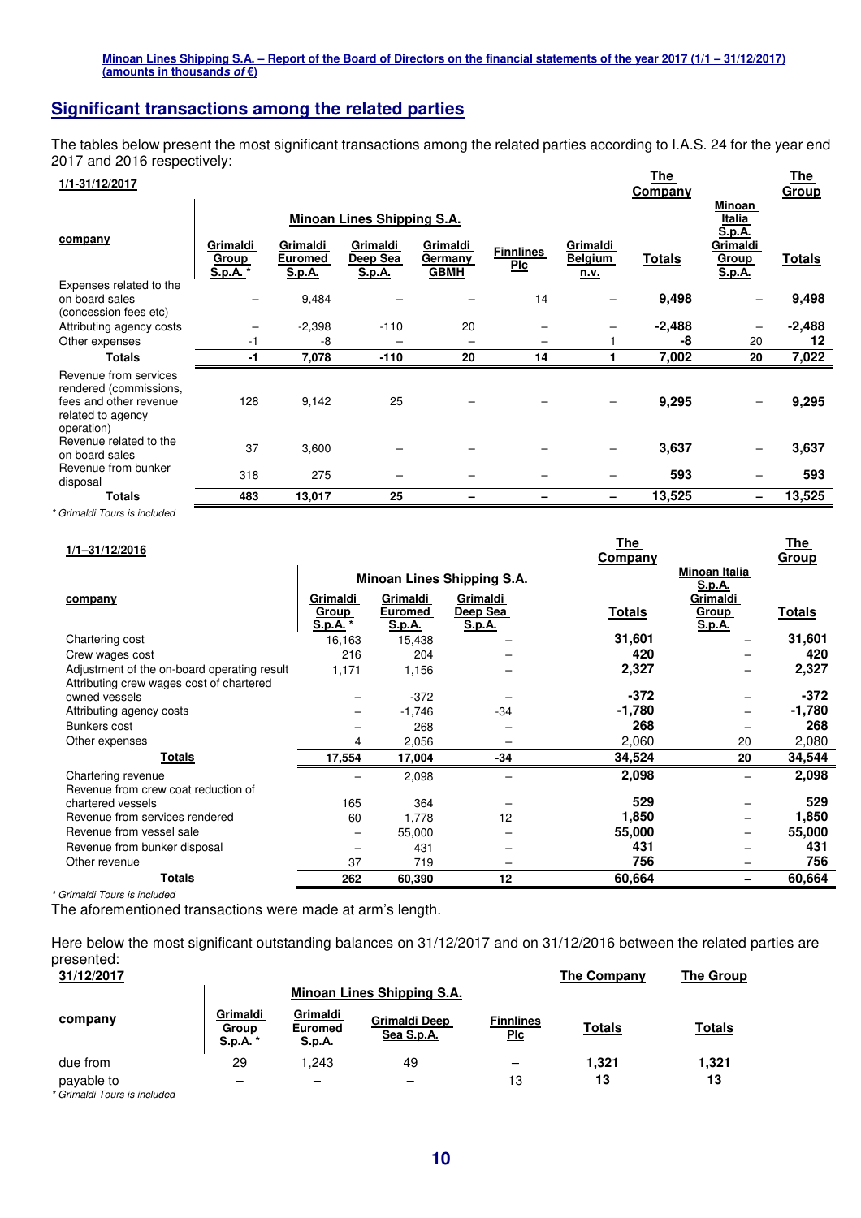## Significant transactions among the related parties

The tables below present the most significant transactions among the related parties according to I.A.S. 24 for the year end 2017 and 2016 respectively:

| 1/1-31/12/2017 | Minoan Lines Shipping S.A. | | | | | | The Company | | The Group |
|---|---|---|---|---|---|---|---|---|---|
| company | Grimaldi Group S.p.A. * | Grimaldi Euromed S.p.A. | Grimaldi Deep Sea S.p.A. | Grimaldi Germany GBMH | Finnlines Plc | Grimaldi Belgium n.v. | Totals | Minoan Italia S.p.A. Grimaldi Group S.p.A. | Totals |
| Expenses related to the on board sales (concession fees etc) | – | 9,484 | – | – | 14 | – | **9,498** | – | **9,498** |
| Attributing agency costs | – | -2,398 | -110 | 20 | – | – | **-2,488** | – | **-2,488** |
| Other expenses | -1 | -8 | – | – | – | 1 | **-8** | 20 | **12** |
| **Totals** | **-1** | **7,078** | **-110** | **20** | **14** | **1** | **7,002** | **20** | **7,022** |
| Revenue from services rendered (commissions, fees and other revenue related to agency operation) | 128 | 9,142 | 25 | – | – | – | **9,295** | – | **9,295** |
| Revenue related to the on board sales | 37 | 3,600 | – | – | – | – | **3,637** | – | **3,637** |
| Revenue from bunker disposal | 318 | 275 | – | – | – | – | **593** | – | **593** |
| **Totals** | **483** | **13,017** | **25** | **–** | **–** | **–** | **13,525** | **–** | **13,525** |

*\* Grimaldi Tours is included*

| 1/1–31/12/2016 | Minoan Lines Shipping S.A. | | | The Company | | The Group |
|---|---|---|---|---|---|---|
| company | Grimaldi Group S.p.A. * | Grimaldi Euromed S.p.A. | Grimaldi Deep Sea S.p.A. | Totals | Minoan Italia S.p.A. Grimaldi Group S.p.A. | Totals |
| Chartering cost | 16,163 | 15,438 | – | **31,601** | – | **31,601** |
| Crew wages cost | 216 | 204 | – | **420** | – | **420** |
| Adjustment of the on-board operating result | 1,171 | 1,156 | – | **2,327** | – | **2,327** |
| Attributing crew wages cost of chartered owned vessels | – | -372 | – | **-372** | – | **-372** |
| Attributing agency costs | – | -1,746 | -34 | **-1,780** | – | **-1,780** |
| Bunkers cost | – | 268 | – | **268** | – | **268** |
| Other expenses | 4 | 2,056 | – | 2,060 | 20 | 2,080 |
| **Totals** | **17,554** | **17,004** | **-34** | **34,524** | **20** | **34,544** |
| Chartering revenue | – | 2,098 | – | **2,098** | – | **2,098** |
| Revenue from crew coat reduction of chartered vessels | 165 | 364 | – | **529** | – | **529** |
| Revenue from services rendered | 60 | 1,778 | 12 | **1,850** | – | **1,850** |
| Revenue from vessel sale | – | 55,000 | – | **55,000** | – | **55,000** |
| Revenue from bunker disposal | – | 431 | – | **431** | – | **431** |
| Other revenue | 37 | 719 | – | **756** | – | **756** |
| **Totals** | **262** | **60,390** | **12** | **60,664** | **–** | **60,664** |

*\* Grimaldi Tours is included*

The aforementioned transactions were made at arm's length.

Here below the most significant outstanding balances on 31/12/2017 and on 31/12/2016 between the related parties are presented:

| 31/12/2017 | Minoan Lines Shipping S.A. | | | | The Company | The Group |
|---|---|---|---|---|---|---|
| company | Grimaldi Group S.p.A. * | Grimaldi Euromed S.p.A. | Grimaldi Deep Sea S.p.A. | Finnlines Plc | Totals | Totals |
| due from | 29 | 1,243 | 49 | – | **1,321** | **1,321** |
| payable to | – | – | – | 13 | **13** | **13** |

*\* Grimaldi Tours is included*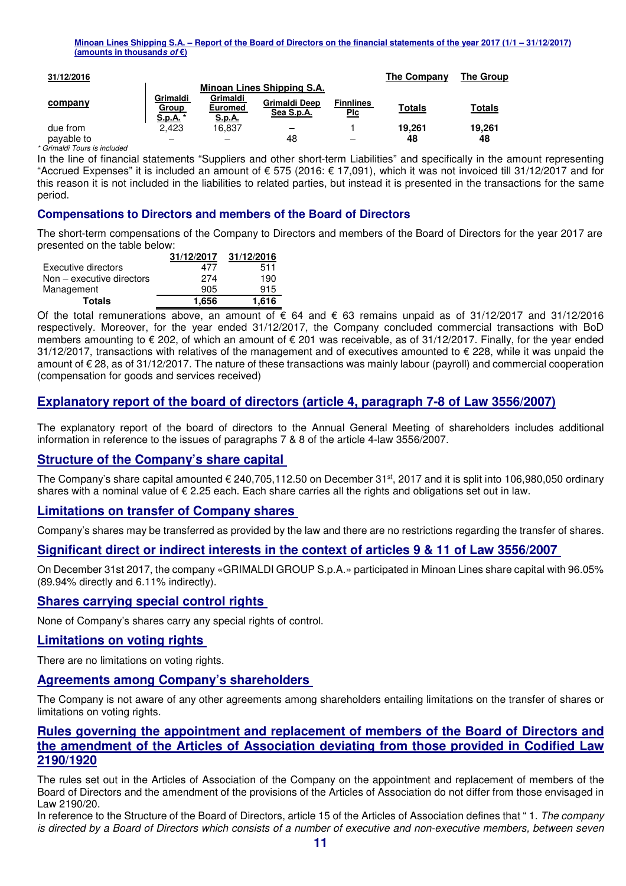**31/12/2016**

| company | Minoan Lines Shipping S.A. | | | | The Company | The Group |
|---|---|---|---|---|---|---|
| | Grimaldi Group S.p.A. * | Grimaldi Euromed S.p.A. | Grimaldi Deep Sea S.p.A. | Finnlines Plc | Totals | Totals |
| due from | 2,423 | 16,837 | – | 1 | **19,261** | **19,261** |
| payable to | – | – | 48 | – | **48** | **48** |

*\* Grimaldi Tours is included*

In the line of financial statements "Suppliers and other short-term Liabilities" and specifically in the amount representing "Accrued Expenses" it is included an amount of € 575 (2016: € 17,091), which it was not invoiced till 31/12/2017 and for this reason it is not included in the liabilities to related parties, but instead it is presented in the transactions for the same period.

### Compensations to Directors and members of the Board of Directors

The short-term compensations of the Company to Directors and members of the Board of Directors for the year 2017 are presented on the table below:

| | 31/12/2017 | 31/12/2016 |
|---|---|---|
| Executive directors | 477 | 511 |
| Non – executive directors | 274 | 190 |
| Management | 905 | 915 |
| **Totals** | **1,656** | **1,616** |

Of the total remunerations above, an amount of € 64 and € 63 remains unpaid as of 31/12/2017 and 31/12/2016 respectively. Moreover, for the year ended 31/12/2017, the Company concluded commercial transactions with BoD members amounting to € 202, of which an amount of € 201 was receivable, as of 31/12/2017. Finally, for the year ended 31/12/2017, transactions with relatives of the management and of executives amounted to € 228, while it was unpaid the amount of € 28, as of 31/12/2017. The nature of these transactions was mainly labour (payroll) and commercial cooperation (compensation for goods and services received)

## Explanatory report of the board of directors (article 4, paragraph 7-8 of Law 3556/2007)

The explanatory report of the board of directors to the Annual General Meeting of shareholders includes additional information in reference to the issues of paragraphs 7 & 8 of the article 4-law 3556/2007.

### Structure of the Company's share capital

The Company's share capital amounted € 240,705,112.50 on December 31st, 2017 and it is split into 106,980,050 ordinary shares with a nominal value of € 2.25 each. Each share carries all the rights and obligations set out in law.

### Limitations on transfer of Company shares

Company's shares may be transferred as provided by the law and there are no restrictions regarding the transfer of shares.

### Significant direct or indirect interests in the context of articles 9 & 11 of Law 3556/2007

On December 31st 2017, the company «GRIMALDI GROUP S.p.A.» participated in Minoan Lines share capital with 96.05% (89.94% directly and 6.11% indirectly).

### Shares carrying special control rights

None of Company's shares carry any special rights of control.

### Limitations on voting rights

There are no limitations on voting rights.

### Agreements among Company's shareholders

The Company is not aware of any other agreements among shareholders entailing limitations on the transfer of shares or limitations on voting rights.

### Rules governing the appointment and replacement of members of the Board of Directors and the amendment of the Articles of Association deviating from those provided in Codified Law 2190/1920

The rules set out in the Articles of Association of the Company on the appointment and replacement of members of the Board of Directors and the amendment of the provisions of the Articles of Association do not differ from those envisaged in Law 2190/20.

In reference to the Structure of the Board of Directors, article 15 of the Articles of Association defines that " 1. *The company is directed by a Board of Directors which consists of a number of executive and non-executive members, between seven*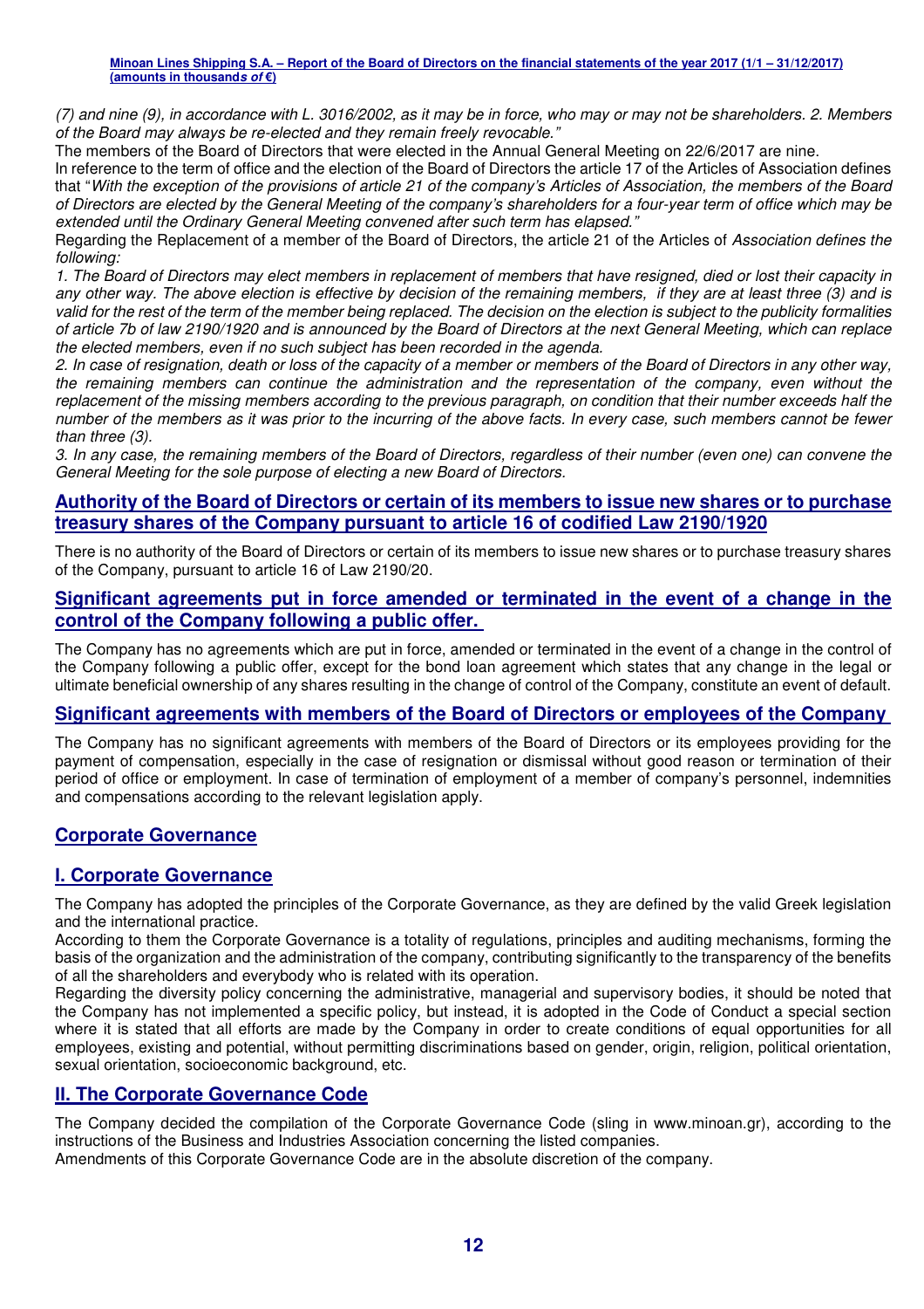*(7) and nine (9), in accordance with L. 3016/2002, as it may be in force, who may or may not be shareholders. 2. Members of the Board may always be re-elected and they remain freely revocable."*

The members of the Board of Directors that were elected in the Annual General Meeting on 22/6/2017 are nine.

In reference to the term of office and the election of the Board of Directors the article 17 of the Articles of Association defines that "*With the exception of the provisions of article 21 of the company's Articles of Association, the members of the Board of Directors are elected by the General Meeting of the company's shareholders for a four-year term of office which may be extended until the Ordinary General Meeting convened after such term has elapsed."*

Regarding the Replacement of a member of the Board of Directors, the article 21 of the Articles of *Association defines the following:*

*1. The Board of Directors may elect members in replacement of members that have resigned, died or lost their capacity in any other way. The above election is effective by decision of the remaining members, if they are at least three (3) and is valid for the rest of the term of the member being replaced. The decision on the election is subject to the publicity formalities of article 7b of law 2190/1920 and is announced by the Board of Directors at the next General Meeting, which can replace the elected members, even if no such subject has been recorded in the agenda.*

*2. In case of resignation, death or loss of the capacity of a member or members of the Board of Directors in any other way, the remaining members can continue the administration and the representation of the company, even without the replacement of the missing members according to the previous paragraph, on condition that their number exceeds half the number of the members as it was prior to the incurring of the above facts. In every case, such members cannot be fewer than three (3).*

*3. In any case, the remaining members of the Board of Directors, regardless of their number (even one) can convene the General Meeting for the sole purpose of electing a new Board of Directors.*

## Authority of the Board of Directors or certain of its members to issue new shares or to purchase treasury shares of the Company pursuant to article 16 of codified Law 2190/1920

There is no authority of the Board of Directors or certain of its members to issue new shares or to purchase treasury shares of the Company, pursuant to article 16 of Law 2190/20.

## Significant agreements put in force amended or terminated in the event of a change in the control of the Company following a public offer.

The Company has no agreements which are put in force, amended or terminated in the event of a change in the control of the Company following a public offer, except for the bond loan agreement which states that any change in the legal or ultimate beneficial ownership of any shares resulting in the change of control of the Company, constitute an event of default.

## Significant agreements with members of the Board of Directors or employees of the Company

The Company has no significant agreements with members of the Board of Directors or its employees providing for the payment of compensation, especially in the case of resignation or dismissal without good reason or termination of their period of office or employment. In case of termination of employment of a member of company's personnel, indemnities and compensations according to the relevant legislation apply.

## Corporate Governance

## I. Corporate Governance

The Company has adopted the principles of the Corporate Governance, as they are defined by the valid Greek legislation and the international practice.

According to them the Corporate Governance is a totality of regulations, principles and auditing mechanisms, forming the basis of the organization and the administration of the company, contributing significantly to the transparency of the benefits of all the shareholders and everybody who is related with its operation.

Regarding the diversity policy concerning the administrative, managerial and supervisory bodies, it should be noted that the Company has not implemented a specific policy, but instead, it is adopted in the Code of Conduct a special section where it is stated that all efforts are made by the Company in order to create conditions of equal opportunities for all employees, existing and potential, without permitting discriminations based on gender, origin, religion, political orientation, sexual orientation, socioeconomic background, etc.

## II. The Corporate Governance Code

The Company decided the compilation of the Corporate Governance Code (sling in www.minoan.gr), according to the instructions of the Business and Industries Association concerning the listed companies.

Amendments of this Corporate Governance Code are in the absolute discretion of the company.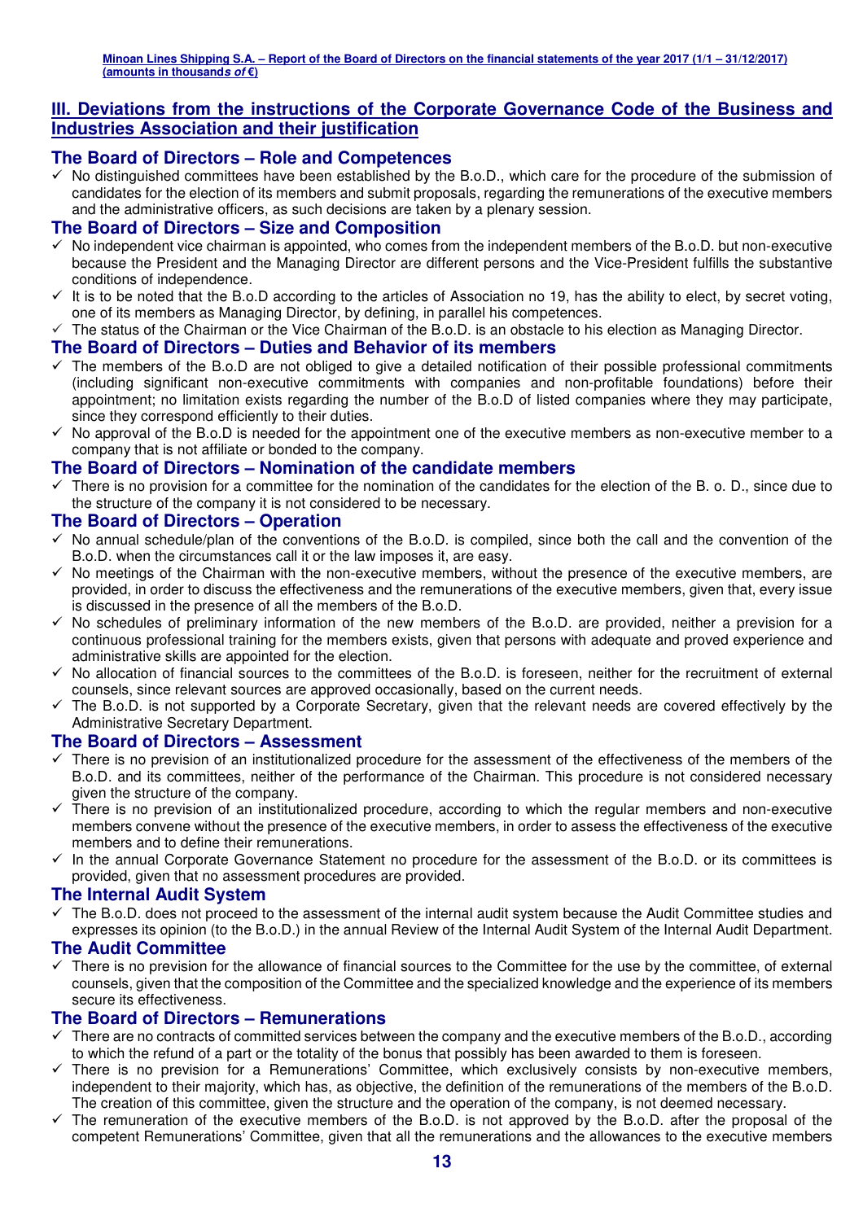## III. Deviations from the instructions of the Corporate Governance Code of the Business and Industries Association and their justification

### The Board of Directors – Role and Competences

- ✓ No distinguished committees have been established by the B.o.D., which care for the procedure of the submission of candidates for the election of its members and submit proposals, regarding the remunerations of the executive members and the administrative officers, as such decisions are taken by a plenary session.

### The Board of Directors – Size and Composition

- ✓ No independent vice chairman is appointed, who comes from the independent members of the B.o.D. but non-executive because the President and the Managing Director are different persons and the Vice-President fulfills the substantive conditions of independence.
- ✓ It is to be noted that the B.o.D according to the articles of Association no 19, has the ability to elect, by secret voting, one of its members as Managing Director, by defining, in parallel his competences.
- ✓ The status of the Chairman or the Vice Chairman of the B.o.D. is an obstacle to his election as Managing Director.

### The Board of Directors – Duties and Behavior of its members

- ✓ The members of the B.o.D are not obliged to give a detailed notification of their possible professional commitments (including significant non-executive commitments with companies and non-profitable foundations) before their appointment; no limitation exists regarding the number of the B.o.D of listed companies where they may participate, since they correspond efficiently to their duties.
- ✓ No approval of the B.o.D is needed for the appointment one of the executive members as non-executive member to a company that is not affiliate or bonded to the company.

### The Board of Directors – Nomination of the candidate members

- ✓ There is no provision for a committee for the nomination of the candidates for the election of the B. o. D., since due to the structure of the company it is not considered to be necessary.

### The Board of Directors – Operation

- ✓ No annual schedule/plan of the conventions of the B.o.D. is compiled, since both the call and the convention of the B.o.D. when the circumstances call it or the law imposes it, are easy.
- ✓ No meetings of the Chairman with the non-executive members, without the presence of the executive members, are provided, in order to discuss the effectiveness and the remunerations of the executive members, given that, every issue is discussed in the presence of all the members of the B.o.D.
- ✓ No schedules of preliminary information of the new members of the B.o.D. are provided, neither a prevision for a continuous professional training for the members exists, given that persons with adequate and proved experience and administrative skills are appointed for the election.
- ✓ No allocation of financial sources to the committees of the B.o.D. is foreseen, neither for the recruitment of external counsels, since relevant sources are approved occasionally, based on the current needs.
- ✓ The B.o.D. is not supported by a Corporate Secretary, given that the relevant needs are covered effectively by the Administrative Secretary Department.

### The Board of Directors – Assessment

- ✓ There is no prevision of an institutionalized procedure for the assessment of the effectiveness of the members of the B.o.D. and its committees, neither of the performance of the Chairman. This procedure is not considered necessary given the structure of the company.
- ✓ There is no prevision of an institutionalized procedure, according to which the regular members and non-executive members convene without the presence of the executive members, in order to assess the effectiveness of the executive members and to define their remunerations.
- ✓ In the annual Corporate Governance Statement no procedure for the assessment of the B.o.D. or its committees is provided, given that no assessment procedures are provided.

### The Internal Audit System

- ✓ The B.o.D. does not proceed to the assessment of the internal audit system because the Audit Committee studies and expresses its opinion (to the B.o.D.) in the annual Review of the Internal Audit System of the Internal Audit Department.

### The Audit Committee

- ✓ There is no prevision for the allowance of financial sources to the Committee for the use by the committee, of external counsels, given that the composition of the Committee and the specialized knowledge and the experience of its members secure its effectiveness.

### The Board of Directors – Remunerations

- ✓ There are no contracts of committed services between the company and the executive members of the B.o.D., according to which the refund of a part or the totality of the bonus that possibly has been awarded to them is foreseen.
- ✓ There is no prevision for a Remunerations' Committee, which exclusively consists by non-executive members, independent to their majority, which has, as objective, the definition of the remunerations of the members of the B.o.D. The creation of this committee, given the structure and the operation of the company, is not deemed necessary.
- ✓ The remuneration of the executive members of the B.o.D. is not approved by the B.o.D. after the proposal of the competent Remunerations' Committee, given that all the remunerations and the allowances to the executive members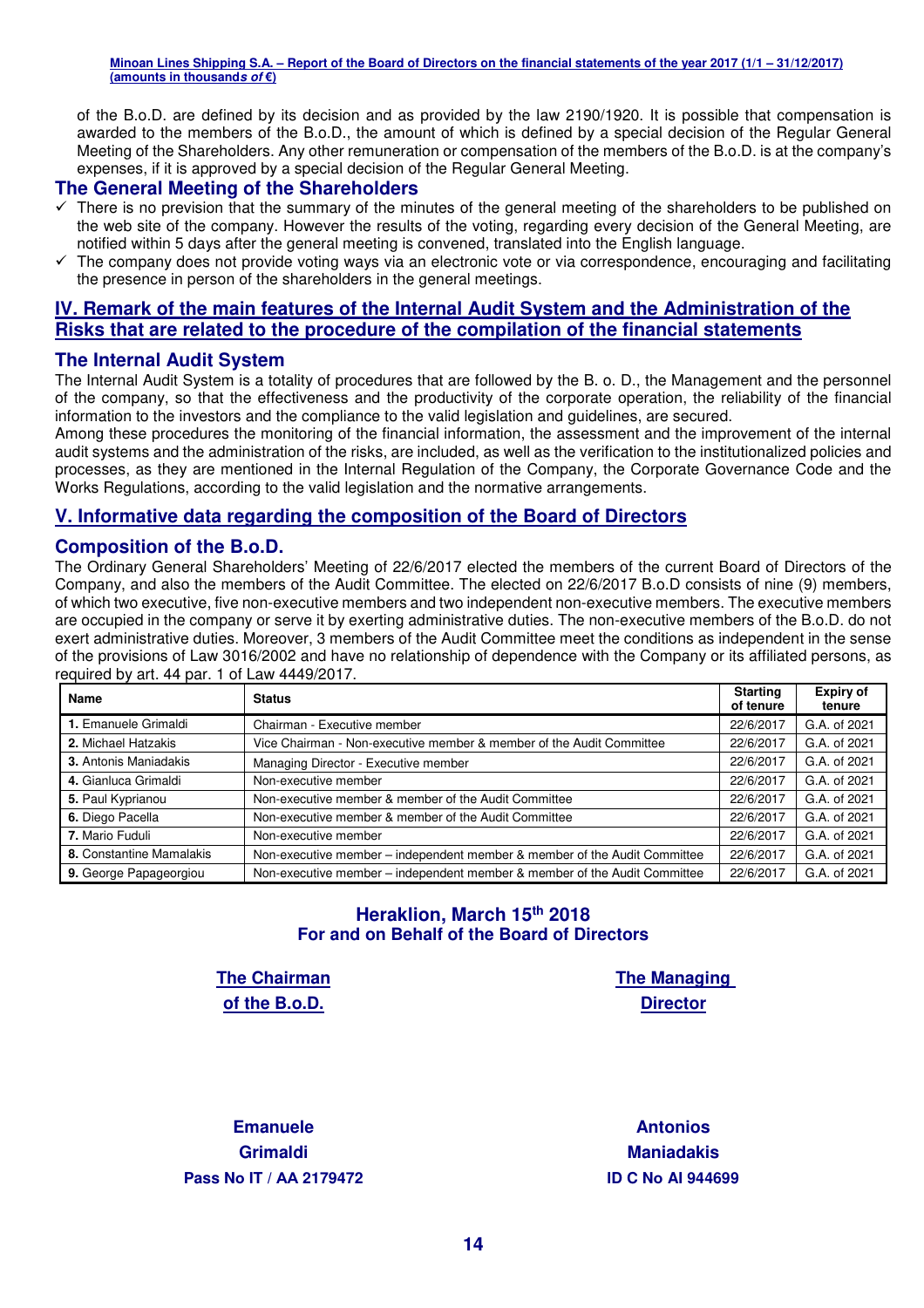of the B.o.D. are defined by its decision and as provided by the law 2190/1920. It is possible that compensation is awarded to the members of the B.o.D., the amount of which is defined by a special decision of the Regular General Meeting of the Shareholders. Any other remuneration or compensation of the members of the B.o.D. is at the company's expenses, if it is approved by a special decision of the Regular General Meeting.

### The General Meeting of the Shareholders

- ✓ There is no prevision that the summary of the minutes of the general meeting of the shareholders to be published on the web site of the company. However the results of the voting, regarding every decision of the General Meeting, are notified within 5 days after the general meeting is convened, translated into the English language.
- ✓ The company does not provide voting ways via an electronic vote or via correspondence, encouraging and facilitating the presence in person of the shareholders in the general meetings.

## IV. Remark of the main features of the Internal Audit System and the Administration of the Risks that are related to the procedure of the compilation of the financial statements

### The Internal Audit System

The Internal Audit System is a totality of procedures that are followed by the B. o. D., the Management and the personnel of the company, so that the effectiveness and the productivity of the corporate operation, the reliability of the financial information to the investors and the compliance to the valid legislation and guidelines, are secured.
Among these procedures the monitoring of the financial information, the assessment and the improvement of the internal audit systems and the administration of the risks, are included, as well as the verification to the institutionalized policies and processes, as they are mentioned in the Internal Regulation of the Company, the Corporate Governance Code and the Works Regulations, according to the valid legislation and the normative arrangements.

## V. Informative data regarding the composition of the Board of Directors

### Composition of the B.o.D.

The Ordinary General Shareholders' Meeting of 22/6/2017 elected the members of the current Board of Directors of the Company, and also the members of the Audit Committee. The elected on 22/6/2017 B.o.D consists of nine (9) members, of which two executive, five non-executive members and two independent non-executive members. The executive members are occupied in the company or serve it by exerting administrative duties. The non-executive members of the B.o.D. do not exert administrative duties. Moreover, 3 members of the Audit Committee meet the conditions as independent in the sense of the provisions of Law 3016/2002 and have no relationship of dependence with the Company or its affiliated persons, as required by art. 44 par. 1 of Law 4449/2017.

| Name | Status | Starting of tenure | Expiry of tenure |
|---|---|---|---|
| **1.** Emanuele Grimaldi | Chairman - Executive member | 22/6/2017 | G.A. of 2021 |
| **2.** Michael Hatzakis | Vice Chairman - Non-executive member & member of the Audit Committee | 22/6/2017 | G.A. of 2021 |
| **3.** Antonis Maniadakis | Managing Director - Executive member | 22/6/2017 | G.A. of 2021 |
| **4.** Gianluca Grimaldi | Non-executive member | 22/6/2017 | G.A. of 2021 |
| **5.** Paul Kyprianou | Non-executive member & member of the Audit Committee | 22/6/2017 | G.A. of 2021 |
| **6.** Diego Pacella | Non-executive member & member of the Audit Committee | 22/6/2017 | G.A. of 2021 |
| **7.** Mario Fuduli | Non-executive member | 22/6/2017 | G.A. of 2021 |
| **8.** Constantine Mamalakis | Non-executive member – independent member & member of the Audit Committee | 22/6/2017 | G.A. of 2021 |
| **9.** George Papageorgiou | Non-executive member – independent member & member of the Audit Committee | 22/6/2017 | G.A. of 2021 |

**Heraklion, March 15th 2018**
**For and on Behalf of the Board of Directors**

**The Chairman of the B.o.D.**

**Emanuele Grimaldi**
**Pass No IT / AA 2179472**

**The Managing Director**

**Antonios Maniadakis**
**ID C No AI 944699**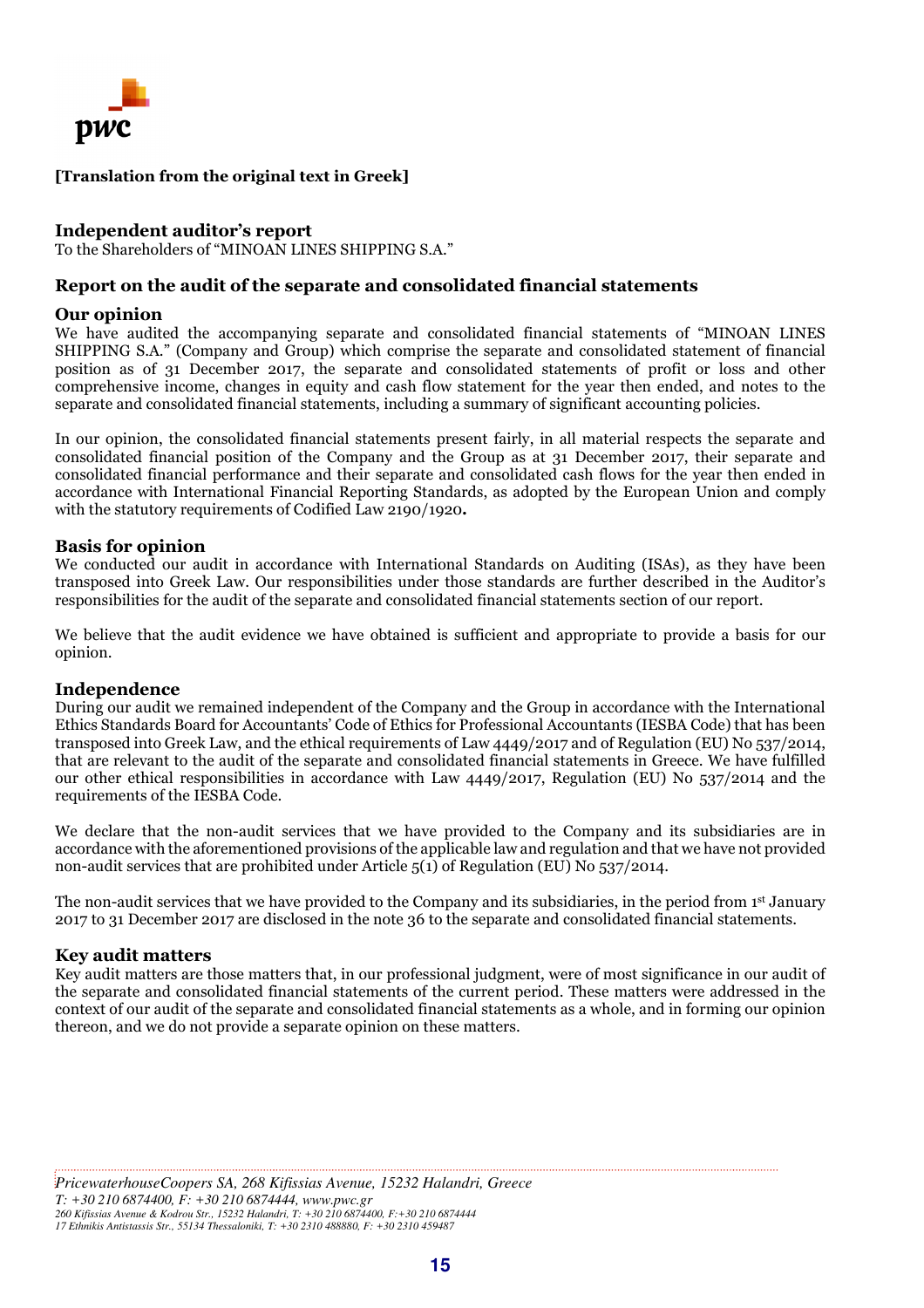**[Translation from the original text in Greek]**

## Independent auditor's report

To the Shareholders of "MINOAN LINES SHIPPING S.A."

## Report on the audit of the separate and consolidated financial statements

### Our opinion

We have audited the accompanying separate and consolidated financial statements of "MINOAN LINES SHIPPING S.A." (Company and Group) which comprise the separate and consolidated statement of financial position as of 31 December 2017, the separate and consolidated statements of profit or loss and other comprehensive income, changes in equity and cash flow statement for the year then ended, and notes to the separate and consolidated financial statements, including a summary of significant accounting policies.

In our opinion, the consolidated financial statements present fairly, in all material respects the separate and consolidated financial position of the Company and the Group as at 31 December 2017, their separate and consolidated financial performance and their separate and consolidated cash flows for the year then ended in accordance with International Financial Reporting Standards, as adopted by the European Union and comply with the statutory requirements of Codified Law 2190/1920**.**

### Basis for opinion

We conducted our audit in accordance with International Standards on Auditing (ISAs), as they have been transposed into Greek Law. Our responsibilities under those standards are further described in the Auditor's responsibilities for the audit of the separate and consolidated financial statements section of our report.

We believe that the audit evidence we have obtained is sufficient and appropriate to provide a basis for our opinion.

### Independence

During our audit we remained independent of the Company and the Group in accordance with the International Ethics Standards Board for Accountants' Code of Ethics for Professional Accountants (IESBA Code) that has been transposed into Greek Law, and the ethical requirements of Law 4449/2017 and of Regulation (EU) No 537/2014, that are relevant to the audit of the separate and consolidated financial statements in Greece. We have fulfilled our other ethical responsibilities in accordance with Law 4449/2017, Regulation (EU) No 537/2014 and the requirements of the IESBA Code.

We declare that the non-audit services that we have provided to the Company and its subsidiaries are in accordance with the aforementioned provisions of the applicable law and regulation and that we have not provided non-audit services that are prohibited under Article 5(1) of Regulation (EU) No 537/2014.

The non-audit services that we have provided to the Company and its subsidiaries, in the period from 1st January 2017 to 31 December 2017 are disclosed in the note 36 to the separate and consolidated financial statements.

### Key audit matters

Key audit matters are those matters that, in our professional judgment, were of most significance in our audit of the separate and consolidated financial statements of the current period. These matters were addressed in the context of our audit of the separate and consolidated financial statements as a whole, and in forming our opinion thereon, and we do not provide a separate opinion on these matters.

*PricewaterhouseCoopers SA, 268 Kifissias Avenue, 15232 Halandri, Greece*
*T: +30 210 6874400, F: +30 210 6874444, www.pwc.gr*
*260 Kifissias Avenue & Kodrou Str., 15232 Halandri, T: +30 210 6874400, F:+30 210 6874444*
*17 Ethnikis Antistassis Str., 55134 Thessaloniki, T: +30 2310 488880, F: +30 2310 459487*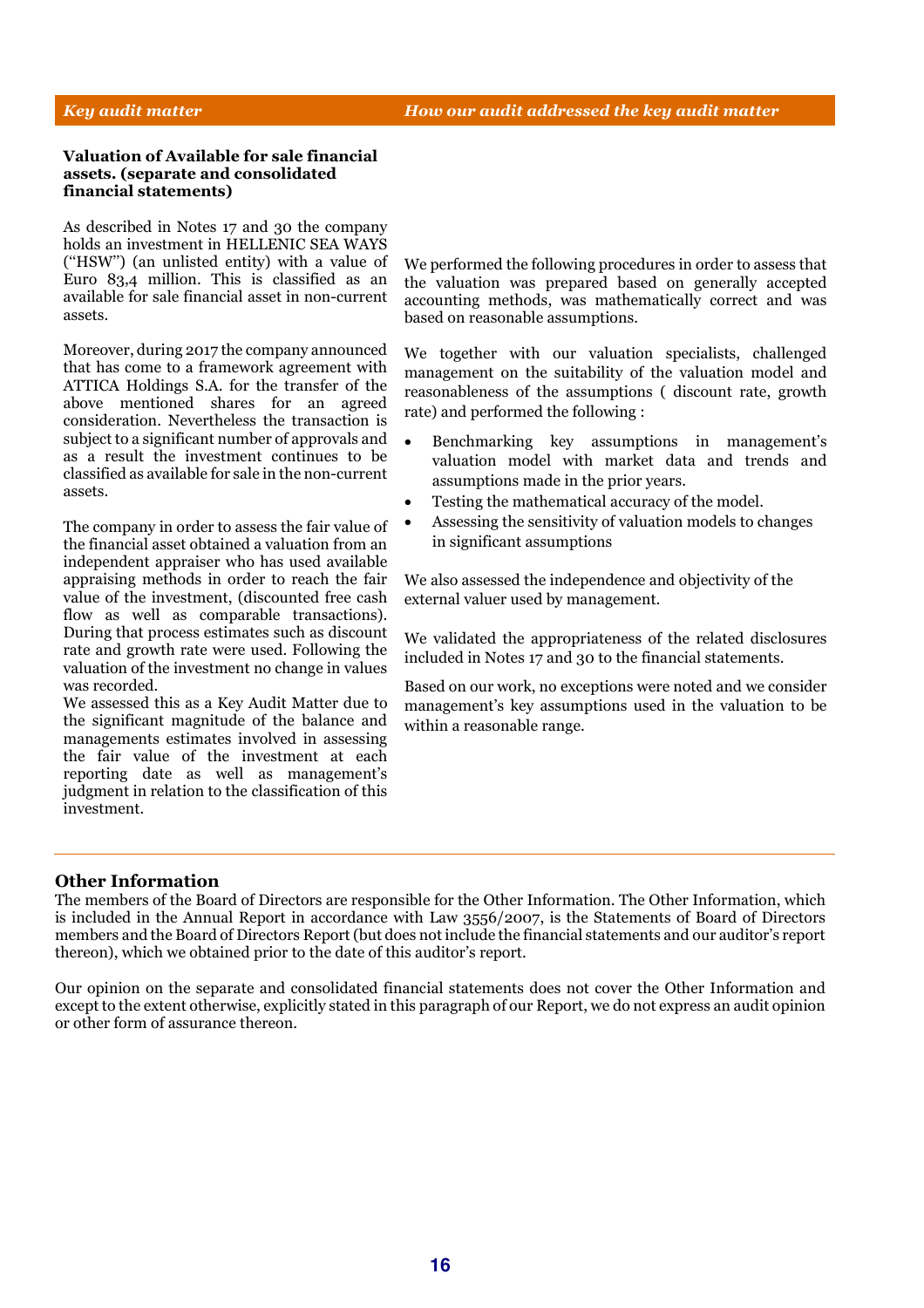| *Key audit matter* | *How our audit addressed the key audit matter* |
|---|---|
| **Valuation of Available for sale financial assets. (separate and consolidated financial statements)**<br><br>As described in Notes 17 and 30 the company holds an investment in HELLENIC SEA WAYS ("HSW") (an unlisted entity) with a value of Euro 83,4 million. This is classified as an available for sale financial asset in non-current assets.<br><br>Moreover, during 2017 the company announced that has come to a framework agreement with ATTICA Holdings S.A. for the transfer of the above mentioned shares for an agreed consideration. Nevertheless the transaction is subject to a significant number of approvals and as a result the investment continues to be classified as available for sale in the non-current assets.<br><br>The company in order to assess the fair value of the financial asset obtained a valuation from an independent appraiser who has used available appraising methods in order to reach the fair value of the investment, (discounted free cash flow as well as comparable transactions). During that process estimates such as discount rate and growth rate were used. Following the valuation of the investment no change in values was recorded.<br>We assessed this as a Key Audit Matter due to the significant magnitude of the balance and managements estimates involved in assessing the fair value of the investment at each reporting date as well as management's judgment in relation to the classification of this investment. | We performed the following procedures in order to assess that the valuation was prepared based on generally accepted accounting methods, was mathematically correct and was based on reasonable assumptions.<br><br>We together with our valuation specialists, challenged management on the suitability of the valuation model and reasonableness of the assumptions ( discount rate, growth rate) and performed the following :<br><br>• Benchmarking key assumptions in management's valuation model with market data and trends and assumptions made in the prior years.<br>• Testing the mathematical accuracy of the model.<br>• Assessing the sensitivity of valuation models to changes in significant assumptions<br><br>We also assessed the independence and objectivity of the external valuer used by management.<br><br>We validated the appropriateness of the related disclosures included in Notes 17 and 30 to the financial statements.<br><br>Based on our work, no exceptions were noted and we consider management's key assumptions used in the valuation to be within a reasonable range. |

## Other Information

The members of the Board of Directors are responsible for the Other Information. The Other Information, which is included in the Annual Report in accordance with Law 3556/2007, is the Statements of Board of Directors members and the Board of Directors Report (but does not include the financial statements and our auditor's report thereon), which we obtained prior to the date of this auditor's report.

Our opinion on the separate and consolidated financial statements does not cover the Other Information and except to the extent otherwise, explicitly stated in this paragraph of our Report, we do not express an audit opinion or other form of assurance thereon.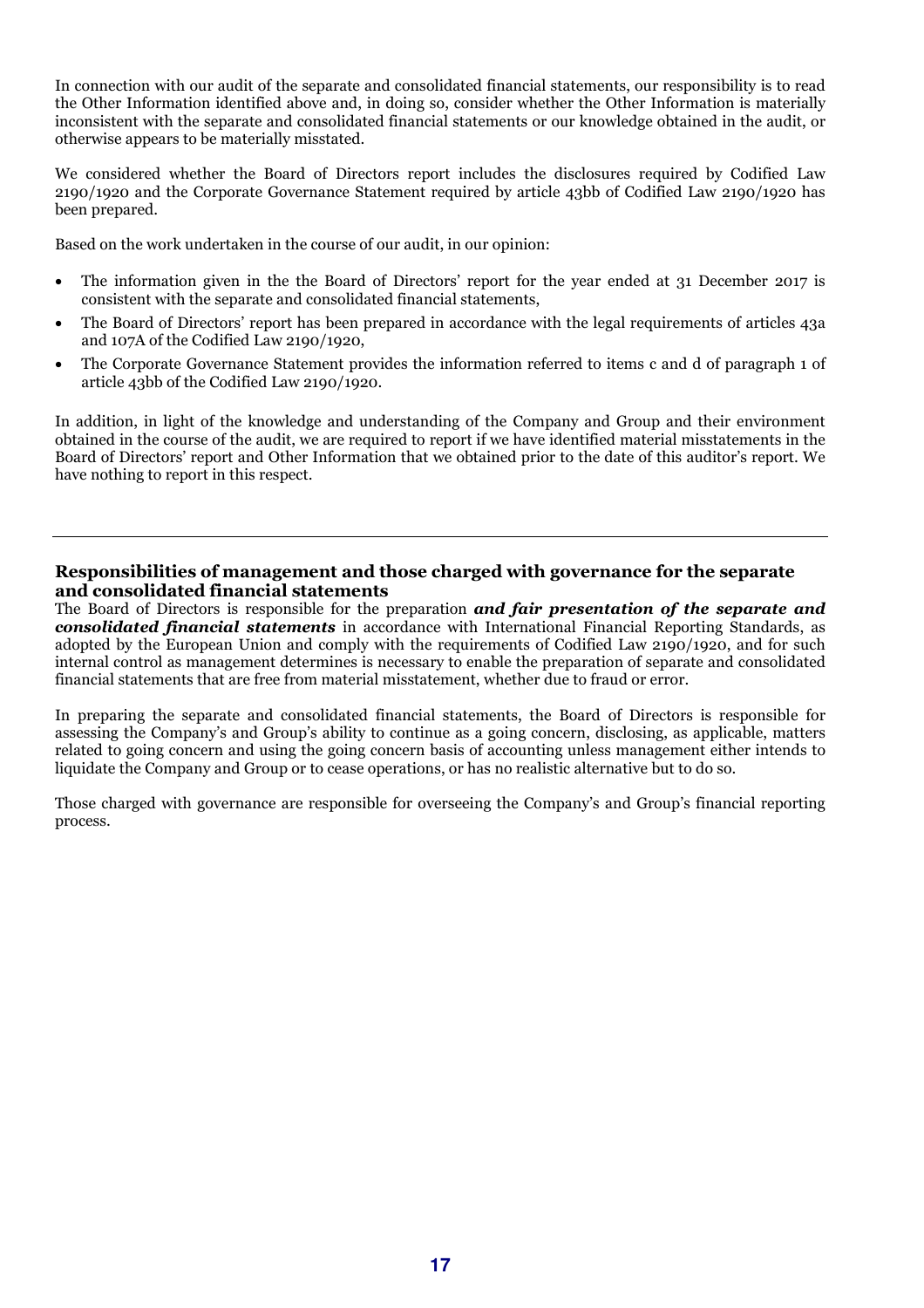In connection with our audit of the separate and consolidated financial statements, our responsibility is to read the Other Information identified above and, in doing so, consider whether the Other Information is materially inconsistent with the separate and consolidated financial statements or our knowledge obtained in the audit, or otherwise appears to be materially misstated.

We considered whether the Board of Directors report includes the disclosures required by Codified Law 2190/1920 and the Corporate Governance Statement required by article 43bb of Codified Law 2190/1920 has been prepared.

Based on the work undertaken in the course of our audit, in our opinion:

- The information given in the the Board of Directors' report for the year ended at 31 December 2017 is consistent with the separate and consolidated financial statements,
- The Board of Directors' report has been prepared in accordance with the legal requirements of articles 43a and 107A of the Codified Law 2190/1920,
- The Corporate Governance Statement provides the information referred to items c and d of paragraph 1 of article 43bb of the Codified Law 2190/1920.

In addition, in light of the knowledge and understanding of the Company and Group and their environment obtained in the course of the audit, we are required to report if we have identified material misstatements in the Board of Directors' report and Other Information that we obtained prior to the date of this auditor's report. We have nothing to report in this respect.

---

## Responsibilities of management and those charged with governance for the separate and consolidated financial statements

The Board of Directors is responsible for the preparation ***and fair presentation of the separate and consolidated financial statements*** in accordance with International Financial Reporting Standards, as adopted by the European Union and comply with the requirements of Codified Law 2190/1920, and for such internal control as management determines is necessary to enable the preparation of separate and consolidated financial statements that are free from material misstatement, whether due to fraud or error.

In preparing the separate and consolidated financial statements, the Board of Directors is responsible for assessing the Company's and Group's ability to continue as a going concern, disclosing, as applicable, matters related to going concern and using the going concern basis of accounting unless management either intends to liquidate the Company and Group or to cease operations, or has no realistic alternative but to do so.

Those charged with governance are responsible for overseeing the Company's and Group's financial reporting process.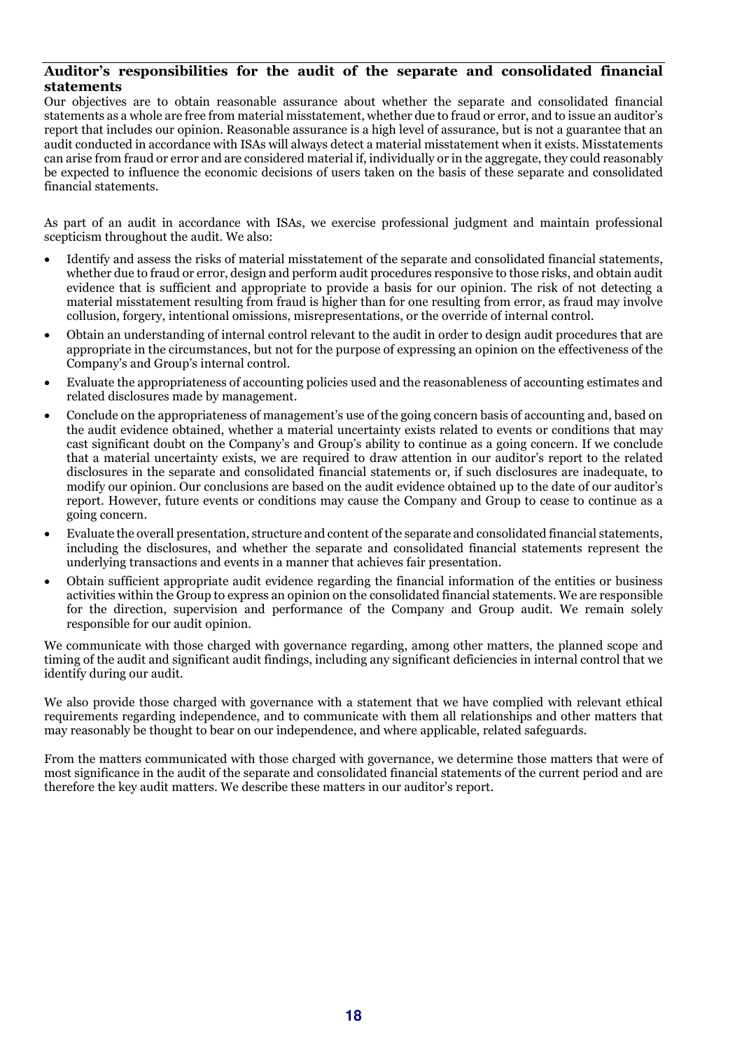## Auditor's responsibilities for the audit of the separate and consolidated financial statements

Our objectives are to obtain reasonable assurance about whether the separate and consolidated financial statements as a whole are free from material misstatement, whether due to fraud or error, and to issue an auditor's report that includes our opinion. Reasonable assurance is a high level of assurance, but is not a guarantee that an audit conducted in accordance with ISAs will always detect a material misstatement when it exists. Misstatements can arise from fraud or error and are considered material if, individually or in the aggregate, they could reasonably be expected to influence the economic decisions of users taken on the basis of these separate and consolidated financial statements.

As part of an audit in accordance with ISAs, we exercise professional judgment and maintain professional scepticism throughout the audit. We also:

- Identify and assess the risks of material misstatement of the separate and consolidated financial statements, whether due to fraud or error, design and perform audit procedures responsive to those risks, and obtain audit evidence that is sufficient and appropriate to provide a basis for our opinion. The risk of not detecting a material misstatement resulting from fraud is higher than for one resulting from error, as fraud may involve collusion, forgery, intentional omissions, misrepresentations, or the override of internal control.
- Obtain an understanding of internal control relevant to the audit in order to design audit procedures that are appropriate in the circumstances, but not for the purpose of expressing an opinion on the effectiveness of the Company's and Group's internal control.
- Evaluate the appropriateness of accounting policies used and the reasonableness of accounting estimates and related disclosures made by management.
- Conclude on the appropriateness of management's use of the going concern basis of accounting and, based on the audit evidence obtained, whether a material uncertainty exists related to events or conditions that may cast significant doubt on the Company's and Group's ability to continue as a going concern. If we conclude that a material uncertainty exists, we are required to draw attention in our auditor's report to the related disclosures in the separate and consolidated financial statements or, if such disclosures are inadequate, to modify our opinion. Our conclusions are based on the audit evidence obtained up to the date of our auditor's report. However, future events or conditions may cause the Company and Group to cease to continue as a going concern.
- Evaluate the overall presentation, structure and content of the separate and consolidated financial statements, including the disclosures, and whether the separate and consolidated financial statements represent the underlying transactions and events in a manner that achieves fair presentation.
- Obtain sufficient appropriate audit evidence regarding the financial information of the entities or business activities within the Group to express an opinion on the consolidated financial statements. We are responsible for the direction, supervision and performance of the Company and Group audit. We remain solely responsible for our audit opinion.

We communicate with those charged with governance regarding, among other matters, the planned scope and timing of the audit and significant audit findings, including any significant deficiencies in internal control that we identify during our audit.

We also provide those charged with governance with a statement that we have complied with relevant ethical requirements regarding independence, and to communicate with them all relationships and other matters that may reasonably be thought to bear on our independence, and where applicable, related safeguards.

From the matters communicated with those charged with governance, we determine those matters that were of most significance in the audit of the separate and consolidated financial statements of the current period and are therefore the key audit matters. We describe these matters in our auditor's report.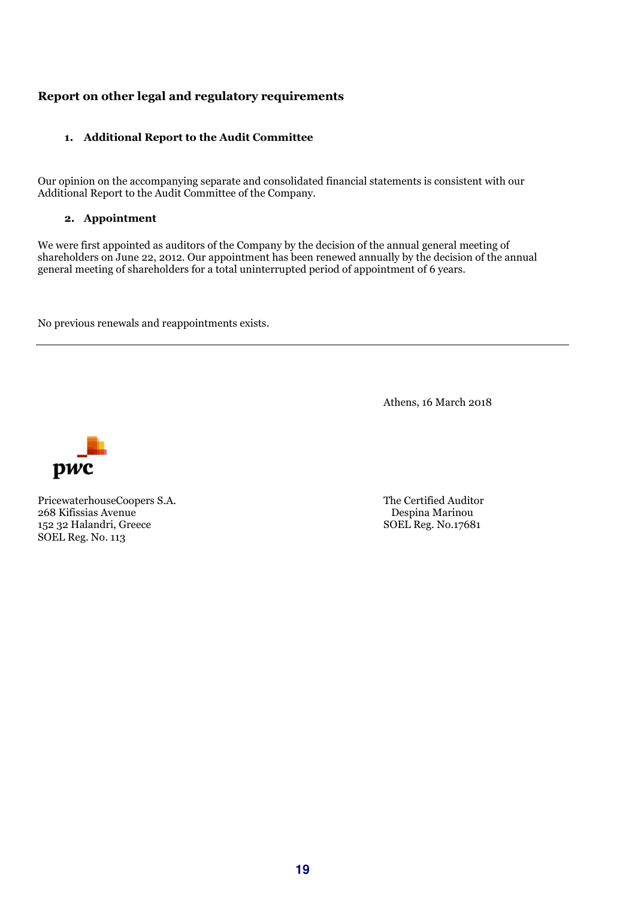## Report on other legal and regulatory requirements

### 1. Additional Report to the Audit Committee

Our opinion on the accompanying separate and consolidated financial statements is consistent with our Additional Report to the Audit Committee of the Company.

### 2. Appointment

We were first appointed as auditors of the Company by the decision of the annual general meeting of shareholders on June 22, 2012. Our appointment has been renewed annually by the decision of the annual general meeting of shareholders for a total uninterrupted period of appointment of 6 years.

No previous renewals and reappointments exists.

---

Athens, 16 March 2018

PricewaterhouseCoopers S.A.
268 Kifissias Avenue
152 32 Halandri, Greece
SOEL Reg. No. 113

The Certified Auditor
Despina Marinou
SOEL Reg. No.17681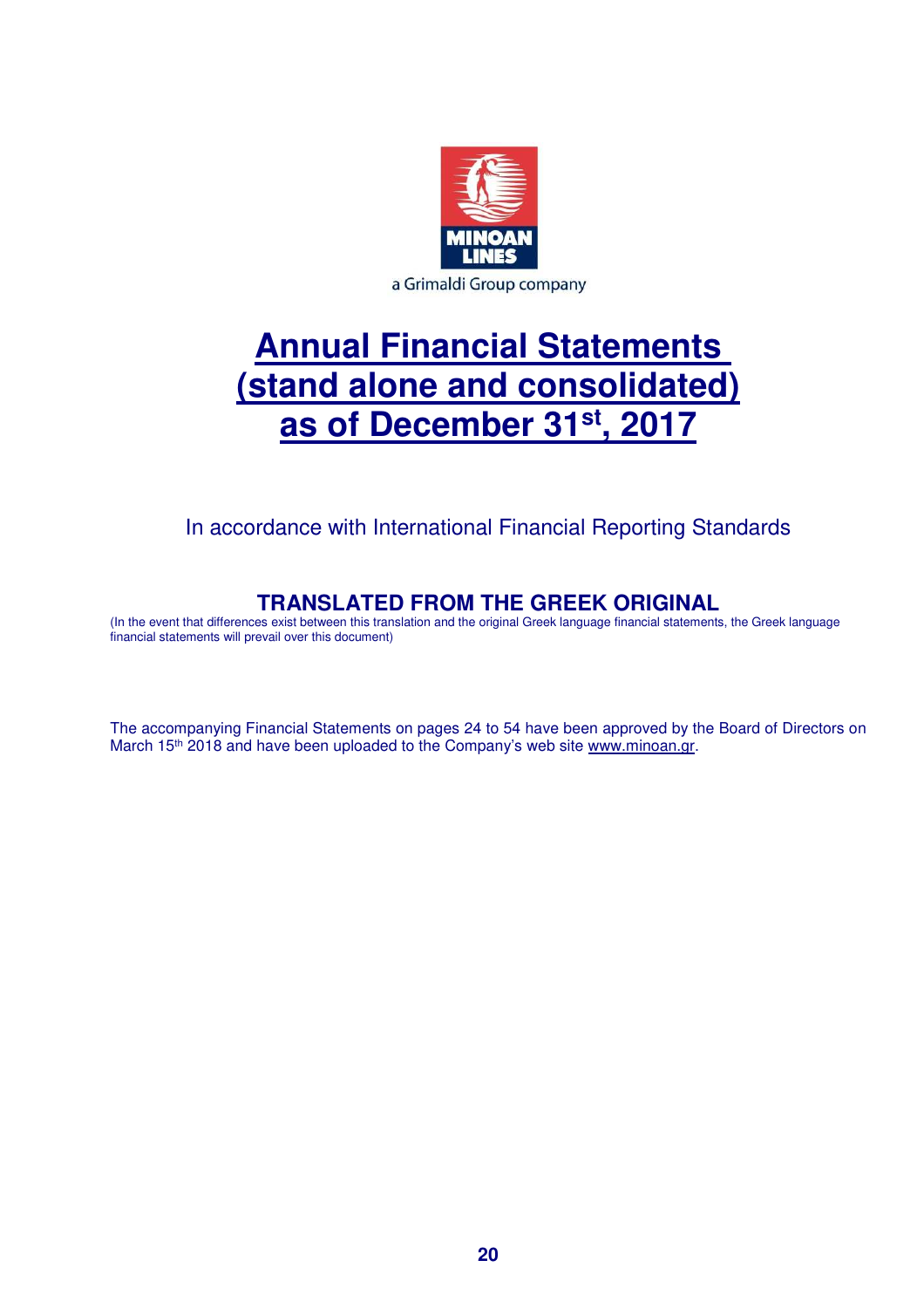MINOAN LINES

a Grimaldi Group company

# Annual Financial Statements (stand alone and consolidated) as of December 31st, 2017

In accordance with International Financial Reporting Standards

## TRANSLATED FROM THE GREEK ORIGINAL

(In the event that differences exist between this translation and the original Greek language financial statements, the Greek language financial statements will prevail over this document)

The accompanying Financial Statements on pages 24 to 54 have been approved by the Board of Directors on March 15th 2018 and have been uploaded to the Company's web site www.minoan.gr.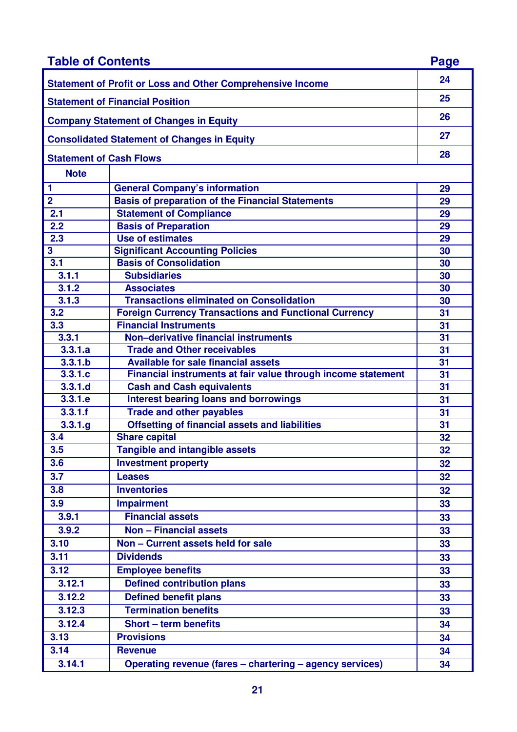## Table of Contents

| Table of Contents | | Page |
|---|---|---|
| Statement of Profit or Loss and Other Comprehensive Income | | 24 |
| Statement of Financial Position | | 25 |
| Company Statement of Changes in Equity | | 26 |
| Consolidated Statement of Changes in Equity | | 27 |
| Statement of Cash Flows | | 28 |
| **Note** | | |
| 1 | General Company's information | 29 |
| 2 | Basis of preparation of the Financial Statements | 29 |
| 2.1 | Statement of Compliance | 29 |
| 2.2 | Basis of Preparation | 29 |
| 2.3 | Use of estimates | 29 |
| 3 | Significant Accounting Policies | 30 |
| 3.1 | Basis of Consolidation | 30 |
| 3.1.1 | Subsidiaries | 30 |
| 3.1.2 | Associates | 30 |
| 3.1.3 | Transactions eliminated on Consolidation | 30 |
| 3.2 | Foreign Currency Transactions and Functional Currency | 31 |
| 3.3 | Financial Instruments | 31 |
| 3.3.1 | Non–derivative financial instruments | 31 |
| 3.3.1.a | Trade and Other receivables | 31 |
| 3.3.1.b | Available for sale financial assets | 31 |
| 3.3.1.c | Financial instruments at fair value through income statement | 31 |
| 3.3.1.d | Cash and Cash equivalents | 31 |
| 3.3.1.e | Interest bearing loans and borrowings | 31 |
| 3.3.1.f | Trade and other payables | 31 |
| 3.3.1.g | Offsetting of financial assets and liabilities | 31 |
| 3.4 | Share capital | 32 |
| 3.5 | Tangible and intangible assets | 32 |
| 3.6 | Investment property | 32 |
| 3.7 | Leases | 32 |
| 3.8 | Inventories | 32 |
| 3.9 | Impairment | 33 |
| 3.9.1 | Financial assets | 33 |
| 3.9.2 | Non – Financial assets | 33 |
| 3.10 | Non – Current assets held for sale | 33 |
| 3.11 | Dividends | 33 |
| 3.12 | Employee benefits | 33 |
| 3.12.1 | Defined contribution plans | 33 |
| 3.12.2 | Defined benefit plans | 33 |
| 3.12.3 | Termination benefits | 33 |
| 3.12.4 | Short – term benefits | 34 |
| 3.13 | Provisions | 34 |
| 3.14 | Revenue | 34 |
| 3.14.1 | Operating revenue (fares – chartering – agency services) | 34 |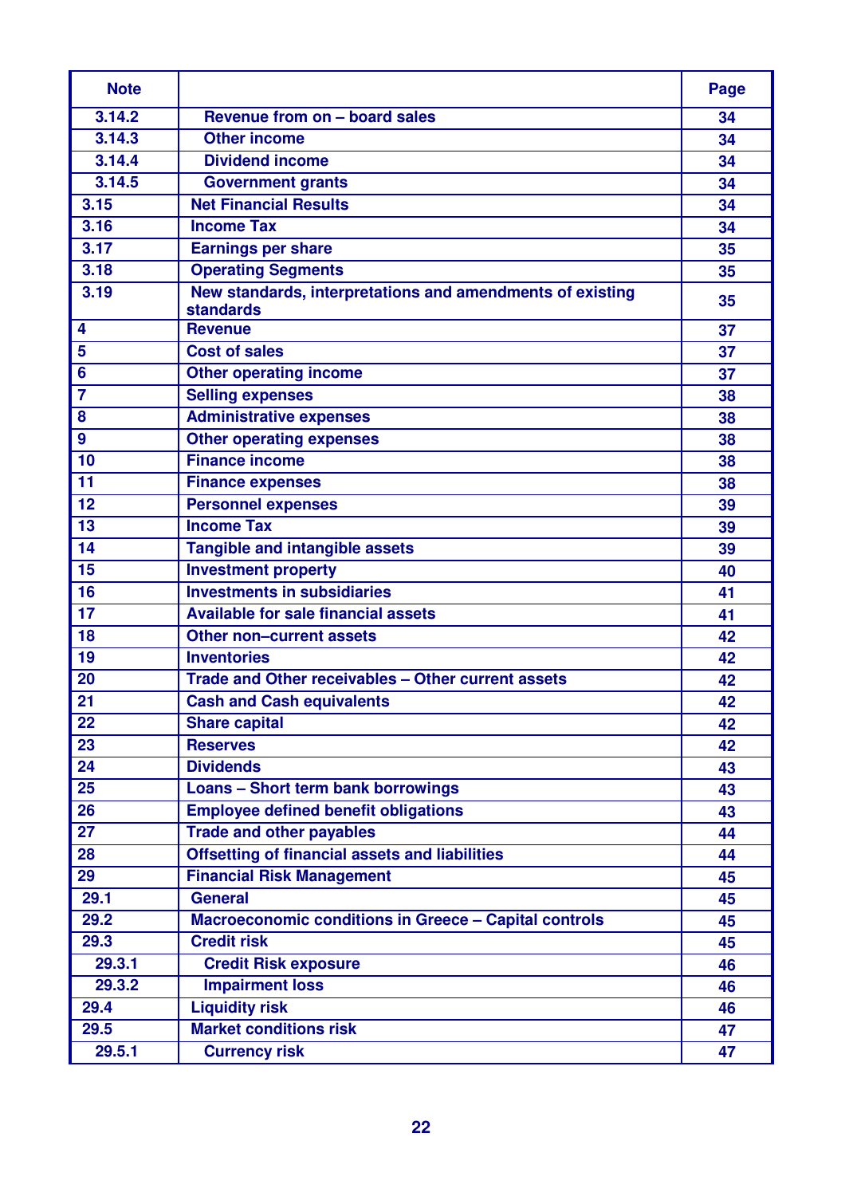| Note | | Page |
|---|---|---|
| 3.14.2 | Revenue from on – board sales | 34 |
| 3.14.3 | Other income | 34 |
| 3.14.4 | Dividend income | 34 |
| 3.14.5 | Government grants | 34 |
| 3.15 | Net Financial Results | 34 |
| 3.16 | Income Tax | 34 |
| 3.17 | Earnings per share | 35 |
| 3.18 | Operating Segments | 35 |
| 3.19 | New standards, interpretations and amendments of existing standards | 35 |
| 4 | Revenue | 37 |
| 5 | Cost of sales | 37 |
| 6 | Other operating income | 37 |
| 7 | Selling expenses | 38 |
| 8 | Administrative expenses | 38 |
| 9 | Other operating expenses | 38 |
| 10 | Finance income | 38 |
| 11 | Finance expenses | 38 |
| 12 | Personnel expenses | 39 |
| 13 | Income Tax | 39 |
| 14 | Tangible and intangible assets | 39 |
| 15 | Investment property | 40 |
| 16 | Investments in subsidiaries | 41 |
| 17 | Available for sale financial assets | 41 |
| 18 | Other non–current assets | 42 |
| 19 | Inventories | 42 |
| 20 | Trade and Other receivables – Other current assets | 42 |
| 21 | Cash and Cash equivalents | 42 |
| 22 | Share capital | 42 |
| 23 | Reserves | 42 |
| 24 | Dividends | 43 |
| 25 | Loans – Short term bank borrowings | 43 |
| 26 | Employee defined benefit obligations | 43 |
| 27 | Trade and other payables | 44 |
| 28 | Offsetting of financial assets and liabilities | 44 |
| 29 | Financial Risk Management | 45 |
| 29.1 | General | 45 |
| 29.2 | Macroeconomic conditions in Greece – Capital controls | 45 |
| 29.3 | Credit risk | 45 |
| 29.3.1 | Credit Risk exposure | 46 |
| 29.3.2 | Impairment loss | 46 |
| 29.4 | Liquidity risk | 46 |
| 29.5 | Market conditions risk | 47 |
| 29.5.1 | Currency risk | 47 |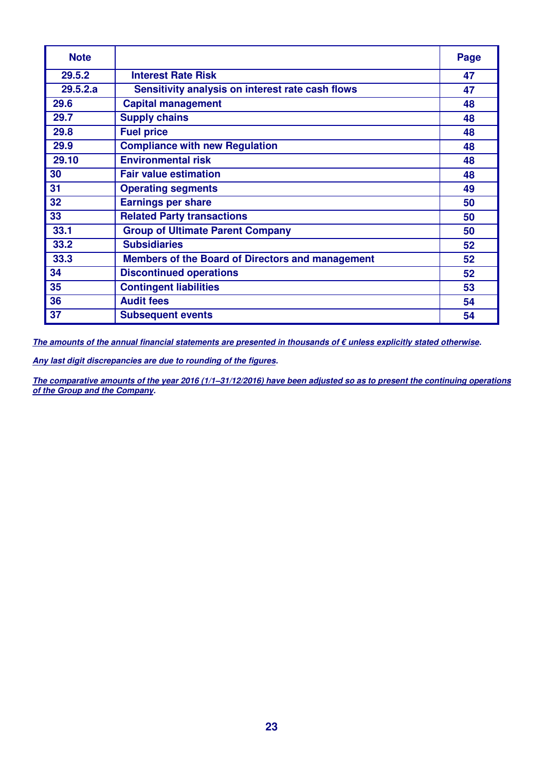| Note | | Page |
|---|---|---|
| 29.5.2 | Interest Rate Risk | 47 |
| 29.5.2.a | Sensitivity analysis on interest rate cash flows | 47 |
| 29.6 | Capital management | 48 |
| 29.7 | Supply chains | 48 |
| 29.8 | Fuel price | 48 |
| 29.9 | Compliance with new Regulation | 48 |
| 29.10 | Environmental risk | 48 |
| 30 | Fair value estimation | 48 |
| 31 | Operating segments | 49 |
| 32 | Earnings per share | 50 |
| 33 | Related Party transactions | 50 |
| 33.1 | Group of Ultimate Parent Company | 50 |
| 33.2 | Subsidiaries | 52 |
| 33.3 | Members of the Board of Directors and management | 52 |
| 34 | Discontinued operations | 52 |
| 35 | Contingent liabilities | 53 |
| 36 | Audit fees | 54 |
| 37 | Subsequent events | 54 |

***The amounts of the annual financial statements are presented in thousands of € unless explicitly stated otherwise.***

***Any last digit discrepancies are due to rounding of the figures.***

***The comparative amounts of the year 2016 (1/1–31/12/2016) have been adjusted so as to present the continuing operations of the Group and the Company.***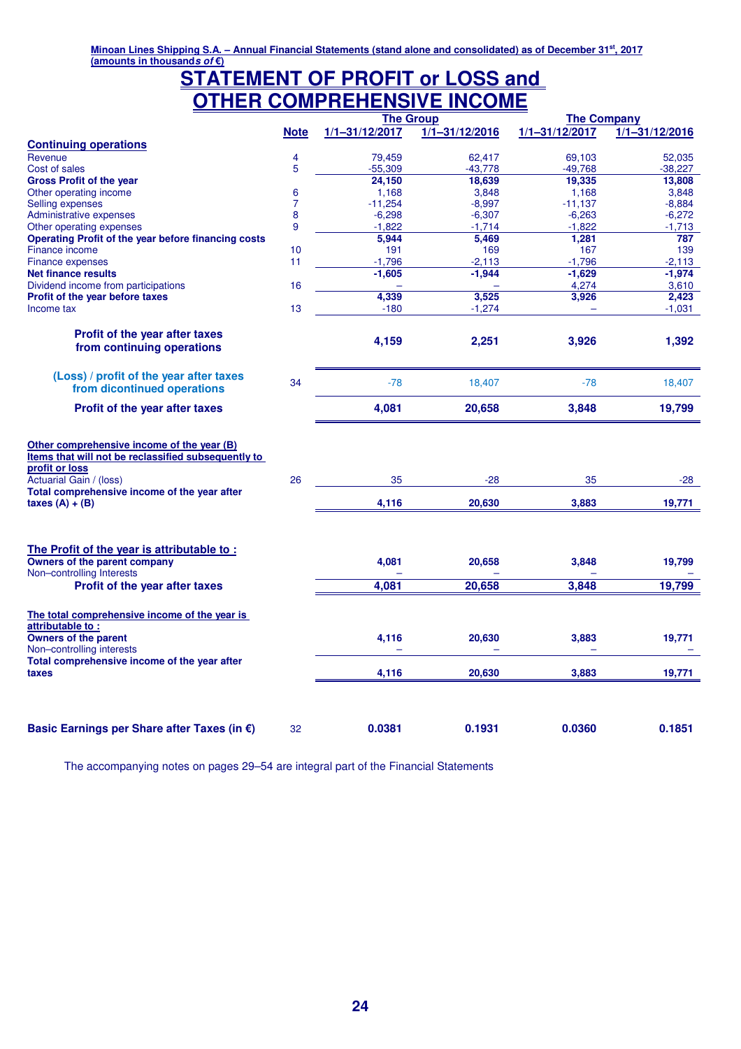Minoan Lines Shipping S.A. – Annual Financial Statements (stand alone and consolidated) as of December 31st, 2017
(amounts in thousands of €)

# STATEMENT OF PROFIT or LOSS and OTHER COMPREHENSIVE INCOME

| | Note | The Group 1/1–31/12/2017 | The Group 1/1–31/12/2016 | The Company 1/1–31/12/2017 | The Company 1/1–31/12/2016 |
|---|---|---|---|---|---|
| **Continuing operations** | | | | | |
| Revenue | 4 | 79,459 | 62,417 | 69,103 | 52,035 |
| Cost of sales | 5 | -55,309 | -43,778 | -49,768 | -38,227 |
| **Gross Profit of the year** | | **24,150** | **18,639** | **19,335** | **13,808** |
| Other operating income | 6 | 1,168 | 3,848 | 1,168 | 3,848 |
| Selling expenses | 7 | -11,254 | -8,997 | -11,137 | -8,884 |
| Administrative expenses | 8 | -6,298 | -6,307 | -6,263 | -6,272 |
| Other operating expenses | 9 | -1,822 | -1,714 | -1,822 | -1,713 |
| **Operating Profit of the year before financing costs** | | **5,944** | **5,469** | **1,281** | **787** |
| Finance income | 10 | 191 | 169 | 167 | 139 |
| Finance expenses | 11 | -1,796 | -2,113 | -1,796 | -2,113 |
| **Net finance results** | | **-1,605** | **-1,944** | **-1,629** | **-1,974** |
| Dividend income from participations | 16 | – | – | 4,274 | 3,610 |
| **Profit of the year before taxes** | | **4,339** | **3,525** | **3,926** | **2,423** |
| Income tax | 13 | -180 | -1,274 | – | -1,031 |
| **Profit of the year after taxes from continuing operations** | | **4,159** | **2,251** | **3,926** | **1,392** |
| **(Loss) / profit of the year after taxes from dicontinued operations** | 34 | -78 | 18,407 | -78 | 18,407 |
| **Profit of the year after taxes** | | **4,081** | **20,658** | **3,848** | **19,799** |
| **Other comprehensive income of the year (B)** | | | | | |
| **Items that will not be reclassified subsequently to profit or loss** | | | | | |
| Actuarial Gain / (loss) | 26 | 35 | -28 | 35 | -28 |
| **Total comprehensive income of the year after taxes (A) + (B)** | | **4,116** | **20,630** | **3,883** | **19,771** |
| **The Profit of the year is attributable to :** | | | | | |
| **Owners of the parent company** | | **4,081** | **20,658** | **3,848** | **19,799** |
| Non–controlling Interests | | – | – | – | – |
| **Profit of the year after taxes** | | **4,081** | **20,658** | **3,848** | **19,799** |
| **The total comprehensive income of the year is attributable to :** | | | | | |
| **Owners of the parent** | | **4,116** | **20,630** | **3,883** | **19,771** |
| Non–controlling interests | | – | – | – | – |
| **Total comprehensive income of the year after taxes** | | **4,116** | **20,630** | **3,883** | **19,771** |
| **Basic Earnings per Share after Taxes (in €)** | 32 | **0.0381** | **0.1931** | **0.0360** | **0.1851** |

The accompanying notes on pages 29–54 are integral part of the Financial Statements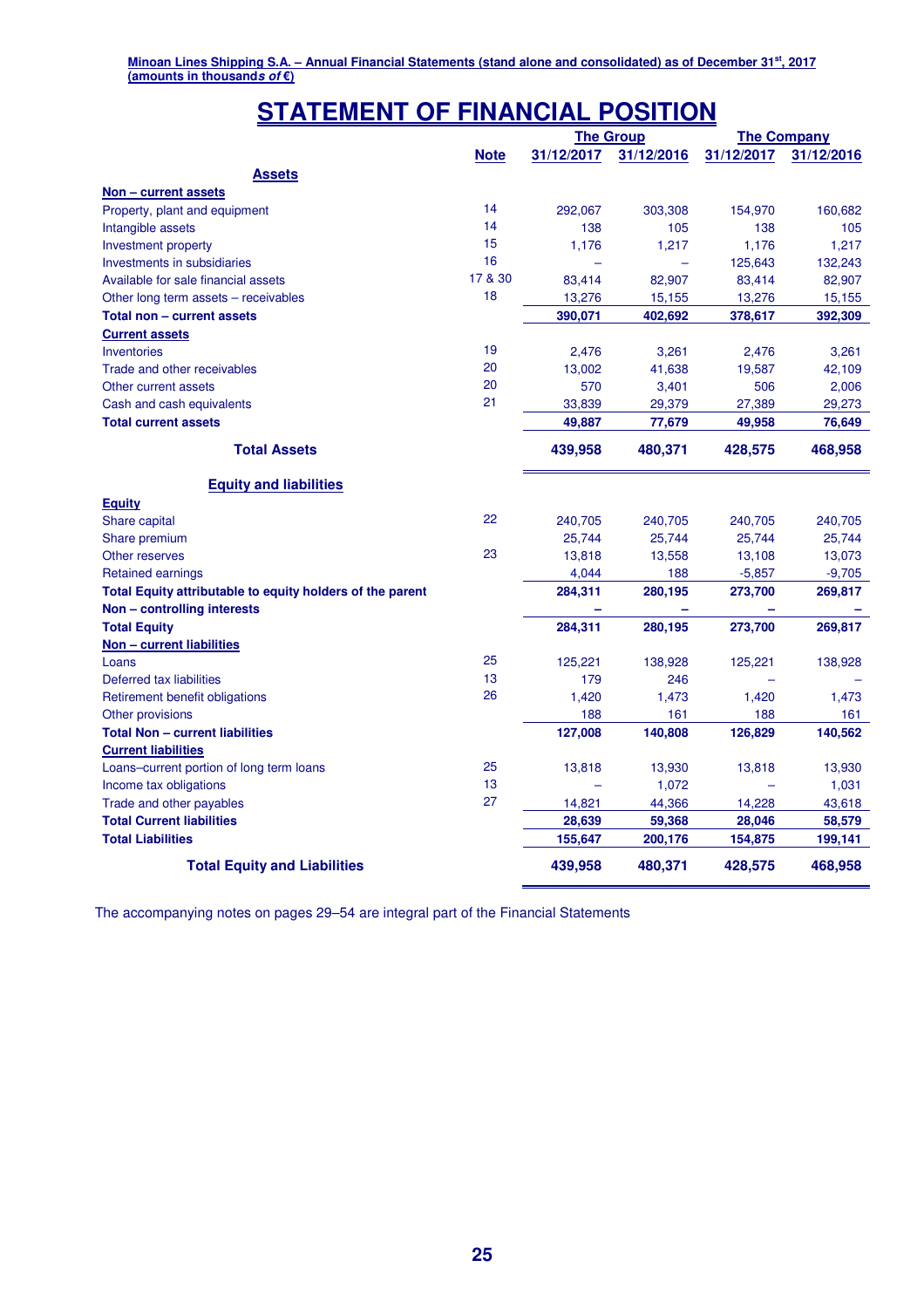# STATEMENT OF FINANCIAL POSITION

| | Note | The Group 31/12/2017 | The Group 31/12/2016 | The Company 31/12/2017 | The Company 31/12/2016 |
|---|---|---|---|---|---|
| **Assets** | | | | | |
| **Non – current assets** | | | | | |
| Property, plant and equipment | 14 | 292,067 | 303,308 | 154,970 | 160,682 |
| Intangible assets | 14 | 138 | 105 | 138 | 105 |
| Investment property | 15 | 1,176 | 1,217 | 1,176 | 1,217 |
| Investments in subsidiaries | 16 | – | – | 125,643 | 132,243 |
| Available for sale financial assets | 17 & 30 | 83,414 | 82,907 | 83,414 | 82,907 |
| Other long term assets – receivables | 18 | 13,276 | 15,155 | 13,276 | 15,155 |
| **Total non – current assets** | | **390,071** | **402,692** | **378,617** | **392,309** |
| **Current assets** | | | | | |
| Inventories | 19 | 2,476 | 3,261 | 2,476 | 3,261 |
| Trade and other receivables | 20 | 13,002 | 41,638 | 19,587 | 42,109 |
| Other current assets | 20 | 570 | 3,401 | 506 | 2,006 |
| Cash and cash equivalents | 21 | 33,839 | 29,379 | 27,389 | 29,273 |
| **Total current assets** | | **49,887** | **77,679** | **49,958** | **76,649** |
| **Total Assets** | | **439,958** | **480,371** | **428,575** | **468,958** |
| **Equity and liabilities** | | | | | |
| **Equity** | | | | | |
| Share capital | 22 | 240,705 | 240,705 | 240,705 | 240,705 |
| Share premium | | 25,744 | 25,744 | 25,744 | 25,744 |
| Other reserves | 23 | 13,818 | 13,558 | 13,108 | 13,073 |
| Retained earnings | | 4,044 | 188 | -5,857 | -9,705 |
| **Total Equity attributable to equity holders of the parent** | | **284,311** | **280,195** | **273,700** | **269,817** |
| **Non – controlling interests** | | – | – | – | – |
| **Total Equity** | | **284,311** | **280,195** | **273,700** | **269,817** |
| **Non – current liabilities** | | | | | |
| Loans | 25 | 125,221 | 138,928 | 125,221 | 138,928 |
| Deferred tax liabilities | 13 | 179 | 246 | – | – |
| Retirement benefit obligations | 26 | 1,420 | 1,473 | 1,420 | 1,473 |
| Other provisions | | 188 | 161 | 188 | 161 |
| **Total Non – current liabilities** | | **127,008** | **140,808** | **126,829** | **140,562** |
| **Current liabilities** | | | | | |
| Loans–current portion of long term loans | 25 | 13,818 | 13,930 | 13,818 | 13,930 |
| Income tax obligations | 13 | – | 1,072 | – | 1,031 |
| Trade and other payables | 27 | 14,821 | 44,366 | 14,228 | 43,618 |
| **Total Current liabilities** | | **28,639** | **59,368** | **28,046** | **58,579** |
| **Total Liabilities** | | **155,647** | **200,176** | **154,875** | **199,141** |
| **Total Equity and Liabilities** | | **439,958** | **480,371** | **428,575** | **468,958** |

The accompanying notes on pages 29–54 are integral part of the Financial Statements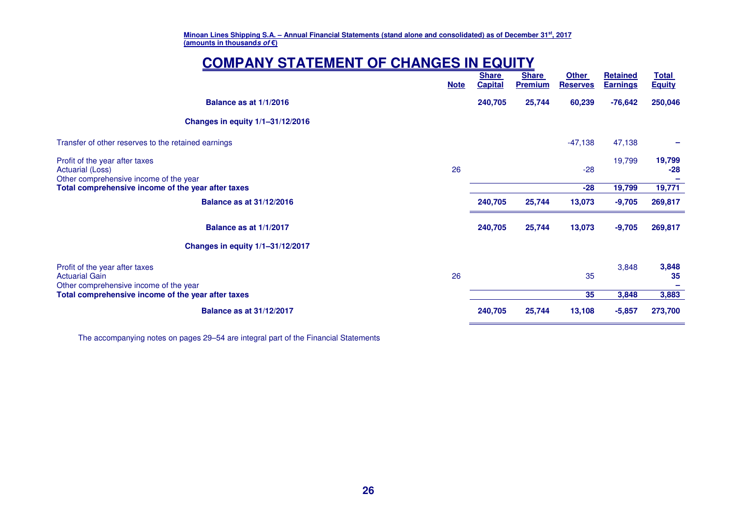Minoan Lines Shipping S.A. – Annual Financial Statements (stand alone and consolidated) as of December 31st, 2017
(amounts in thousands of €)

# COMPANY STATEMENT OF CHANGES IN EQUITY

| | Note | Share Capital | Share Premium | Other Reserves | Retained Earnings | Total Equity |
|---|---|---|---|---|---|---|
| **Balance as at 1/1/2016** | | **240,705** | **25,744** | **60,239** | **-76,642** | **250,046** |
| **Changes in equity 1/1–31/12/2016** | | | | | | |
| Transfer of other reserves to the retained earnings | | | | -47,138 | 47,138 | – |
| Profit of the year after taxes | | | | | 19,799 | **19,799** |
| Actuarial (Loss) | 26 | | | -28 | | **-28** |
| Other comprehensive income of the year | | | | | | – |
| **Total comprehensive income of the year after taxes** | | | | **-28** | **19,799** | **19,771** |
| **Balance as at 31/12/2016** | | **240,705** | **25,744** | **13,073** | **-9,705** | **269,817** |
| **Balance as at 1/1/2017** | | **240,705** | **25,744** | **13,073** | **-9,705** | **269,817** |
| **Changes in equity 1/1–31/12/2017** | | | | | | |
| Profit of the year after taxes | | | | | 3,848 | **3,848** |
| Actuarial Gain | 26 | | | 35 | | **35** |
| Other comprehensive income of the year | | | | | | – |
| **Total comprehensive income of the year after taxes** | | | | **35** | **3,848** | **3,883** |
| **Balance as at 31/12/2017** | | **240,705** | **25,744** | **13,108** | **-5,857** | **273,700** |

The accompanying notes on pages 29–54 are integral part of the Financial Statements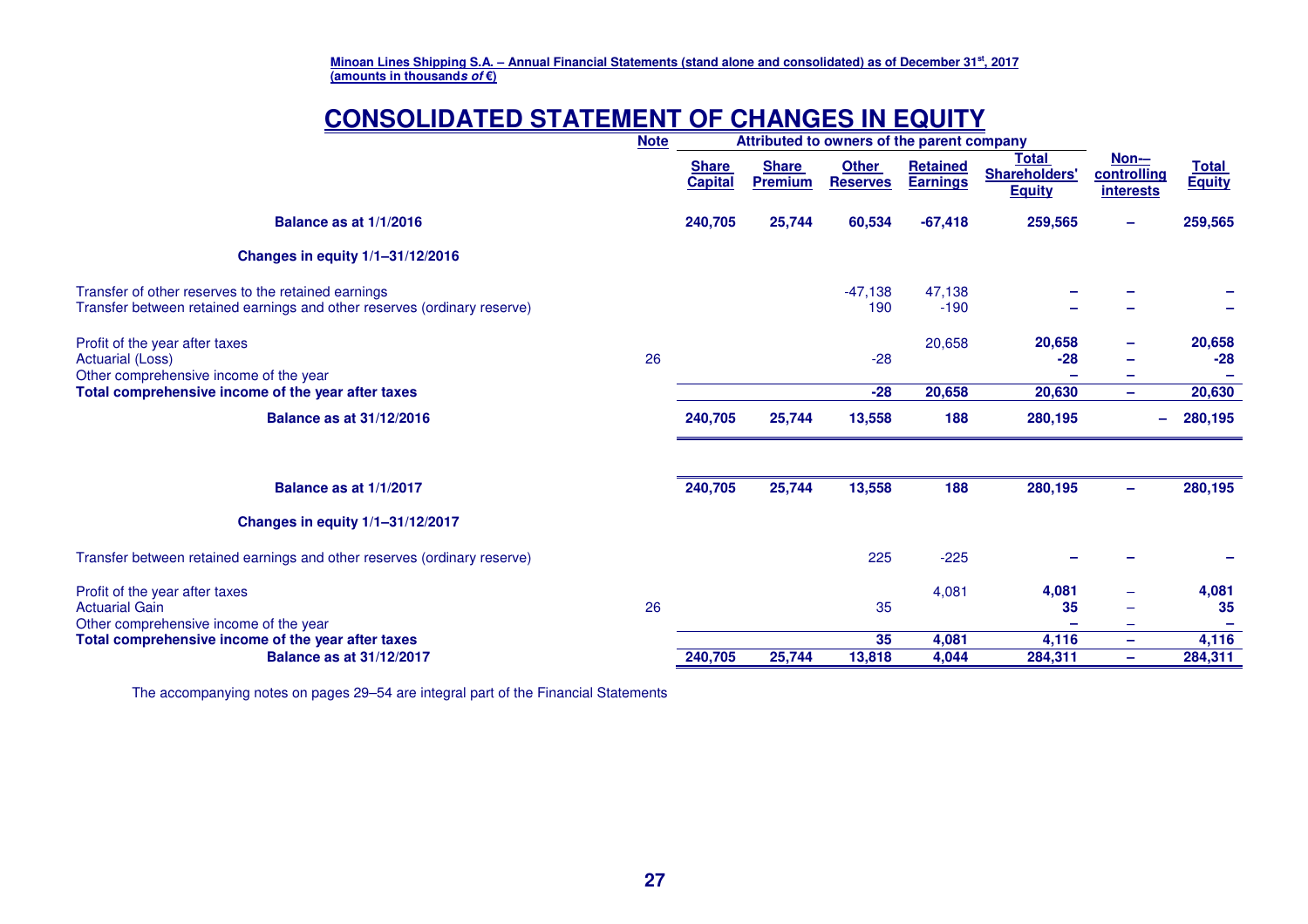Minoan Lines Shipping S.A. – Annual Financial Statements (stand alone and consolidated) as of December 31st, 2017
(amounts in thousands of €)

# CONSOLIDATED STATEMENT OF CHANGES IN EQUITY

| | Note | Attributed to owners of the parent company | | | | | | |
|---|---|---|---|---|---|---|---|---|
| | | Share Capital | Share Premium | Other Reserves | Retained Earnings | Total Shareholders' Equity | Non–controlling interests | Total Equity |
| **Balance as at 1/1/2016** | | **240,705** | **25,744** | **60,534** | **-67,418** | **259,565** | – | **259,565** |
| **Changes in equity 1/1–31/12/2016** | | | | | | | | |
| Transfer of other reserves to the retained earnings | | | | -47,138 | 47,138 | – | – | – |
| Transfer between retained earnings and other reserves (ordinary reserve) | | | | 190 | -190 | – | – | – |
| Profit of the year after taxes | | | | | 20,658 | **20,658** | – | **20,658** |
| Actuarial (Loss) | 26 | | | -28 | | **-28** | – | **-28** |
| Other comprehensive income of the year | | | | | | – | – | – |
| **Total comprehensive income of the year after taxes** | | | | **-28** | **20,658** | **20,630** | – | **20,630** |
| **Balance as at 31/12/2016** | | **240,705** | **25,744** | **13,558** | **188** | **280,195** | – | **280,195** |
| **Balance as at 1/1/2017** | | **240,705** | **25,744** | **13,558** | **188** | **280,195** | – | **280,195** |
| **Changes in equity 1/1–31/12/2017** | | | | | | | | |
| Transfer between retained earnings and other reserves (ordinary reserve) | | | | 225 | -225 | – | – | – |
| Profit of the year after taxes | | | | | 4,081 | **4,081** | – | **4,081** |
| Actuarial Gain | 26 | | | 35 | | **35** | – | **35** |
| Other comprehensive income of the year | | | | | | – | – | – |
| **Total comprehensive income of the year after taxes** | | | | **35** | **4,081** | **4,116** | – | **4,116** |
| **Balance as at 31/12/2017** | | **240,705** | **25,744** | **13,818** | **4,044** | **284,311** | – | **284,311** |

The accompanying notes on pages 29–54 are integral part of the Financial Statements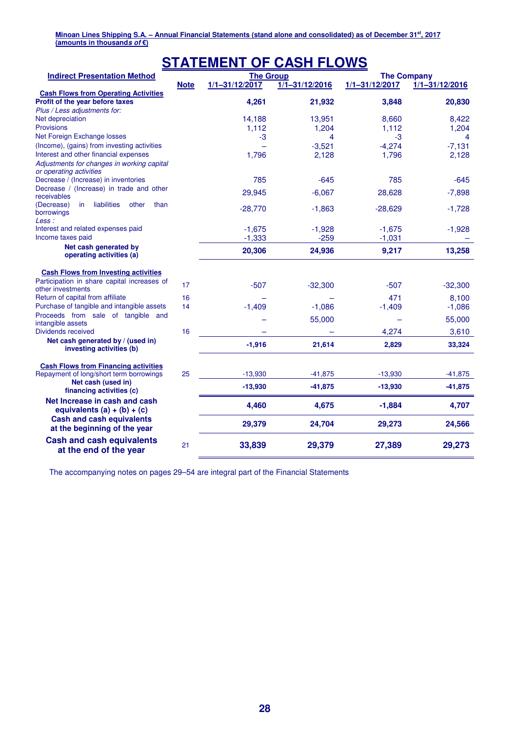# STATEMENT OF CASH FLOWS

| Indirect Presentation Method | Note | The Group | | The Company | |
|---|---|---|---|---|---|
| | | 1/1–31/12/2017 | 1/1–31/12/2016 | 1/1–31/12/2017 | 1/1–31/12/2016 |
| **Cash Flows from Operating Activities** | | | | | |
| **Profit of the year before taxes** | | **4,261** | **21,932** | **3,848** | **20,830** |
| *Plus / Less adjustments for:* | | | | | |
| Net depreciation | | 14,188 | 13,951 | 8,660 | 8,422 |
| Provisions | | 1,112 | 1,204 | 1,112 | 1,204 |
| Net Foreign Exchange losses | | -3 | 4 | -3 | 4 |
| (Income), (gains) from investing activities | | – | -3,521 | -4,274 | -7,131 |
| Interest and other financial expenses | | 1,796 | 2,128 | 1,796 | 2,128 |
| *Adjustments for changes in working capital or operating activities* | | | | | |
| Decrease / (Increase) in inventories | | 785 | -645 | 785 | -645 |
| Decrease / (Increase) in trade and other receivables | | 29,945 | -6,067 | 28,628 | -7,898 |
| (Decrease) in liabilities other than borrowings | | -28,770 | -1,863 | -28,629 | -1,728 |
| *Less :* | | | | | |
| Interest and related expenses paid | | -1,675 | -1,928 | -1,675 | -1,928 |
| Income taxes paid | | -1,333 | -259 | -1,031 | – |
| **Net cash generated by operating activities (a)** | | **20,306** | **24,936** | **9,217** | **13,258** |
| **Cash Flows from Investing activities** | | | | | |
| Participation in share capital increases of other investments | 17 | -507 | -32,300 | -507 | -32,300 |
| Return of capital from affiliate | 16 | – | – | 471 | 8,100 |
| Purchase of tangible and intangible assets | 14 | -1,409 | -1,086 | -1,409 | -1,086 |
| Proceeds from sale of tangible and intangible assets | | – | 55,000 | – | 55,000 |
| Dividends received | 16 | – | – | 4,274 | 3,610 |
| **Net cash generated by / (used in) investing activities (b)** | | **-1,916** | **21,614** | **2,829** | **33,324** |
| **Cash Flows from Financing activities** | | | | | |
| Repayment of long/short term borrowings | 25 | -13,930 | -41,875 | -13,930 | -41,875 |
| **Net cash (used in) financing activities (c)** | | **-13,930** | **-41,875** | **-13,930** | **-41,875** |
| **Net Increase in cash and cash equivalents (a) + (b) + (c)** | | **4,460** | **4,675** | **-1,884** | **4,707** |
| **Cash and cash equivalents at the beginning of the year** | | **29,379** | **24,704** | **29,273** | **24,566** |
| **Cash and cash equivalents at the end of the year** | 21 | **33,839** | **29,379** | **27,389** | **29,273** |

The accompanying notes on pages 29–54 are integral part of the Financial Statements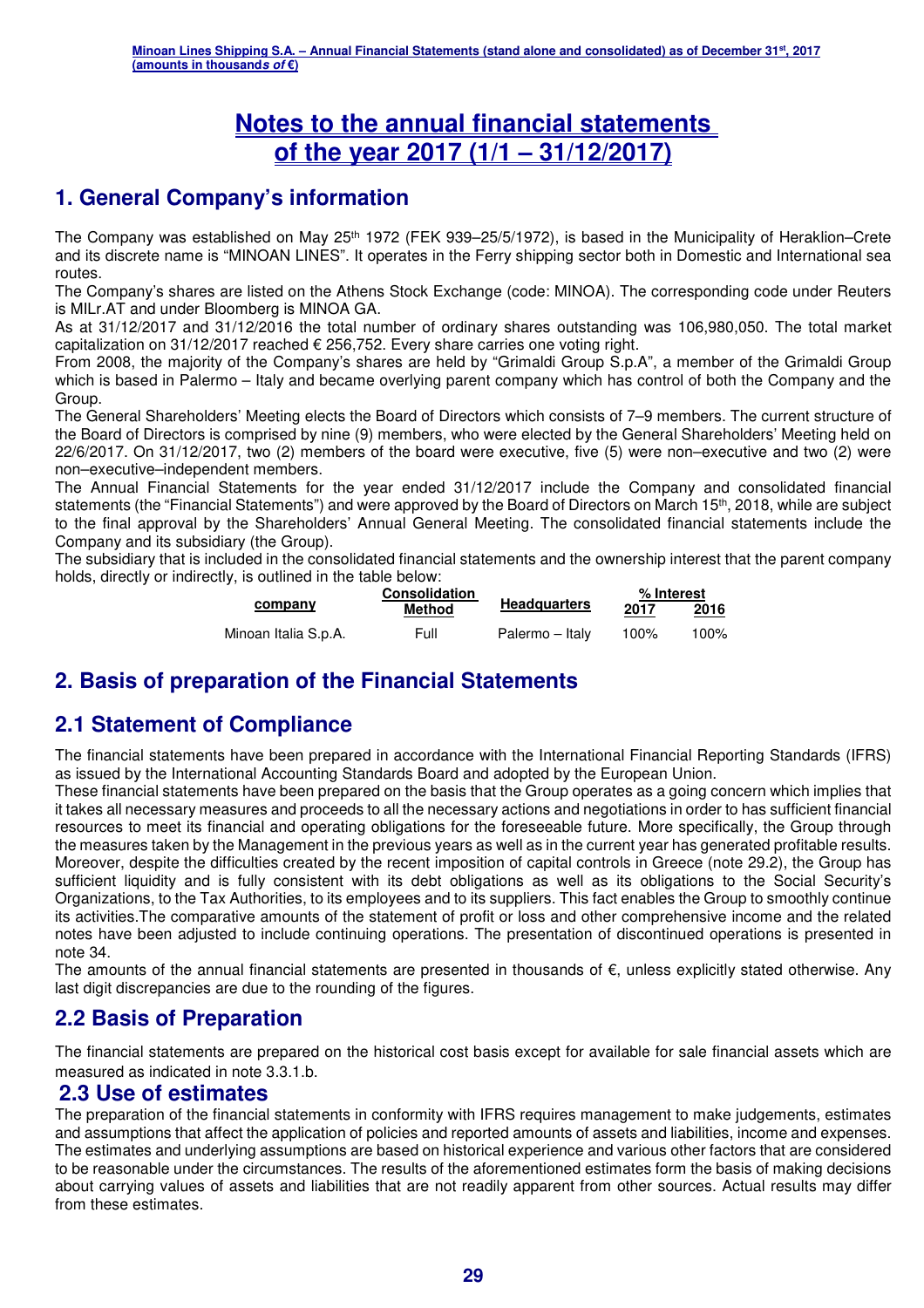# Notes to the annual financial statements of the year 2017 (1/1 – 31/12/2017)

## 1. General Company's information

The Company was established on May 25th 1972 (FEK 939–25/5/1972), is based in the Municipality of Heraklion–Crete and its discrete name is "MINOAN LINES". It operates in the Ferry shipping sector both in Domestic and International sea routes.

The Company's shares are listed on the Athens Stock Exchange (code: MINOA). The corresponding code under Reuters is MILr.AT and under Bloomberg is MINOA GA.

As at 31/12/2017 and 31/12/2016 the total number of ordinary shares outstanding was 106,980,050. The total market capitalization on 31/12/2017 reached € 256,752. Every share carries one voting right.

From 2008, the majority of the Company's shares are held by "Grimaldi Group S.p.A", a member of the Grimaldi Group which is based in Palermo – Italy and became overlying parent company which has control of both the Company and the Group.

The General Shareholders' Meeting elects the Board of Directors which consists of 7–9 members. The current structure of the Board of Directors is comprised by nine (9) members, who were elected by the General Shareholders' Meeting held on 22/6/2017. On 31/12/2017, two (2) members of the board were executive, five (5) were non–executive and two (2) were non–executive–independent members.

The Annual Financial Statements for the year ended 31/12/2017 include the Company and consolidated financial statements (the "Financial Statements") and were approved by the Board of Directors on March 15th, 2018, while are subject to the final approval by the Shareholders' Annual General Meeting. The consolidated financial statements include the Company and its subsidiary (the Group).

The subsidiary that is included in the consolidated financial statements and the ownership interest that the parent company holds, directly or indirectly, is outlined in the table below:

| company | Consolidation Method | Headquarters | % Interest 2017 | 2016 |
|---|---|---|---|---|
| Minoan Italia S.p.A. | Full | Palermo – Italy | 100% | 100% |

## 2. Basis of preparation of the Financial Statements

## 2.1 Statement of Compliance

The financial statements have been prepared in accordance with the International Financial Reporting Standards (IFRS) as issued by the International Accounting Standards Board and adopted by the European Union.

These financial statements have been prepared on the basis that the Group operates as a going concern which implies that it takes all necessary measures and proceeds to all the necessary actions and negotiations in order to has sufficient financial resources to meet its financial and operating obligations for the foreseeable future. More specifically, the Group through the measures taken by the Management in the previous years as well as in the current year has generated profitable results. Moreover, despite the difficulties created by the recent imposition of capital controls in Greece (note 29.2), the Group has sufficient liquidity and is fully consistent with its debt obligations as well as its obligations to the Social Security's Organizations, to the Tax Authorities, to its employees and to its suppliers. This fact enables the Group to smoothly continue its activities.The comparative amounts of the statement of profit or loss and other comprehensive income and the related notes have been adjusted to include continuing operations. The presentation of discontinued operations is presented in note 34.

The amounts of the annual financial statements are presented in thousands of €, unless explicitly stated otherwise. Any last digit discrepancies are due to the rounding of the figures.

## 2.2 Basis of Preparation

The financial statements are prepared on the historical cost basis except for available for sale financial assets which are measured as indicated in note 3.3.1.b.

## 2.3 Use of estimates

The preparation of the financial statements in conformity with IFRS requires management to make judgements, estimates and assumptions that affect the application of policies and reported amounts of assets and liabilities, income and expenses. The estimates and underlying assumptions are based on historical experience and various other factors that are considered to be reasonable under the circumstances. The results of the aforementioned estimates form the basis of making decisions about carrying values of assets and liabilities that are not readily apparent from other sources. Actual results may differ from these estimates.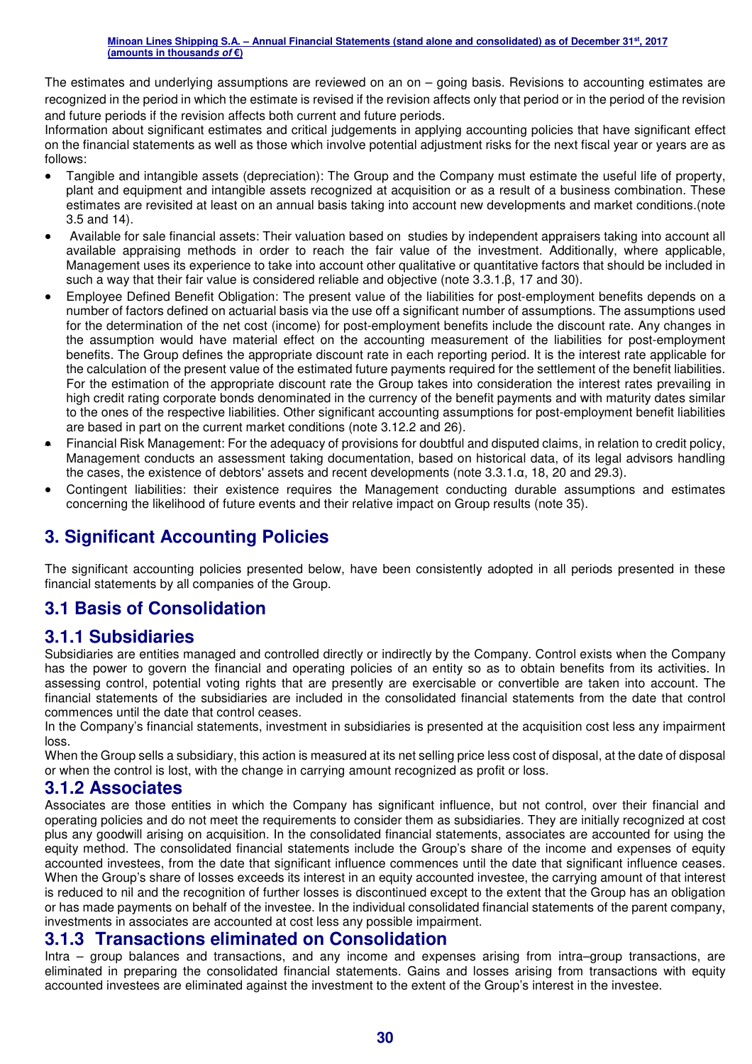The estimates and underlying assumptions are reviewed on an on – going basis. Revisions to accounting estimates are recognized in the period in which the estimate is revised if the revision affects only that period or in the period of the revision and future periods if the revision affects both current and future periods.
Information about significant estimates and critical judgements in applying accounting policies that have significant effect on the financial statements as well as those which involve potential adjustment risks for the next fiscal year or years are as follows:

- Tangible and intangible assets (depreciation): The Group and the Company must estimate the useful life of property, plant and equipment and intangible assets recognized at acquisition or as a result of a business combination. These estimates are revisited at least on an annual basis taking into account new developments and market conditions.(note 3.5 and 14).
- Available for sale financial assets: Their valuation based on studies by independent appraisers taking into account all available appraising methods in order to reach the fair value of the investment. Additionally, where applicable, Management uses its experience to take into account other qualitative or quantitative factors that should be included in such a way that their fair value is considered reliable and objective (note 3.3.1.β, 17 and 30).
- Employee Defined Benefit Obligation: The present value of the liabilities for post-employment benefits depends on a number of factors defined on actuarial basis via the use off a significant number of assumptions. The assumptions used for the determination of the net cost (income) for post-employment benefits include the discount rate. Any changes in the assumption would have material effect on the accounting measurement of the liabilities for post-employment benefits. The Group defines the appropriate discount rate in each reporting period. It is the interest rate applicable for the calculation of the present value of the estimated future payments required for the settlement of the benefit liabilities. For the estimation of the appropriate discount rate the Group takes into consideration the interest rates prevailing in high credit rating corporate bonds denominated in the currency of the benefit payments and with maturity dates similar to the ones of the respective liabilities. Other significant accounting assumptions for post-employment benefit liabilities are based in part on the current market conditions (note 3.12.2 and 26).
- Financial Risk Management: For the adequacy of provisions for doubtful and disputed claims, in relation to credit policy, Management conducts an assessment taking documentation, based on historical data, of its legal advisors handling the cases, the existence of debtors' assets and recent developments (note 3.3.1.α, 18, 20 and 29.3).
- Contingent liabilities: their existence requires the Management conducting durable assumptions and estimates concerning the likelihood of future events and their relative impact on Group results (note 35).

# 3. Significant Accounting Policies

The significant accounting policies presented below, have been consistently adopted in all periods presented in these financial statements by all companies of the Group.

## 3.1 Basis of Consolidation

### 3.1.1 Subsidiaries

Subsidiaries are entities managed and controlled directly or indirectly by the Company. Control exists when the Company has the power to govern the financial and operating policies of an entity so as to obtain benefits from its activities. In assessing control, potential voting rights that are presently are exercisable or convertible are taken into account. The financial statements of the subsidiaries are included in the consolidated financial statements from the date that control commences until the date that control ceases.
In the Company's financial statements, investment in subsidiaries is presented at the acquisition cost less any impairment loss.
When the Group sells a subsidiary, this action is measured at its net selling price less cost of disposal, at the date of disposal or when the control is lost, with the change in carrying amount recognized as profit or loss.

### 3.1.2 Associates

Associates are those entities in which the Company has significant influence, but not control, over their financial and operating policies and do not meet the requirements to consider them as subsidiaries. They are initially recognized at cost plus any goodwill arising on acquisition. In the consolidated financial statements, associates are accounted for using the equity method. The consolidated financial statements include the Group's share of the income and expenses of equity accounted investees, from the date that significant influence commences until the date that significant influence ceases. When the Group's share of losses exceeds its interest in an equity accounted investee, the carrying amount of that interest is reduced to nil and the recognition of further losses is discontinued except to the extent that the Group has an obligation or has made payments on behalf of the investee. In the individual consolidated financial statements of the parent company, investments in associates are accounted at cost less any possible impairment.

### 3.1.3 Transactions eliminated on Consolidation

Intra – group balances and transactions, and any income and expenses arising from intra–group transactions, are eliminated in preparing the consolidated financial statements. Gains and losses arising from transactions with equity accounted investees are eliminated against the investment to the extent of the Group's interest in the investee.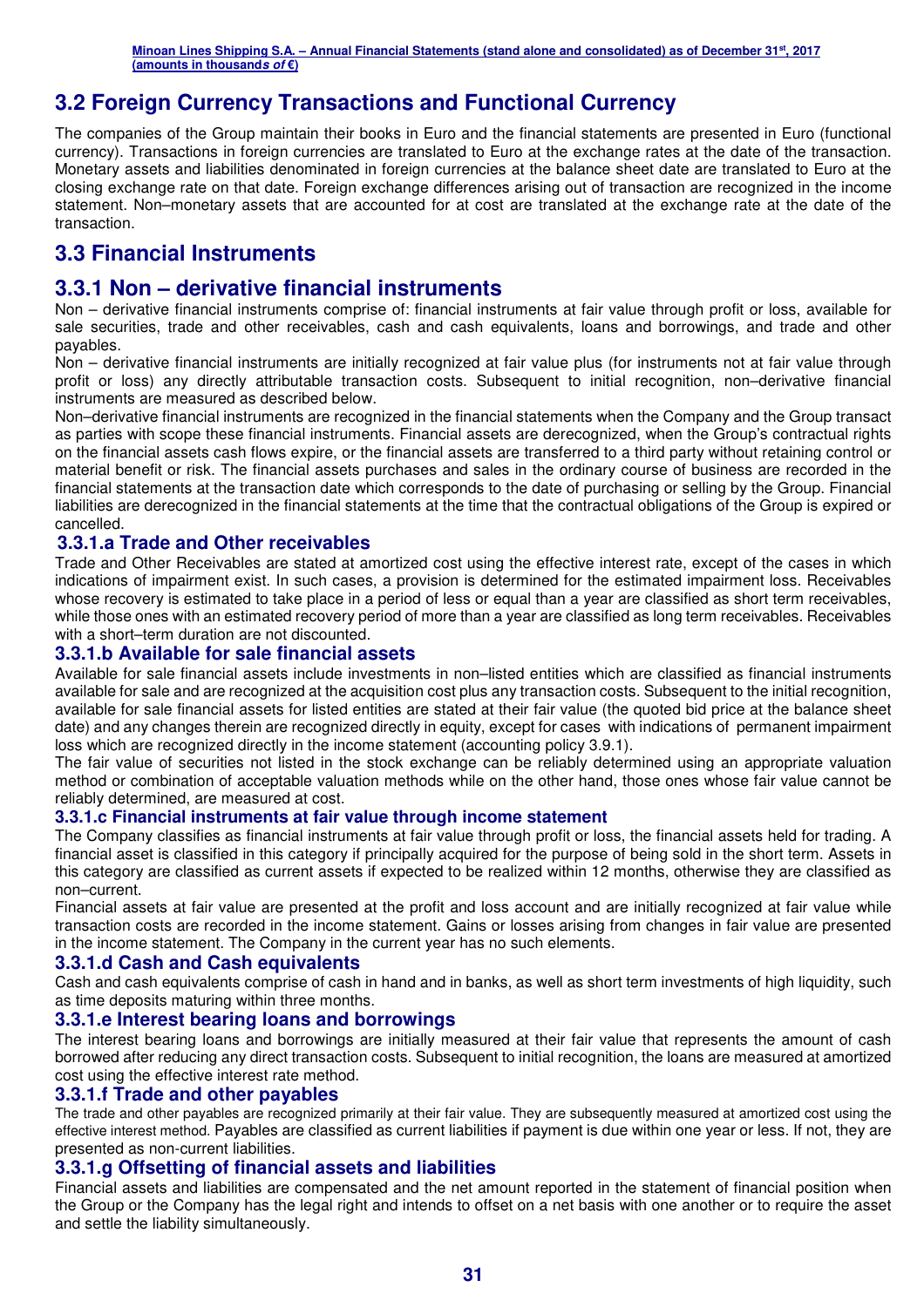## 3.2 Foreign Currency Transactions and Functional Currency

The companies of the Group maintain their books in Euro and the financial statements are presented in Euro (functional currency). Transactions in foreign currencies are translated to Euro at the exchange rates at the date of the transaction. Monetary assets and liabilities denominated in foreign currencies at the balance sheet date are translated to Euro at the closing exchange rate on that date. Foreign exchange differences arising out of transaction are recognized in the income statement. Non–monetary assets that are accounted for at cost are translated at the exchange rate at the date of the transaction.

## 3.3 Financial Instruments

## 3.3.1 Non – derivative financial instruments

Non – derivative financial instruments comprise of: financial instruments at fair value through profit or loss, available for sale securities, trade and other receivables, cash and cash equivalents, loans and borrowings, and trade and other payables.

Non – derivative financial instruments are initially recognized at fair value plus (for instruments not at fair value through profit or loss) any directly attributable transaction costs. Subsequent to initial recognition, non–derivative financial instruments are measured as described below.

Non–derivative financial instruments are recognized in the financial statements when the Company and the Group transact as parties with scope these financial instruments. Financial assets are derecognized, when the Group's contractual rights on the financial assets cash flows expire, or the financial assets are transferred to a third party without retaining control or material benefit or risk. The financial assets purchases and sales in the ordinary course of business are recorded in the financial statements at the transaction date which corresponds to the date of purchasing or selling by the Group. Financial liabilities are derecognized in the financial statements at the time that the contractual obligations of the Group is expired or cancelled.

### 3.3.1.a Trade and Other receivables

Trade and Other Receivables are stated at amortized cost using the effective interest rate, except of the cases in which indications of impairment exist. In such cases, a provision is determined for the estimated impairment loss. Receivables whose recovery is estimated to take place in a period of less or equal than a year are classified as short term receivables, while those ones with an estimated recovery period of more than a year are classified as long term receivables. Receivables with a short–term duration are not discounted.

### 3.3.1.b Available for sale financial assets

Available for sale financial assets include investments in non–listed entities which are classified as financial instruments available for sale and are recognized at the acquisition cost plus any transaction costs. Subsequent to the initial recognition, available for sale financial assets for listed entities are stated at their fair value (the quoted bid price at the balance sheet date) and any changes therein are recognized directly in equity, except for cases with indications of permanent impairment loss which are recognized directly in the income statement (accounting policy 3.9.1).

The fair value of securities not listed in the stock exchange can be reliably determined using an appropriate valuation method or combination of acceptable valuation methods while on the other hand, those ones whose fair value cannot be reliably determined, are measured at cost.

### 3.3.1.c Financial instruments at fair value through income statement

The Company classifies as financial instruments at fair value through profit or loss, the financial assets held for trading. A financial asset is classified in this category if principally acquired for the purpose of being sold in the short term. Assets in this category are classified as current assets if expected to be realized within 12 months, otherwise they are classified as non–current.

Financial assets at fair value are presented at the profit and loss account and are initially recognized at fair value while transaction costs are recorded in the income statement. Gains or losses arising from changes in fair value are presented in the income statement. The Company in the current year has no such elements.

### 3.3.1.d Cash and Cash equivalents

Cash and cash equivalents comprise of cash in hand and in banks, as well as short term investments of high liquidity, such as time deposits maturing within three months.

### 3.3.1.e Interest bearing loans and borrowings

The interest bearing loans and borrowings are initially measured at their fair value that represents the amount of cash borrowed after reducing any direct transaction costs. Subsequent to initial recognition, the loans are measured at amortized cost using the effective interest rate method.

### 3.3.1.f Trade and other payables

The trade and other payables are recognized primarily at their fair value. They are subsequently measured at amortized cost using the effective interest method. Payables are classified as current liabilities if payment is due within one year or less. If not, they are presented as non-current liabilities.

### 3.3.1.g Offsetting of financial assets and liabilities

Financial assets and liabilities are compensated and the net amount reported in the statement of financial position when the Group or the Company has the legal right and intends to offset on a net basis with one another or to require the asset and settle the liability simultaneously.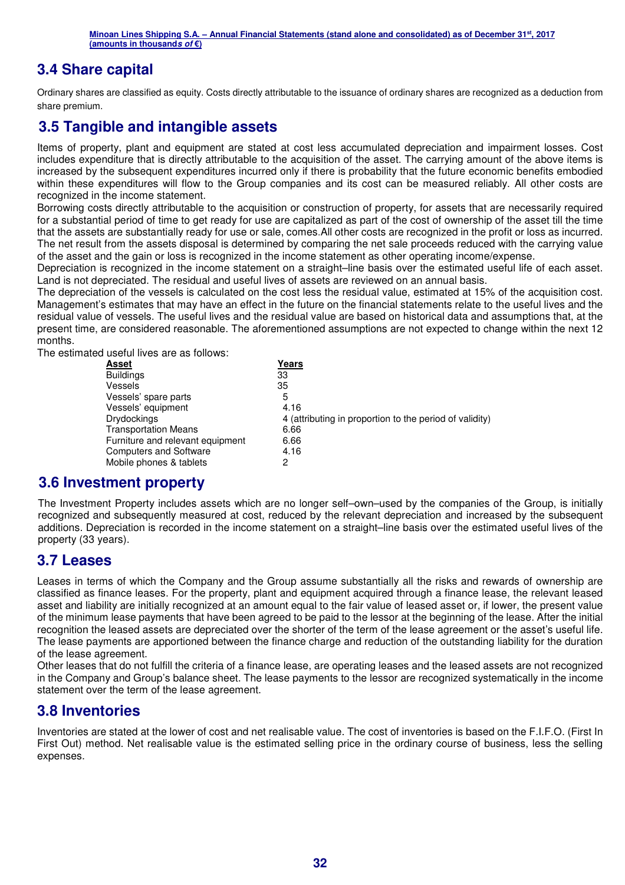## 3.4 Share capital

Ordinary shares are classified as equity. Costs directly attributable to the issuance of ordinary shares are recognized as a deduction from share premium.

## 3.5 Tangible and intangible assets

Items of property, plant and equipment are stated at cost less accumulated depreciation and impairment losses. Cost includes expenditure that is directly attributable to the acquisition of the asset. The carrying amount of the above items is increased by the subsequent expenditures incurred only if there is probability that the future economic benefits embodied within these expenditures will flow to the Group companies and its cost can be measured reliably. All other costs are recognized in the income statement.

Borrowing costs directly attributable to the acquisition or construction of property, for assets that are necessarily required for a substantial period of time to get ready for use are capitalized as part of the cost of ownership of the asset till the time that the assets are substantially ready for use or sale, comes.All other costs are recognized in the profit or loss as incurred.

The net result from the assets disposal is determined by comparing the net sale proceeds reduced with the carrying value of the asset and the gain or loss is recognized in the income statement as other operating income/expense.

Depreciation is recognized in the income statement on a straight–line basis over the estimated useful life of each asset. Land is not depreciated. The residual and useful lives of assets are reviewed on an annual basis.

The depreciation of the vessels is calculated on the cost less the residual value, estimated at 15% of the acquisition cost. Management's estimates that may have an effect in the future on the financial statements relate to the useful lives and the residual value of vessels. The useful lives and the residual value are based on historical data and assumptions that, at the present time, are considered reasonable. The aforementioned assumptions are not expected to change within the next 12 months.

The estimated useful lives are as follows:

| Asset | Years |
|---|---|
| Buildings | 33 |
| Vessels | 35 |
| Vessels' spare parts | 5 |
| Vessels' equipment | 4.16 |
| Drydockings | 4 (attributing in proportion to the period of validity) |
| Transportation Means | 6.66 |
| Furniture and relevant equipment | 6.66 |
| Computers and Software | 4.16 |
| Mobile phones & tablets | 2 |

## 3.6 Investment property

The Investment Property includes assets which are no longer self–own–used by the companies of the Group, is initially recognized and subsequently measured at cost, reduced by the relevant depreciation and increased by the subsequent additions. Depreciation is recorded in the income statement on a straight–line basis over the estimated useful lives of the property (33 years).

## 3.7 Leases

Leases in terms of which the Company and the Group assume substantially all the risks and rewards of ownership are classified as finance leases. For the property, plant and equipment acquired through a finance lease, the relevant leased asset and liability are initially recognized at an amount equal to the fair value of leased asset or, if lower, the present value of the minimum lease payments that have been agreed to be paid to the lessor at the beginning of the lease. After the initial recognition the leased assets are depreciated over the shorter of the term of the lease agreement or the asset's useful life. The lease payments are apportioned between the finance charge and reduction of the outstanding liability for the duration of the lease agreement.

Other leases that do not fulfill the criteria of a finance lease, are operating leases and the leased assets are not recognized in the Company and Group's balance sheet. The lease payments to the lessor are recognized systematically in the income statement over the term of the lease agreement.

## 3.8 Inventories

Inventories are stated at the lower of cost and net realisable value. The cost of inventories is based on the F.I.F.O. (First In First Out) method. Net realisable value is the estimated selling price in the ordinary course of business, less the selling expenses.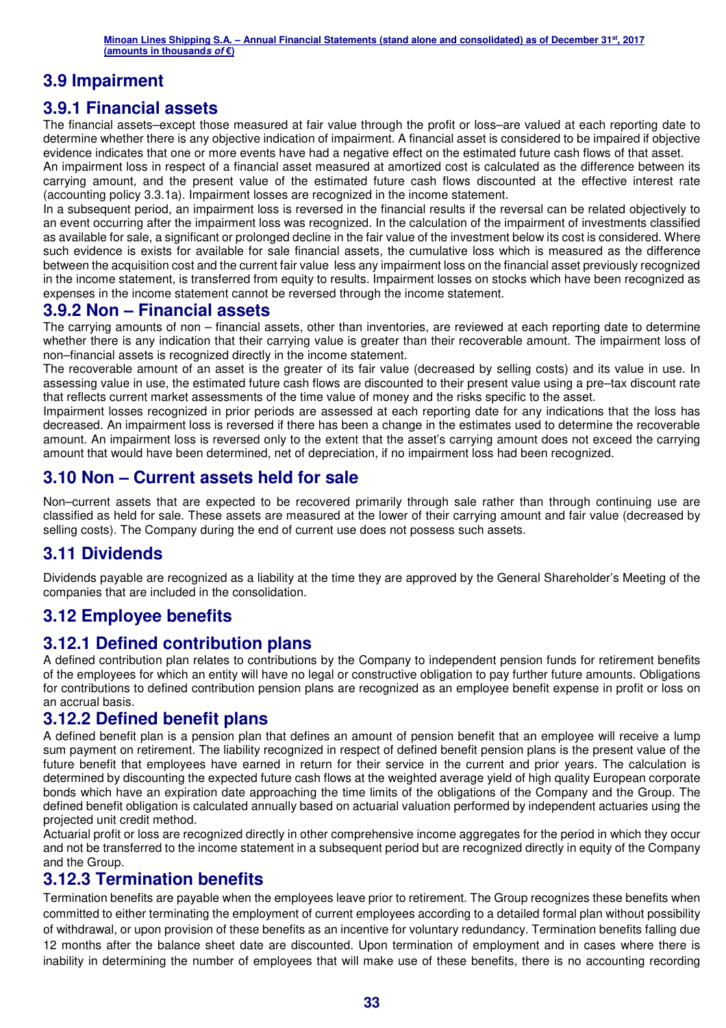## 3.9 Impairment

### 3.9.1 Financial assets

The financial assets–except those measured at fair value through the profit or loss–are valued at each reporting date to determine whether there is any objective indication of impairment. A financial asset is considered to be impaired if objective evidence indicates that one or more events have had a negative effect on the estimated future cash flows of that asset.

An impairment loss in respect of a financial asset measured at amortized cost is calculated as the difference between its carrying amount, and the present value of the estimated future cash flows discounted at the effective interest rate (accounting policy 3.3.1a). Impairment losses are recognized in the income statement.

In a subsequent period, an impairment loss is reversed in the financial results if the reversal can be related objectively to an event occurring after the impairment loss was recognized. In the calculation of the impairment of investments classified as available for sale, a significant or prolonged decline in the fair value of the investment below its cost is considered. Where such evidence is exists for available for sale financial assets, the cumulative loss which is measured as the difference between the acquisition cost and the current fair value less any impairment loss on the financial asset previously recognized in the income statement, is transferred from equity to results. Impairment losses on stocks which have been recognized as expenses in the income statement cannot be reversed through the income statement.

### 3.9.2 Non – Financial assets

The carrying amounts of non – financial assets, other than inventories, are reviewed at each reporting date to determine whether there is any indication that their carrying value is greater than their recoverable amount. The impairment loss of non–financial assets is recognized directly in the income statement.

The recoverable amount of an asset is the greater of its fair value (decreased by selling costs) and its value in use. In assessing value in use, the estimated future cash flows are discounted to their present value using a pre–tax discount rate that reflects current market assessments of the time value of money and the risks specific to the asset.

Impairment losses recognized in prior periods are assessed at each reporting date for any indications that the loss has decreased. An impairment loss is reversed if there has been a change in the estimates used to determine the recoverable amount. An impairment loss is reversed only to the extent that the asset's carrying amount does not exceed the carrying amount that would have been determined, net of depreciation, if no impairment loss had been recognized.

## 3.10 Non – Current assets held for sale

Non–current assets that are expected to be recovered primarily through sale rather than through continuing use are classified as held for sale. These assets are measured at the lower of their carrying amount and fair value (decreased by selling costs). The Company during the end of current use does not possess such assets.

## 3.11 Dividends

Dividends payable are recognized as a liability at the time they are approved by the General Shareholder's Meeting of the companies that are included in the consolidation.

## 3.12 Employee benefits

### 3.12.1 Defined contribution plans

A defined contribution plan relates to contributions by the Company to independent pension funds for retirement benefits of the employees for which an entity will have no legal or constructive obligation to pay further future amounts. Obligations for contributions to defined contribution pension plans are recognized as an employee benefit expense in profit or loss on an accrual basis.

### 3.12.2 Defined benefit plans

A defined benefit plan is a pension plan that defines an amount of pension benefit that an employee will receive a lump sum payment on retirement. The liability recognized in respect of defined benefit pension plans is the present value of the future benefit that employees have earned in return for their service in the current and prior years. The calculation is determined by discounting the expected future cash flows at the weighted average yield of high quality European corporate bonds which have an expiration date approaching the time limits of the obligations of the Company and the Group. The defined benefit obligation is calculated annually based on actuarial valuation performed by independent actuaries using the projected unit credit method.

Actuarial profit or loss are recognized directly in other comprehensive income aggregates for the period in which they occur and not be transferred to the income statement in a subsequent period but are recognized directly in equity of the Company and the Group.

### 3.12.3 Termination benefits

Termination benefits are payable when the employees leave prior to retirement. The Group recognizes these benefits when committed to either terminating the employment of current employees according to a detailed formal plan without possibility of withdrawal, or upon provision of these benefits as an incentive for voluntary redundancy. Termination benefits falling due 12 months after the balance sheet date are discounted. Upon termination of employment and in cases where there is inability in determining the number of employees that will make use of these benefits, there is no accounting recording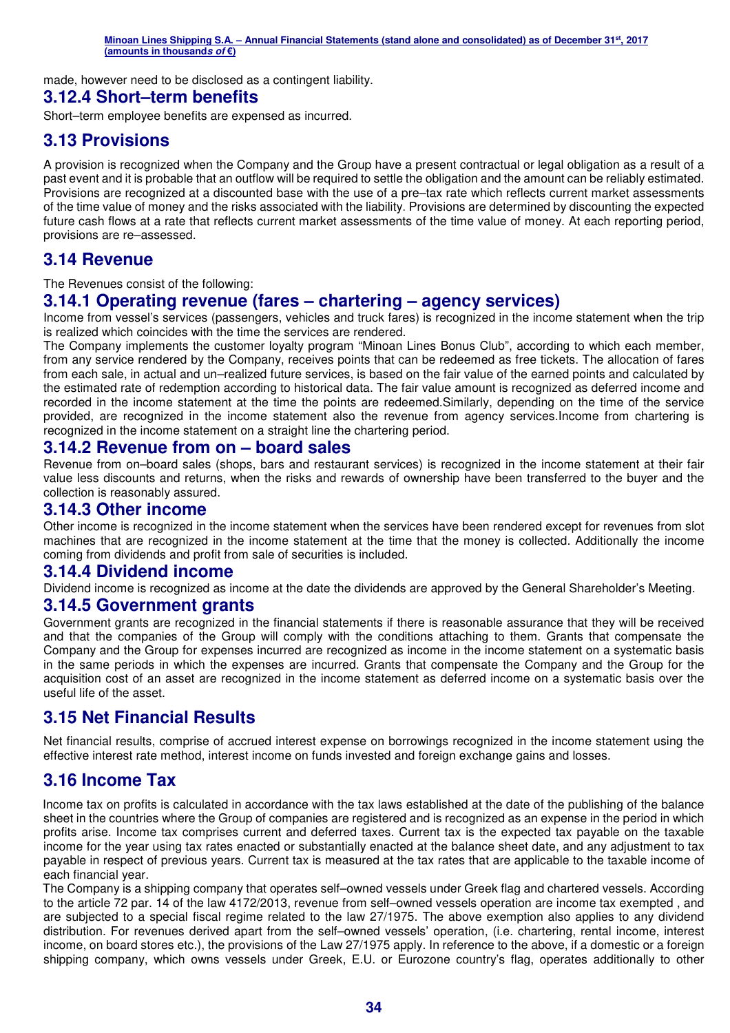made, however need to be disclosed as a contingent liability.

### 3.12.4 Short–term benefits

Short–term employee benefits are expensed as incurred.

## 3.13 Provisions

A provision is recognized when the Company and the Group have a present contractual or legal obligation as a result of a past event and it is probable that an outflow will be required to settle the obligation and the amount can be reliably estimated. Provisions are recognized at a discounted base with the use of a pre–tax rate which reflects current market assessments of the time value of money and the risks associated with the liability. Provisions are determined by discounting the expected future cash flows at a rate that reflects current market assessments of the time value of money. At each reporting period, provisions are re–assessed.

## 3.14 Revenue

The Revenues consist of the following:

### 3.14.1 Operating revenue (fares – chartering – agency services)

Income from vessel's services (passengers, vehicles and truck fares) is recognized in the income statement when the trip is realized which coincides with the time the services are rendered.

The Company implements the customer loyalty program "Minoan Lines Bonus Club", according to which each member, from any service rendered by the Company, receives points that can be redeemed as free tickets. The allocation of fares from each sale, in actual and un–realized future services, is based on the fair value of the earned points and calculated by the estimated rate of redemption according to historical data. The fair value amount is recognized as deferred income and recorded in the income statement at the time the points are redeemed.Similarly, depending on the time of the service provided, are recognized in the income statement also the revenue from agency services.Income from chartering is recognized in the income statement on a straight line the chartering period.

### 3.14.2 Revenue from on – board sales

Revenue from on–board sales (shops, bars and restaurant services) is recognized in the income statement at their fair value less discounts and returns, when the risks and rewards of ownership have been transferred to the buyer and the collection is reasonably assured.

### 3.14.3 Other income

Other income is recognized in the income statement when the services have been rendered except for revenues from slot machines that are recognized in the income statement at the time that the money is collected. Additionally the income coming from dividends and profit from sale of securities is included.

### 3.14.4 Dividend income

Dividend income is recognized as income at the date the dividends are approved by the General Shareholder's Meeting.

### 3.14.5 Government grants

Government grants are recognized in the financial statements if there is reasonable assurance that they will be received and that the companies of the Group will comply with the conditions attaching to them. Grants that compensate the Company and the Group for expenses incurred are recognized as income in the income statement on a systematic basis in the same periods in which the expenses are incurred. Grants that compensate the Company and the Group for the acquisition cost of an asset are recognized in the income statement as deferred income on a systematic basis over the useful life of the asset.

## 3.15 Net Financial Results

Net financial results, comprise of accrued interest expense on borrowings recognized in the income statement using the effective interest rate method, interest income on funds invested and foreign exchange gains and losses.

## 3.16 Income Tax

Income tax on profits is calculated in accordance with the tax laws established at the date of the publishing of the balance sheet in the countries where the Group of companies are registered and is recognized as an expense in the period in which profits arise. Income tax comprises current and deferred taxes. Current tax is the expected tax payable on the taxable income for the year using tax rates enacted or substantially enacted at the balance sheet date, and any adjustment to tax payable in respect of previous years. Current tax is measured at the tax rates that are applicable to the taxable income of each financial year.

The Company is a shipping company that operates self–owned vessels under Greek flag and chartered vessels. According to the article 72 par. 14 of the law 4172/2013, revenue from self–owned vessels operation are income tax exempted , and are subjected to a special fiscal regime related to the law 27/1975. The above exemption also applies to any dividend distribution. For revenues derived apart from the self–owned vessels' operation, (i.e. chartering, rental income, interest income, on board stores etc.), the provisions of the Law 27/1975 apply. In reference to the above, if a domestic or a foreign shipping company, which owns vessels under Greek, E.U. or Eurozone country's flag, operates additionally to other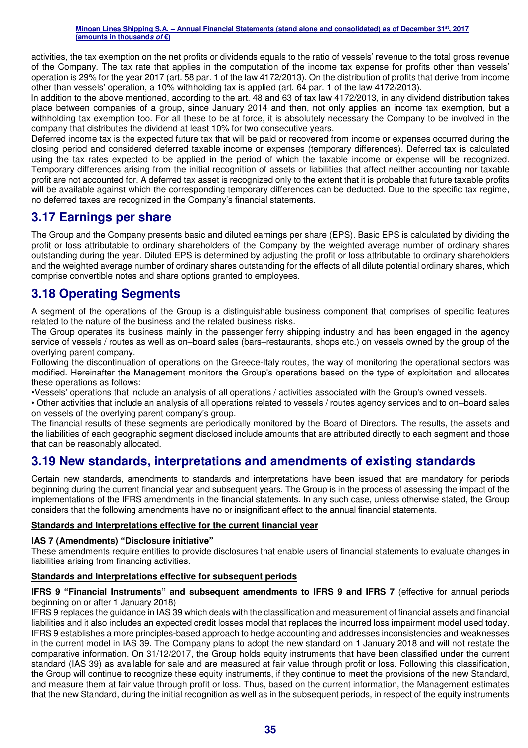activities, the tax exemption on the net profits or dividends equals to the ratio of vessels' revenue to the total gross revenue of the Company. The tax rate that applies in the computation of the income tax expense for profits other than vessels' operation is 29% for the year 2017 (art. 58 par. 1 of the law 4172/2013). On the distribution of profits that derive from income other than vessels' operation, a 10% withholding tax is applied (art. 64 par. 1 of the law 4172/2013).

In addition to the above mentioned, according to the art. 48 and 63 of tax law 4172/2013, in any dividend distribution takes place between companies of a group, since January 2014 and then, not only applies an income tax exemption, but a withholding tax exemption too. For all these to be at force, it is absolutely necessary the Company to be involved in the company that distributes the dividend at least 10% for two consecutive years.

Deferred income tax is the expected future tax that will be paid or recovered from income or expenses occurred during the closing period and considered deferred taxable income or expenses (temporary differences). Deferred tax is calculated using the tax rates expected to be applied in the period of which the taxable income or expense will be recognized. Temporary differences arising from the initial recognition of assets or liabilities that affect neither accounting nor taxable profit are not accounted for. A deferred tax asset is recognized only to the extent that it is probable that future taxable profits will be available against which the corresponding temporary differences can be deducted. Due to the specific tax regime, no deferred taxes are recognized in the Company's financial statements.

## 3.17 Earnings per share

The Group and the Company presents basic and diluted earnings per share (EPS). Basic EPS is calculated by dividing the profit or loss attributable to ordinary shareholders of the Company by the weighted average number of ordinary shares outstanding during the year. Diluted EPS is determined by adjusting the profit or loss attributable to ordinary shareholders and the weighted average number of ordinary shares outstanding for the effects of all dilute potential ordinary shares, which comprise convertible notes and share options granted to employees.

## 3.18 Operating Segments

A segment of the operations of the Group is a distinguishable business component that comprises of specific features related to the nature of the business and the related business risks.

The Group operates its business mainly in the passenger ferry shipping industry and has been engaged in the agency service of vessels / routes as well as on–board sales (bars–restaurants, shops etc.) on vessels owned by the group of the overlying parent company.

Following the discontinuation of operations on the Greece-Italy routes, the way of monitoring the operational sectors was modified. Hereinafter the Management monitors the Group's operations based on the type of exploitation and allocates these operations as follows:

- Vessels' operations that include an analysis of all operations / activities associated with the Group's owned vessels.
- Other activities that include an analysis of all operations related to vessels / routes agency services and to on–board sales on vessels of the overlying parent company's group.

The financial results of these segments are periodically monitored by the Board of Directors. The results, the assets and the liabilities of each geographic segment disclosed include amounts that are attributed directly to each segment and those that can be reasonably allocated.

## 3.19 New standards, interpretations and amendments of existing standards

Certain new standards, amendments to standards and interpretations have been issued that are mandatory for periods beginning during the current financial year and subsequent years. The Group is in the process of assessing the impact of the implementations of the IFRS amendments in the financial statements. In any such case, unless otherwise stated, the Group considers that the following amendments have no or insignificant effect to the annual financial statements.

**Standards and Interpretations effective for the current financial year**

**IAS 7 (Amendments) "Disclosure initiative"**

These amendments require entities to provide disclosures that enable users of financial statements to evaluate changes in liabilities arising from financing activities.

**Standards and Interpretations effective for subsequent periods**

**IFRS 9 "Financial Instruments" and subsequent amendments to IFRS 9 and IFRS 7** (effective for annual periods beginning on or after 1 January 2018)

IFRS 9 replaces the guidance in IAS 39 which deals with the classification and measurement of financial assets and financial liabilities and it also includes an expected credit losses model that replaces the incurred loss impairment model used today. IFRS 9 establishes a more principles-based approach to hedge accounting and addresses inconsistencies and weaknesses in the current model in IAS 39. The Company plans to adopt the new standard on 1 January 2018 and will not restate the comparative information. On 31/12/2017, the Group holds equity instruments that have been classified under the current standard (IAS 39) as available for sale and are measured at fair value through profit or loss. Following this classification, the Group will continue to recognize these equity instruments, if they continue to meet the provisions of the new Standard, and measure them at fair value through profit or loss. Thus, based on the current information, the Management estimates that the new Standard, during the initial recognition as well as in the subsequent periods, in respect of the equity instruments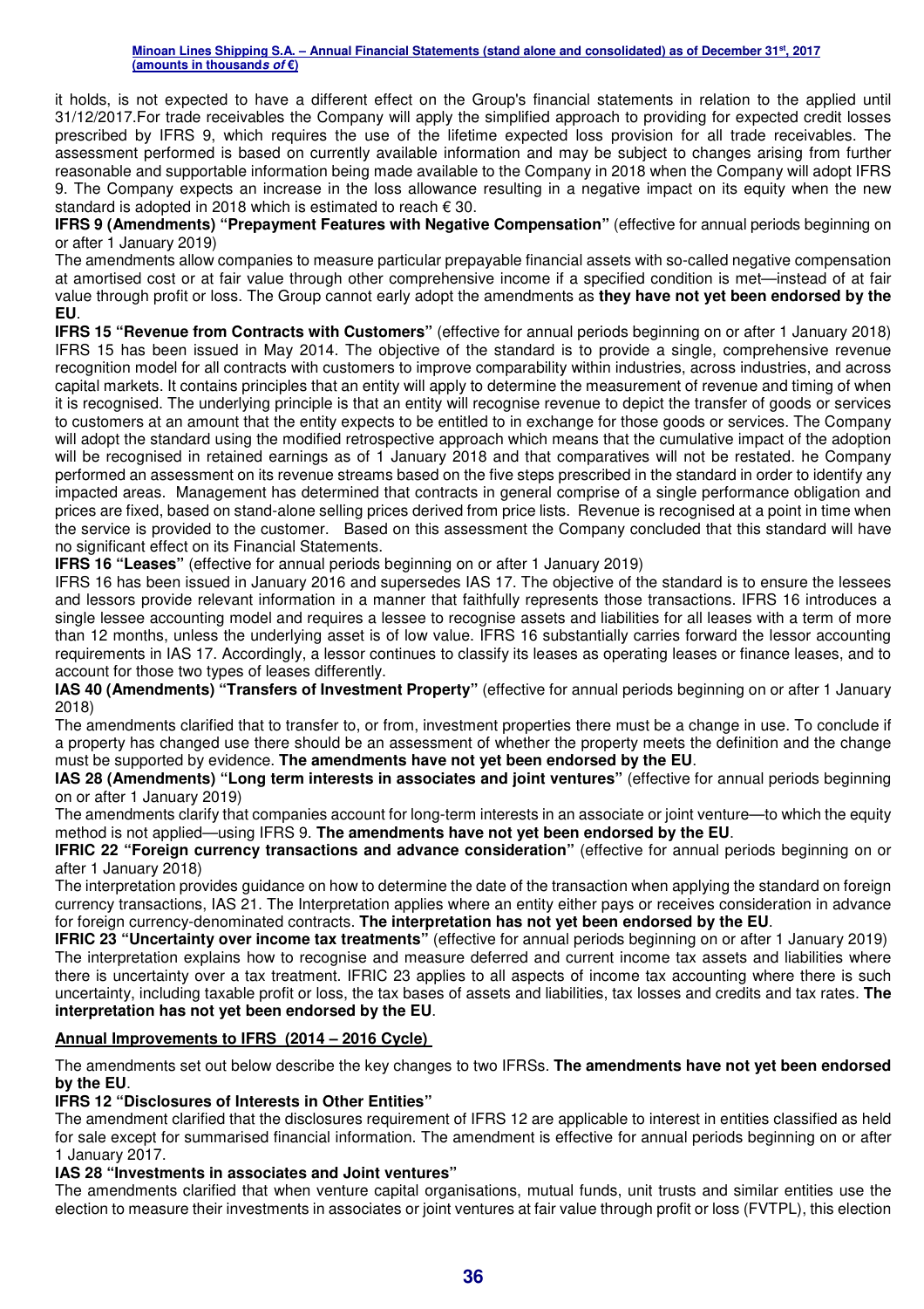it holds, is not expected to have a different effect on the Group's financial statements in relation to the applied until 31/12/2017.For trade receivables the Company will apply the simplified approach to providing for expected credit losses prescribed by IFRS 9, which requires the use of the lifetime expected loss provision for all trade receivables. The assessment performed is based on currently available information and may be subject to changes arising from further reasonable and supportable information being made available to the Company in 2018 when the Company will adopt IFRS 9. The Company expects an increase in the loss allowance resulting in a negative impact on its equity when the new standard is adopted in 2018 which is estimated to reach € 30.

**IFRS 9 (Amendments) "Prepayment Features with Negative Compensation"** (effective for annual periods beginning on or after 1 January 2019)

The amendments allow companies to measure particular prepayable financial assets with so-called negative compensation at amortised cost or at fair value through other comprehensive income if a specified condition is met—instead of at fair value through profit or loss. The Group cannot early adopt the amendments as **they have not yet been endorsed by the EU**.

**IFRS 15 "Revenue from Contracts with Customers"** (effective for annual periods beginning on or after 1 January 2018)

IFRS 15 has been issued in May 2014. The objective of the standard is to provide a single, comprehensive revenue recognition model for all contracts with customers to improve comparability within industries, across industries, and across capital markets. It contains principles that an entity will apply to determine the measurement of revenue and timing of when it is recognised. The underlying principle is that an entity will recognise revenue to depict the transfer of goods or services to customers at an amount that the entity expects to be entitled to in exchange for those goods or services. The Company will adopt the standard using the modified retrospective approach which means that the cumulative impact of the adoption will be recognised in retained earnings as of 1 January 2018 and that comparatives will not be restated. he Company performed an assessment on its revenue streams based on the five steps prescribed in the standard in order to identify any impacted areas. Management has determined that contracts in general comprise of a single performance obligation and prices are fixed, based on stand-alone selling prices derived from price lists. Revenue is recognised at a point in time when the service is provided to the customer. Based on this assessment the Company concluded that this standard will have no significant effect on its Financial Statements.

**IFRS 16 "Leases"** (effective for annual periods beginning on or after 1 January 2019)

IFRS 16 has been issued in January 2016 and supersedes IAS 17. The objective of the standard is to ensure the lessees and lessors provide relevant information in a manner that faithfully represents those transactions. IFRS 16 introduces a single lessee accounting model and requires a lessee to recognise assets and liabilities for all leases with a term of more than 12 months, unless the underlying asset is of low value. IFRS 16 substantially carries forward the lessor accounting requirements in IAS 17. Accordingly, a lessor continues to classify its leases as operating leases or finance leases, and to account for those two types of leases differently.

**IAS 40 (Amendments) "Transfers of Investment Property"** (effective for annual periods beginning on or after 1 January 2018)

The amendments clarified that to transfer to, or from, investment properties there must be a change in use. To conclude if a property has changed use there should be an assessment of whether the property meets the definition and the change must be supported by evidence. **The amendments have not yet been endorsed by the EU**.

**IAS 28 (Amendments) "Long term interests in associates and joint ventures"** (effective for annual periods beginning on or after 1 January 2019)

The amendments clarify that companies account for long-term interests in an associate or joint venture—to which the equity method is not applied—using IFRS 9. **The amendments have not yet been endorsed by the EU**.

**IFRIC 22 "Foreign currency transactions and advance consideration"** (effective for annual periods beginning on or after 1 January 2018)

The interpretation provides guidance on how to determine the date of the transaction when applying the standard on foreign currency transactions, IAS 21. The Interpretation applies where an entity either pays or receives consideration in advance for foreign currency-denominated contracts. **The interpretation has not yet been endorsed by the EU**.

**IFRIC 23 "Uncertainty over income tax treatments"** (effective for annual periods beginning on or after 1 January 2019)

The interpretation explains how to recognise and measure deferred and current income tax assets and liabilities where there is uncertainty over a tax treatment. IFRIC 23 applies to all aspects of income tax accounting where there is such uncertainty, including taxable profit or loss, the tax bases of assets and liabilities, tax losses and credits and tax rates. **The interpretation has not yet been endorsed by the EU**.

**Annual Improvements to IFRS (2014 – 2016 Cycle)**

The amendments set out below describe the key changes to two IFRSs. **The amendments have not yet been endorsed by the EU**.

**IFRS 12 "Disclosures of Interests in Other Entities"**

The amendment clarified that the disclosures requirement of IFRS 12 are applicable to interest in entities classified as held for sale except for summarised financial information. The amendment is effective for annual periods beginning on or after 1 January 2017.

**IAS 28 "Investments in associates and Joint ventures"**

The amendments clarified that when venture capital organisations, mutual funds, unit trusts and similar entities use the election to measure their investments in associates or joint ventures at fair value through profit or loss (FVTPL), this election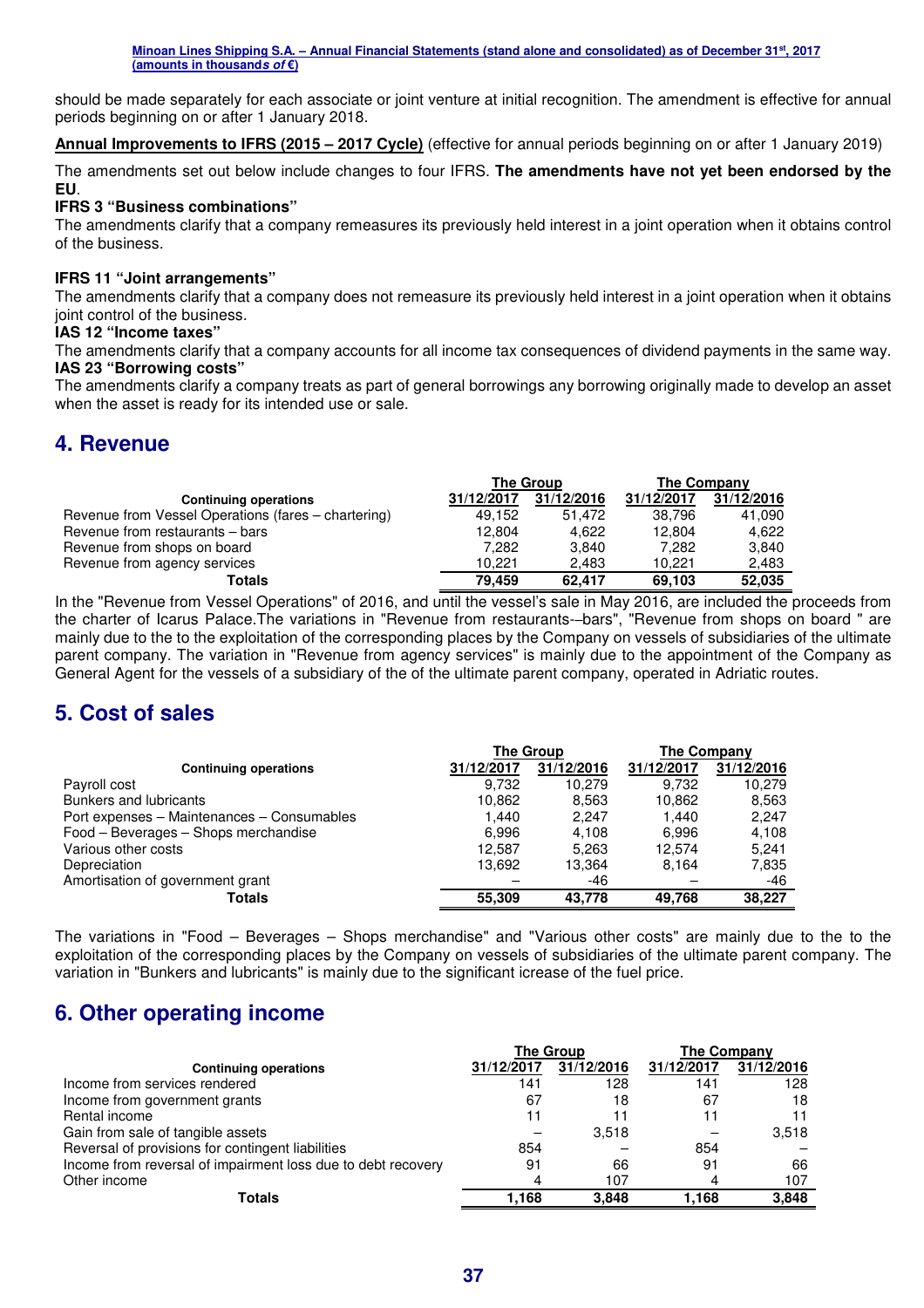should be made separately for each associate or joint venture at initial recognition. The amendment is effective for annual periods beginning on or after 1 January 2018.

**Annual Improvements to IFRS (2015 – 2017 Cycle)** (effective for annual periods beginning on or after 1 January 2019)

The amendments set out below include changes to four IFRS. **The amendments have not yet been endorsed by the EU**.

**IFRS 3 "Business combinations"**

The amendments clarify that a company remeasures its previously held interest in a joint operation when it obtains control of the business.

**IFRS 11 "Joint arrangements"**

The amendments clarify that a company does not remeasure its previously held interest in a joint operation when it obtains joint control of the business.

**IAS 12 "Income taxes"**

The amendments clarify that a company accounts for all income tax consequences of dividend payments in the same way.

**IAS 23 "Borrowing costs"**

The amendments clarify a company treats as part of general borrowings any borrowing originally made to develop an asset when the asset is ready for its intended use or sale.

## 4. Revenue

| | The Group | | The Company | |
|---|---|---|---|---|
| **Continuing operations** | **31/12/2017** | **31/12/2016** | **31/12/2017** | **31/12/2016** |
| Revenue from Vessel Operations (fares – chartering) | 49,152 | 51,472 | 38,796 | 41,090 |
| Revenue from restaurants – bars | 12,804 | 4,622 | 12,804 | 4,622 |
| Revenue from shops on board | 7,282 | 3,840 | 7,282 | 3,840 |
| Revenue from agency services | 10,221 | 2,483 | 10,221 | 2,483 |
| **Totals** | **79,459** | **62,417** | **69,103** | **52,035** |

In the "Revenue from Vessel Operations" of 2016, and until the vessel's sale in May 2016, are included the proceeds from the charter of Icarus Palace.The variations in "Revenue from restaurants-–bars", "Revenue from shops on board " are mainly due to the to the exploitation of the corresponding places by the Company on vessels of subsidiaries of the ultimate parent company. The variation in "Revenue from agency services" is mainly due to the appointment of the Company as General Agent for the vessels of a subsidiary of the of the ultimate parent company, operated in Adriatic routes.

## 5. Cost of sales

| | The Group | | The Company | |
|---|---|---|---|---|
| **Continuing operations** | **31/12/2017** | **31/12/2016** | **31/12/2017** | **31/12/2016** |
| Payroll cost | 9,732 | 10,279 | 9,732 | 10,279 |
| Bunkers and lubricants | 10,862 | 8,563 | 10,862 | 8,563 |
| Port expenses – Maintenances – Consumables | 1,440 | 2,247 | 1,440 | 2,247 |
| Food – Beverages – Shops merchandise | 6,996 | 4,108 | 6,996 | 4,108 |
| Various other costs | 12,587 | 5,263 | 12,574 | 5,241 |
| Depreciation | 13,692 | 13,364 | 8,164 | 7,835 |
| Amortisation of government grant | – | -46 | – | -46 |
| **Totals** | **55,309** | **43,778** | **49,768** | **38,227** |

The variations in "Food – Beverages – Shops merchandise" and "Various other costs" are mainly due to the to the exploitation of the corresponding places by the Company on vessels of subsidiaries of the ultimate parent company. The variation in "Bunkers and lubricants" is mainly due to the significant icrease of the fuel price.

## 6. Other operating income

| | The Group | | The Company | |
|---|---|---|---|---|
| **Continuing operations** | **31/12/2017** | **31/12/2016** | **31/12/2017** | **31/12/2016** |
| Income from services rendered | 141 | 128 | 141 | 128 |
| Income from government grants | 67 | 18 | 67 | 18 |
| Rental income | 11 | 11 | 11 | 11 |
| Gain from sale of tangible assets | – | 3,518 | – | 3,518 |
| Reversal of provisions for contingent liabilities | 854 | – | 854 | – |
| Income from reversal of impairment loss due to debt recovery | 91 | 66 | 91 | 66 |
| Other income | 4 | 107 | 4 | 107 |
| **Totals** | **1,168** | **3,848** | **1,168** | **3,848** |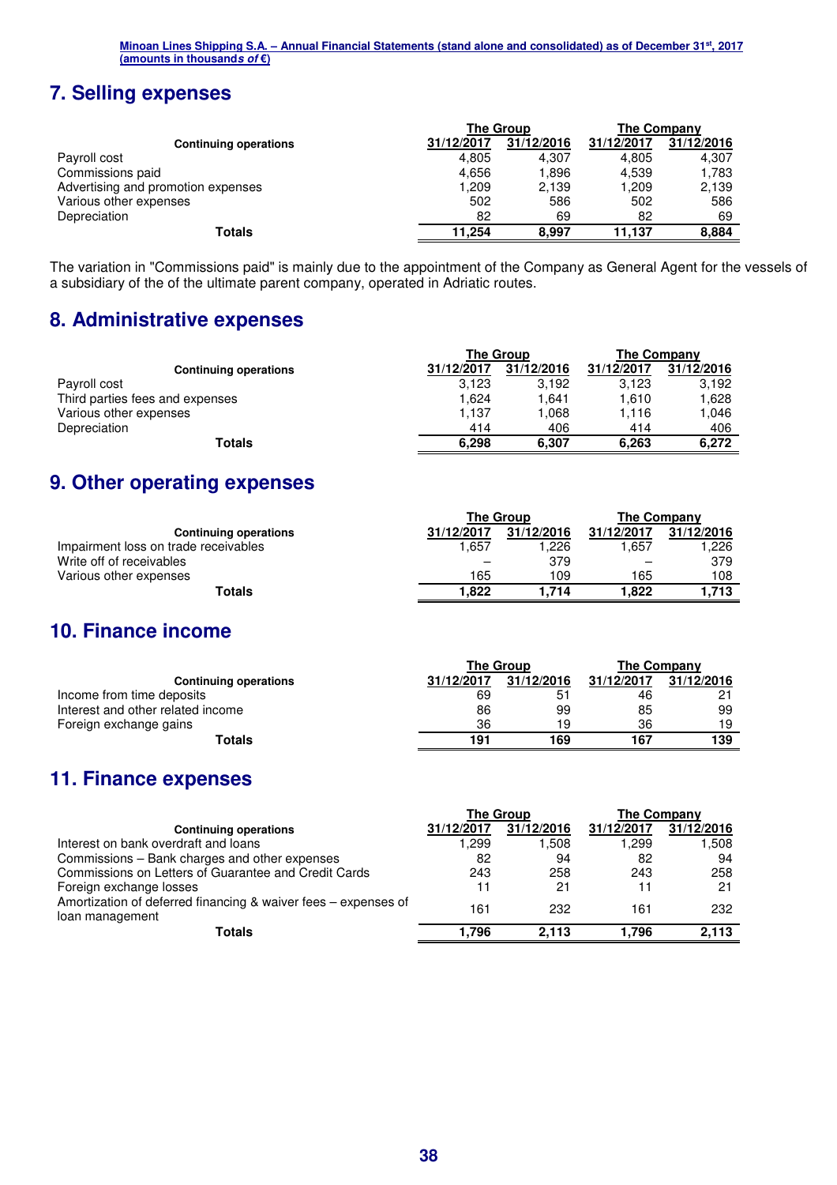## 7. Selling expenses

| Continuing operations | The Group | | The Company | |
|---|---|---|---|---|
| | 31/12/2017 | 31/12/2016 | 31/12/2017 | 31/12/2016 |
| Payroll cost | 4,805 | 4,307 | 4,805 | 4,307 |
| Commissions paid | 4,656 | 1,896 | 4,539 | 1,783 |
| Advertising and promotion expenses | 1,209 | 2,139 | 1,209 | 2,139 |
| Various other expenses | 502 | 586 | 502 | 586 |
| Depreciation | 82 | 69 | 82 | 69 |
| **Totals** | **11,254** | **8,997** | **11,137** | **8,884** |

The variation in "Commissions paid" is mainly due to the appointment of the Company as General Agent for the vessels of a subsidiary of the of the ultimate parent company, operated in Adriatic routes.

## 8. Administrative expenses

| Continuing operations | The Group | | The Company | |
|---|---|---|---|---|
| | 31/12/2017 | 31/12/2016 | 31/12/2017 | 31/12/2016 |
| Payroll cost | 3,123 | 3,192 | 3,123 | 3,192 |
| Third parties fees and expenses | 1,624 | 1,641 | 1,610 | 1,628 |
| Various other expenses | 1,137 | 1,068 | 1,116 | 1,046 |
| Depreciation | 414 | 406 | 414 | 406 |
| **Totals** | **6,298** | **6,307** | **6,263** | **6,272** |

## 9. Other operating expenses

| Continuing operations | The Group | | The Company | |
|---|---|---|---|---|
| | 31/12/2017 | 31/12/2016 | 31/12/2017 | 31/12/2016 |
| Impairment loss on trade receivables | 1,657 | 1,226 | 1,657 | 1,226 |
| Write off of receivables | – | 379 | – | 379 |
| Various other expenses | 165 | 109 | 165 | 108 |
| **Totals** | **1,822** | **1,714** | **1,822** | **1,713** |

## 10. Finance income

| Continuing operations | The Group | | The Company | |
|---|---|---|---|---|
| | 31/12/2017 | 31/12/2016 | 31/12/2017 | 31/12/2016 |
| Income from time deposits | 69 | 51 | 46 | 21 |
| Interest and other related income | 86 | 99 | 85 | 99 |
| Foreign exchange gains | 36 | 19 | 36 | 19 |
| **Totals** | **191** | **169** | **167** | **139** |

## 11. Finance expenses

| Continuing operations | The Group | | The Company | |
|---|---|---|---|---|
| | 31/12/2017 | 31/12/2016 | 31/12/2017 | 31/12/2016 |
| Interest on bank overdraft and loans | 1,299 | 1,508 | 1,299 | 1,508 |
| Commissions – Bank charges and other expenses | 82 | 94 | 82 | 94 |
| Commissions on Letters of Guarantee and Credit Cards | 243 | 258 | 243 | 258 |
| Foreign exchange losses | 11 | 21 | 11 | 21 |
| Amortization of deferred financing & waiver fees – expenses of loan management | 161 | 232 | 161 | 232 |
| **Totals** | **1,796** | **2,113** | **1,796** | **2,113** |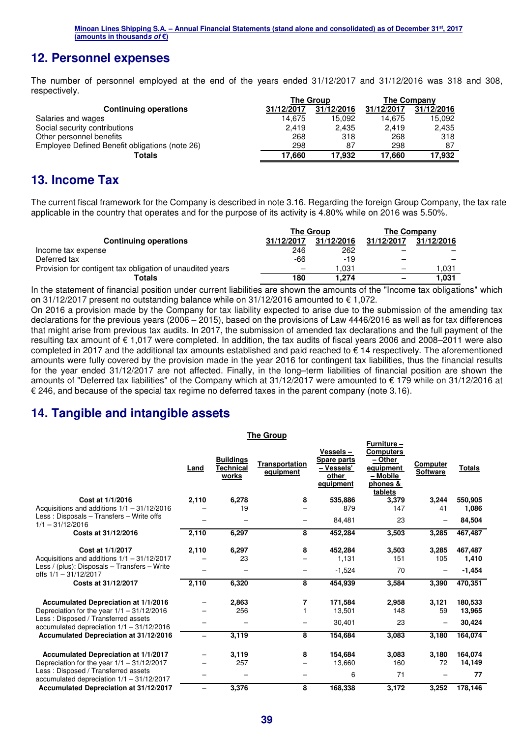## 12. Personnel expenses

The number of personnel employed at the end of the years ended 31/12/2017 and 31/12/2016 was 318 and 308, respectively.

| | The Group | | The Company | |
|---|---|---|---|---|
| **Continuing operations** | 31/12/2017 | 31/12/2016 | 31/12/2017 | 31/12/2016 |
| Salaries and wages | 14,675 | 15,092 | 14,675 | 15,092 |
| Social security contributions | 2,419 | 2,435 | 2,419 | 2,435 |
| Other personnel benefits | 268 | 318 | 268 | 318 |
| Employee Defined Benefit obligations (note 26) | 298 | 87 | 298 | 87 |
| **Totals** | **17,660** | **17,932** | **17,660** | **17,932** |

## 13. Income Tax

The current fiscal framework for the Company is described in note 3.16. Regarding the foreign Group Company, the tax rate applicable in the country that operates and for the purpose of its activity is 4.80% while on 2016 was 5.50%.

| | The Group | | The Company | |
|---|---|---|---|---|
| **Continuing operations** | 31/12/2017 | 31/12/2016 | 31/12/2017 | 31/12/2016 |
| Income tax expense | 246 | 262 | – | – |
| Deferred tax | -66 | -19 | – | – |
| Provision for contigent tax obligation of unaudited years | – | 1,031 | – | 1,031 |
| **Totals** | **180** | **1,274** | **–** | **1,031** |

In the statement of financial position under current liabilities are shown the amounts of the "Income tax obligations" which on 31/12/2017 present no outstanding balance while on 31/12/2016 amounted to € 1,072.

On 2016 a provision made by the Company for tax liability expected to arise due to the submission of the amending tax declarations for the previous years (2006 – 2015), based on the provisions of Law 4446/2016 as well as for tax differences that might arise from previous tax audits. In 2017, the submission of amended tax declarations and the full payment of the resulting tax amount of € 1,017 were completed. In addition, the tax audits of fiscal years 2006 and 2008–2011 were also completed in 2017 and the additional tax amounts established and paid reached to € 14 respectively. The aforementioned amounts were fully covered by the provision made in the year 2016 for contingent tax liabilities, thus the financial results for the year ended 31/12/2017 are not affected. Finally, in the long–term liabilities of financial position are shown the amounts of "Deferred tax liabilities" of the Company which at 31/12/2017 were amounted to € 179 while on 31/12/2016 at € 246, and because of the special tax regime no deferred taxes in the parent company (note 3.16).

## 14. Tangible and intangible assets

**The Group**

| | Land | Buildings Technical works | Transportation equipment | Vessels – Spare parts – Vessels' other equipment | Furniture – Computers – Other equipment – Mobile phones & tablets | Computer Software | Totals |
|---|---|---|---|---|---|---|---|
| **Cost at 1/1/2016** | **2,110** | **6,278** | **8** | **535,886** | **3,379** | **3,244** | **550,905** |
| Acquisitions and additions 1/1 – 31/12/2016 | – | 19 | – | 879 | 147 | 41 | 1,086 |
| Less : Disposals – Transfers – Write offs 1/1 – 31/12/2016 | – | – | – | 84,481 | 23 | – | 84,504 |
| **Costs at 31/12/2016** | **2,110** | **6,297** | **8** | **452,284** | **3,503** | **3,285** | **467,487** |
| **Cost at 1/1/2017** | **2,110** | **6,297** | **8** | **452,284** | **3,503** | **3,285** | **467,487** |
| Acquisitions and additions 1/1 – 31/12/2017 | – | 23 | – | 1,131 | 151 | 105 | 1,410 |
| Less / (plus): Disposals – Transfers – Write offs 1/1 – 31/12/2017 | – | – | – | -1,524 | 70 | – | -1,454 |
| **Costs at 31/12/2017** | **2,110** | **6,320** | **8** | **454,939** | **3,584** | **3,390** | **470,351** |
| **Accumulated Depreciation at 1/1/2016** | – | **2,863** | **7** | **171,584** | **2,958** | **3,121** | **180,533** |
| Depreciation for the year 1/1 – 31/12/2016 | – | 256 | 1 | 13,501 | 148 | 59 | 13,965 |
| Less : Disposed / Transferred assets accumulated depreciation 1/1 – 31/12/2016 | – | – | – | 30,401 | 23 | – | 30,424 |
| **Accumulated Depreciation at 31/12/2016** | – | **3,119** | **8** | **154,684** | **3,083** | **3,180** | **164,074** |
| **Accumulated Depreciation at 1/1/2017** | – | **3,119** | **8** | **154,684** | **3,083** | **3,180** | **164,074** |
| Depreciation for the year 1/1 – 31/12/2017 | – | 257 | – | 13,660 | 160 | 72 | 14,149 |
| Less : Disposed / Transferred assets accumulated depreciation 1/1 – 31/12/2017 | – | – | – | 6 | 71 | – | 77 |
| **Accumulated Depreciation at 31/12/2017** | – | **3,376** | **8** | **168,338** | **3,172** | **3,252** | **178,146** |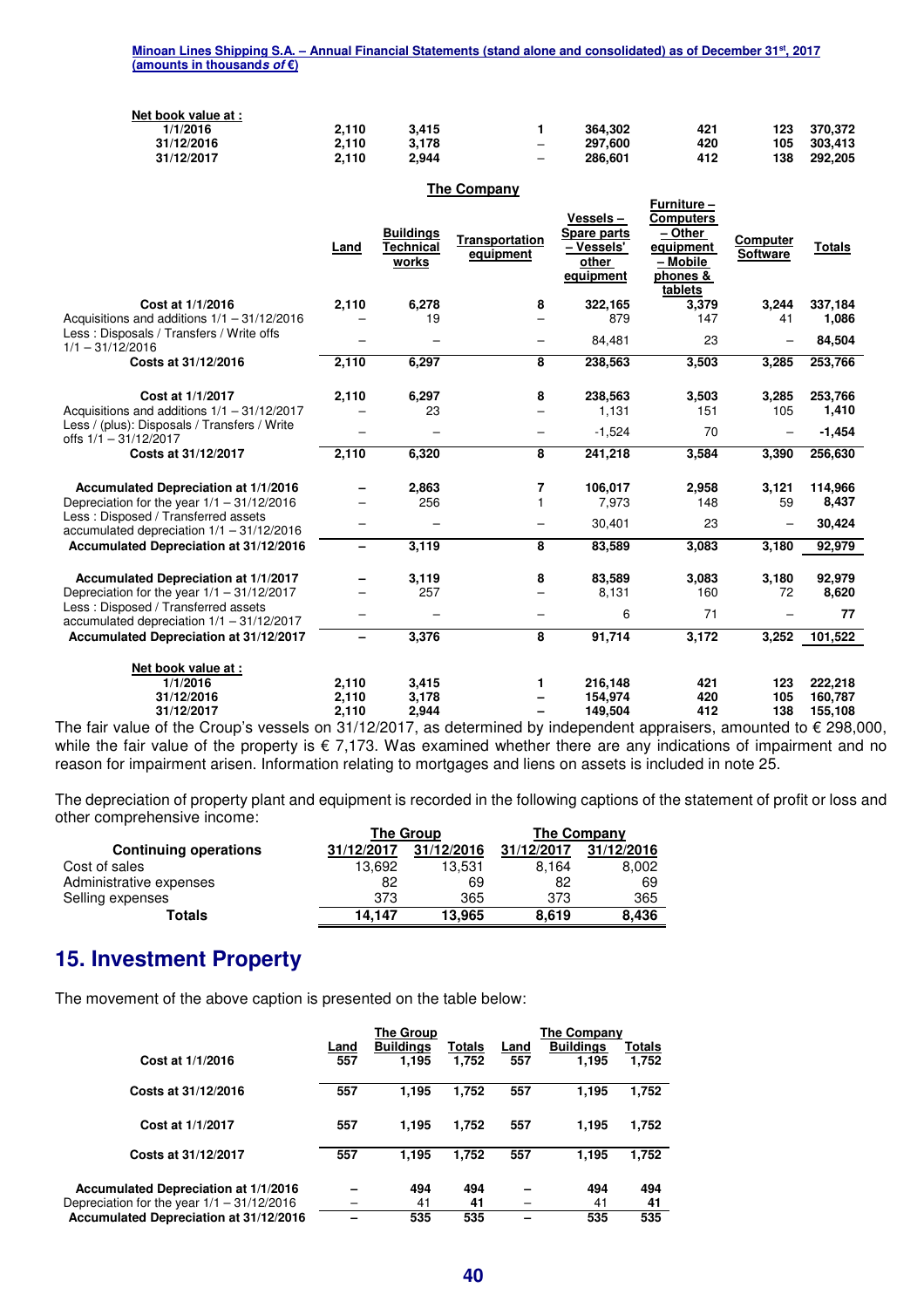| Net book value at : | | | | | | | |
|---|---|---|---|---|---|---|---|
| 1/1/2016 | 2,110 | 3,415 | 1 | 364,302 | 421 | 123 | 370,372 |
| 31/12/2016 | 2,110 | 3,178 | – | 297,600 | 420 | 105 | 303,413 |
| 31/12/2017 | 2,110 | 2,944 | – | 286,601 | 412 | 138 | 292,205 |

**The Company**

| | Land | Buildings Technical works | Transportation equipment | Vessels – Spare parts – Vessels' other equipment | Furniture – Computers – Other equipment – Mobile phones & tablets | Computer Software | Totals |
|---|---|---|---|---|---|---|---|
| **Cost at 1/1/2016** | 2,110 | 6,278 | 8 | 322,165 | 3,379 | 3,244 | 337,184 |
| Acquisitions and additions 1/1 – 31/12/2016 | – | 19 | – | 879 | 147 | 41 | 1,086 |
| Less : Disposals / Transfers / Write offs 1/1 – 31/12/2016 | – | – | – | 84,481 | 23 | – | 84,504 |
| **Costs at 31/12/2016** | 2,110 | 6,297 | 8 | 238,563 | 3,503 | 3,285 | 253,766 |
| **Cost at 1/1/2017** | 2,110 | 6,297 | 8 | 238,563 | 3,503 | 3,285 | 253,766 |
| Acquisitions and additions 1/1 – 31/12/2017 | – | 23 | – | 1,131 | 151 | 105 | 1,410 |
| Less / (plus): Disposals / Transfers / Write offs 1/1 – 31/12/2017 | – | – | – | -1,524 | 70 | – | -1,454 |
| **Costs at 31/12/2017** | 2,110 | 6,320 | 8 | 241,218 | 3,584 | 3,390 | 256,630 |
| **Accumulated Depreciation at 1/1/2016** | – | 2,863 | 7 | 106,017 | 2,958 | 3,121 | 114,966 |
| Depreciation for the year 1/1 – 31/12/2016 | – | 256 | 1 | 7,973 | 148 | 59 | 8,437 |
| Less : Disposed / Transferred assets accumulated depreciation 1/1 – 31/12/2016 | – | – | – | 30,401 | 23 | – | 30,424 |
| **Accumulated Depreciation at 31/12/2016** | – | 3,119 | 8 | 83,589 | 3,083 | 3,180 | 92,979 |
| **Accumulated Depreciation at 1/1/2017** | – | 3,119 | 8 | 83,589 | 3,083 | 3,180 | 92,979 |
| Depreciation for the year 1/1 – 31/12/2017 | – | 257 | – | 8,131 | 160 | 72 | 8,620 |
| Less : Disposed / Transferred assets accumulated depreciation 1/1 – 31/12/2017 | – | – | – | 6 | 71 | – | 77 |
| **Accumulated Depreciation at 31/12/2017** | – | 3,376 | 8 | 91,714 | 3,172 | 3,252 | 101,522 |
| **Net book value at :** | | | | | | | |
| 1/1/2016 | 2,110 | 3,415 | 1 | 216,148 | 421 | 123 | 222,218 |
| 31/12/2016 | 2,110 | 3,178 | – | 154,974 | 420 | 105 | 160,787 |
| 31/12/2017 | 2,110 | 2,944 | – | 149,504 | 412 | 138 | 155,108 |

The fair value of the Croup's vessels on 31/12/2017, as determined by independent appraisers, amounted to € 298,000, while the fair value of the property is € 7,173. Was examined whether there are any indications of impairment and no reason for impairment arisen. Information relating to mortgages and liens on assets is included in note 25.

The depreciation of property plant and equipment is recorded in the following captions of the statement of profit or loss and other comprehensive income:

| | The Group | | The Company | |
|---|---|---|---|---|
| **Continuing operations** | 31/12/2017 | 31/12/2016 | 31/12/2017 | 31/12/2016 |
| Cost of sales | 13,692 | 13,531 | 8,164 | 8,002 |
| Administrative expenses | 82 | 69 | 82 | 69 |
| Selling expenses | 373 | 365 | 373 | 365 |
| **Totals** | 14,147 | 13,965 | 8,619 | 8,436 |

## 15. Investment Property

The movement of the above caption is presented on the table below:

| | The Group | | | The Company | | |
|---|---|---|---|---|---|---|
| | Land | Buildings | Totals | Land | Buildings | Totals |
| **Cost at 1/1/2016** | 557 | 1,195 | 1,752 | 557 | 1,195 | 1,752 |
| **Costs at 31/12/2016** | 557 | 1,195 | 1,752 | 557 | 1,195 | 1,752 |
| **Cost at 1/1/2017** | 557 | 1,195 | 1,752 | 557 | 1,195 | 1,752 |
| **Costs at 31/12/2017** | 557 | 1,195 | 1,752 | 557 | 1,195 | 1,752 |
| **Accumulated Depreciation at 1/1/2016** | – | 494 | 494 | – | 494 | 494 |
| Depreciation for the year 1/1 – 31/12/2016 | – | 41 | 41 | – | 41 | 41 |
| **Accumulated Depreciation at 31/12/2016** | – | 535 | 535 | – | 535 | 535 |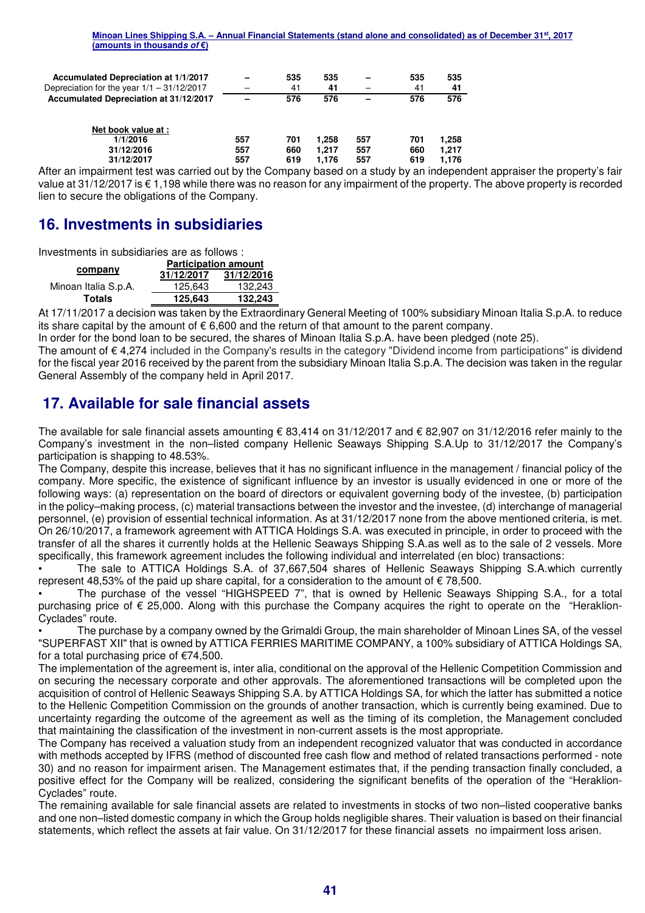| | | | | | | |
|---|---|---|---|---|---|---|
| **Accumulated Depreciation at 1/1/2017** | **–** | **535** | **535** | **–** | **535** | **535** |
| Depreciation for the year 1/1 – 31/12/2017 | – | 41 | **41** | – | 41 | **41** |
| **Accumulated Depreciation at 31/12/2017** | **–** | **576** | **576** | **–** | **576** | **576** |
| | | | | | | |
| **Net book value at :** | | | | | | |
| **1/1/2016** | **557** | **701** | **1,258** | **557** | **701** | **1,258** |
| **31/12/2016** | **557** | **660** | **1,217** | **557** | **660** | **1,217** |
| **31/12/2017** | **557** | **619** | **1,176** | **557** | **619** | **1,176** |

After an impairment test was carried out by the Company based on a study by an independent appraiser the property's fair value at 31/12/2017 is € 1,198 while there was no reason for any impairment of the property. The above property is recorded lien to secure the obligations of the Company.

## 16. Investments in subsidiaries

Investments in subsidiaries are as follows :

| **company** | **Participation amount** | |
|---|---|---|
| | **31/12/2017** | **31/12/2016** |
| Minoan Italia S.p.A. | 125,643 | 132,243 |
| **Totals** | **125,643** | **132,243** |

At 17/11/2017 a decision was taken by the Extraordinary General Meeting of 100% subsidiary Minoan Italia S.p.A. to reduce its share capital by the amount of € 6,600 and the return of that amount to the parent company.

In order for the bond loan to be secured, the shares of Minoan Italia S.p.A. have been pledged (note 25).

The amount of € 4,274 included in the Company's results in the category "Dividend income from participations" is dividend for the fiscal year 2016 received by the parent from the subsidiary Minoan Italia S.p.A. The decision was taken in the regular General Assembly of the company held in April 2017.

## 17. Available for sale financial assets

The available for sale financial assets amounting € 83,414 on 31/12/2017 and € 82,907 on 31/12/2016 refer mainly to the Company's investment in the non–listed company Hellenic Seaways Shipping S.A.Up to 31/12/2017 the Company's participation is shapping to 48.53%.

The Company, despite this increase, believes that it has no significant influence in the management / financial policy of the company. More specific, the existence of significant influence by an investor is usually evidenced in one or more of the following ways: (a) representation on the board of directors or equivalent governing body of the investee, (b) participation in the policy–making process, (c) material transactions between the investor and the investee, (d) interchange of managerial personnel, (e) provision of essential technical information. As at 31/12/2017 none from the above mentioned criteria, is met.

On 26/10/2017, a framework agreement with ATTICA Holdings S.A. was executed in principle, in order to proceed with the transfer of all the shares it currently holds at the Hellenic Seaways Shipping S.A.as well as to the sale of 2 vessels. More specifically, this framework agreement includes the following individual and interrelated (en bloc) transactions:

- The sale to ATTICA Holdings S.A. of 37,667,504 shares of Hellenic Seaways Shipping S.A.which currently represent 48,53% of the paid up share capital, for a consideration to the amount of € 78,500.
- The purchase of the vessel "HIGHSPEED 7", that is owned by Hellenic Seaways Shipping S.A., for a total purchasing price of € 25,000. Along with this purchase the Company acquires the right to operate on the "Heraklion-Cyclades" route.
- The purchase by a company owned by the Grimaldi Group, the main shareholder of Minoan Lines SA, of the vessel "SUPERFAST XII" that is owned by ATTICA FERRIES MARITIME COMPANY, a 100% subsidiary of ATTICA Holdings SA, for a total purchasing price of €74,500.

The implementation of the agreement is, inter alia, conditional on the approval of the Hellenic Competition Commission and on securing the necessary corporate and other approvals. The aforementioned transactions will be completed upon the acquisition of control of Hellenic Seaways Shipping S.A. by ATTICA Holdings SA, for which the latter has submitted a notice to the Hellenic Competition Commission on the grounds of another transaction, which is currently being examined. Due to uncertainty regarding the outcome of the agreement as well as the timing of its completion, the Management concluded that maintaining the classification of the investment in non-current assets is the most appropriate.

The Company has received a valuation study from an independent recognized valuator that was conducted in accordance with methods accepted by IFRS (method of discounted free cash flow and method of related transactions performed - note 30) and no reason for impairment arisen. The Management estimates that, if the pending transaction finally concluded, a positive effect for the Company will be realized, considering the significant benefits of the operation of the "Heraklion-Cyclades" route.

The remaining available for sale financial assets are related to investments in stocks of two non–listed cooperative banks and one non–listed domestic company in which the Group holds negligible shares. Their valuation is based on their financial statements, which reflect the assets at fair value. On 31/12/2017 for these financial assets no impairment loss arisen.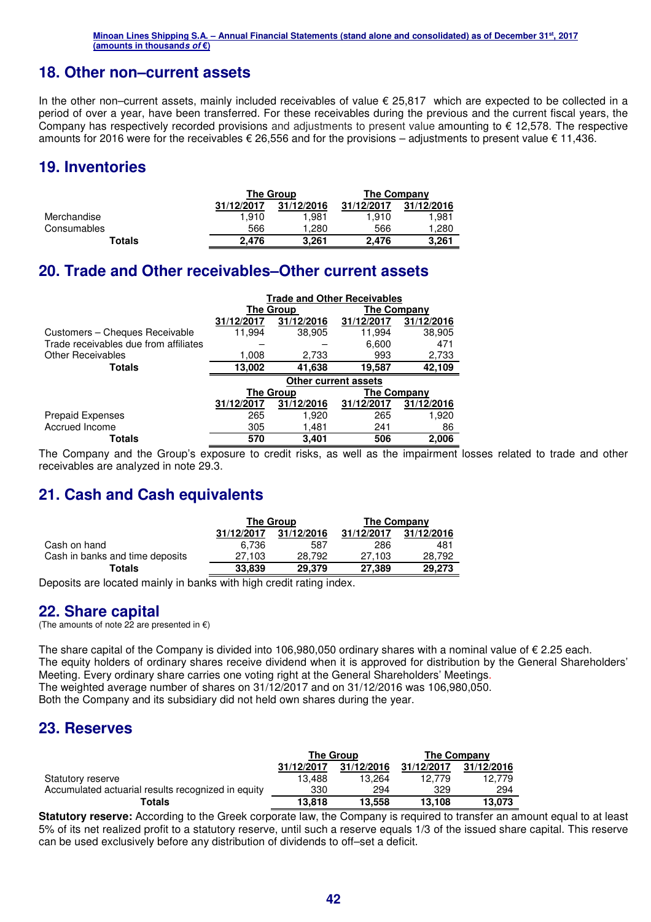## 18. Other non–current assets

In the other non–current assets, mainly included receivables of value € 25,817 which are expected to be collected in a period of over a year, have been transferred. For these receivables during the previous and the current fiscal years, the Company has respectively recorded provisions and adjustments to present value amounting to € 12,578. The respective amounts for 2016 were for the receivables € 26,556 and for the provisions – adjustments to present value € 11,436.

## 19. Inventories

| | The Group | | The Company | |
|---|---|---|---|---|
| | 31/12/2017 | 31/12/2016 | 31/12/2017 | 31/12/2016 |
| Merchandise | 1,910 | 1,981 | 1,910 | 1,981 |
| Consumables | 566 | 1,280 | 566 | 1,280 |
| **Totals** | **2,476** | **3,261** | **2,476** | **3,261** |

## 20. Trade and Other receivables–Other current assets

| | Trade and Other Receivables | | | |
|---|---|---|---|---|
| | The Group | | The Company | |
| | 31/12/2017 | 31/12/2016 | 31/12/2017 | 31/12/2016 |
| Customers – Cheques Receivable | 11,994 | 38,905 | 11,994 | 38,905 |
| Trade receivables due from affiliates | – | – | 6,600 | 471 |
| Other Receivables | 1,008 | 2,733 | 993 | 2,733 |
| **Totals** | **13,002** | **41,638** | **19,587** | **42,109** |
| | **Other current assets** | | | |
| | The Group | | The Company | |
| | 31/12/2017 | 31/12/2016 | 31/12/2017 | 31/12/2016 |
| Prepaid Expenses | 265 | 1,920 | 265 | 1,920 |
| Accrued Income | 305 | 1,481 | 241 | 86 |
| **Totals** | **570** | **3,401** | **506** | **2,006** |

The Company and the Group's exposure to credit risks, as well as the impairment losses related to trade and other receivables are analyzed in note 29.3.

## 21. Cash and Cash equivalents

| | The Group | | The Company | |
|---|---|---|---|---|
| | 31/12/2017 | 31/12/2016 | 31/12/2017 | 31/12/2016 |
| Cash on hand | 6,736 | 587 | 286 | 481 |
| Cash in banks and time deposits | 27,103 | 28,792 | 27,103 | 28,792 |
| **Totals** | **33,839** | **29,379** | **27,389** | **29,273** |

Deposits are located mainly in banks with high credit rating index.

## 22. Share capital

(The amounts of note 22 are presented in €)

The share capital of the Company is divided into 106,980,050 ordinary shares with a nominal value of € 2.25 each.
The equity holders of ordinary shares receive dividend when it is approved for distribution by the General Shareholders' Meeting. Every ordinary share carries one voting right at the General Shareholders' Meetings.
The weighted average number of shares on 31/12/2017 and on 31/12/2016 was 106,980,050.
Both the Company and its subsidiary did not held own shares during the year.

## 23. Reserves

| | The Group | | The Company | |
|---|---|---|---|---|
| | 31/12/2017 | 31/12/2016 | 31/12/2017 | 31/12/2016 |
| Statutory reserve | 13,488 | 13,264 | 12,779 | 12,779 |
| Accumulated actuarial results recognized in equity | 330 | 294 | 329 | 294 |
| **Totals** | **13,818** | **13,558** | **13,108** | **13,073** |

**Statutory reserve:** According to the Greek corporate law, the Company is required to transfer an amount equal to at least 5% of its net realized profit to a statutory reserve, until such a reserve equals 1/3 of the issued share capital. This reserve can be used exclusively before any distribution of dividends to off–set a deficit.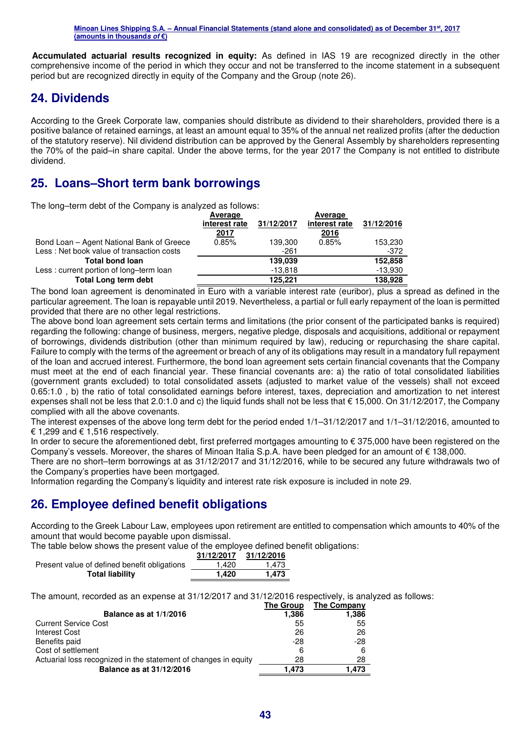**Accumulated actuarial results recognized in equity:** As defined in IAS 19 are recognized directly in the other comprehensive income of the period in which they occur and not be transferred to the income statement in a subsequent period but are recognized directly in equity of the Company and the Group (note 26).

## 24. Dividends

According to the Greek Corporate law, companies should distribute as dividend to their shareholders, provided there is a positive balance of retained earnings, at least an amount equal to 35% of the annual net realized profits (after the deduction of the statutory reserve). Nil dividend distribution can be approved by the General Assembly by shareholders representing the 70% of the paid–in share capital. Under the above terms, for the year 2017 the Company is not entitled to distribute dividend.

## 25. Loans–Short term bank borrowings

The long–term debt of the Company is analyzed as follows:

| | Average interest rate 2017 | 31/12/2017 | Average interest rate 2016 | 31/12/2016 |
|---|---|---|---|---|
| Bond Loan – Agent National Bank of Greece | 0.85% | 139,300 | 0.85% | 153,230 |
| Less : Net book value of transaction costs | | -261 | | -372 |
| **Total bond loan** | | **139,039** | | **152,858** |
| Less : current portion of long–term loan | | -13,818 | | -13,930 |
| **Total Long term debt** | | **125,221** | | **138,928** |

The bond loan agreement is denominated in Euro with a variable interest rate (euribor), plus a spread as defined in the particular agreement. The loan is repayable until 2019. Nevertheless, a partial or full early repayment of the loan is permitted provided that there are no other legal restrictions.

The above bond loan agreement sets certain terms and limitations (the prior consent of the participated banks is required) regarding the following: change of business, mergers, negative pledge, disposals and acquisitions, additional or repayment of borrowings, dividends distribution (other than minimum required by law), reducing or repurchasing the share capital. Failure to comply with the terms of the agreement or breach of any of its obligations may result in a mandatory full repayment of the loan and accrued interest. Furthermore, the bond loan agreement sets certain financial covenants that the Company must meet at the end of each financial year. These financial covenants are: a) the ratio of total consolidated liabilities (government grants excluded) to total consolidated assets (adjusted to market value of the vessels) shall not exceed 0.65:1.0 , b) the ratio of total consolidated earnings before interest, taxes, depreciation and amortization to net interest expenses shall not be less that 2.0:1.0 and c) the liquid funds shall not be less that € 15,000. On 31/12/2017, the Company complied with all the above covenants.

The interest expenses of the above long term debt for the period ended 1/1–31/12/2017 and 1/1–31/12/2016, amounted to € 1,299 and € 1,516 respectively.

In order to secure the aforementioned debt, first preferred mortgages amounting to € 375,000 have been registered on the Company's vessels. Moreover, the shares of Minoan Italia S.p.A. have been pledged for an amount of € 138,000.

There are no short–term borrowings at as 31/12/2017 and 31/12/2016, while to be secured any future withdrawals two of the Company's properties have been mortgaged.

Information regarding the Company's liquidity and interest rate risk exposure is included in note 29.

## 26. Employee defined benefit obligations

According to the Greek Labour Law, employees upon retirement are entitled to compensation which amounts to 40% of the amount that would become payable upon dismissal.

The table below shows the present value of the employee defined benefit obligations:

| | 31/12/2017 | 31/12/2016 |
|---|---|---|
| Present value of defined benefit obligations | 1,420 | 1,473 |
| **Total liability** | **1,420** | **1,473** |

The amount, recorded as an expense at 31/12/2017 and 31/12/2016 respectively, is analyzed as follows:

| | The Group | The Company |
|---|---|---|
| **Balance as at 1/1/2016** | **1,386** | **1,386** |
| Current Service Cost | 55 | 55 |
| Interest Cost | 26 | 26 |
| Benefits paid | -28 | -28 |
| Cost of settlement | 6 | 6 |
| Actuarial loss recognized in the statement of changes in equity | 28 | 28 |
| **Balance as at 31/12/2016** | **1,473** | **1,473** |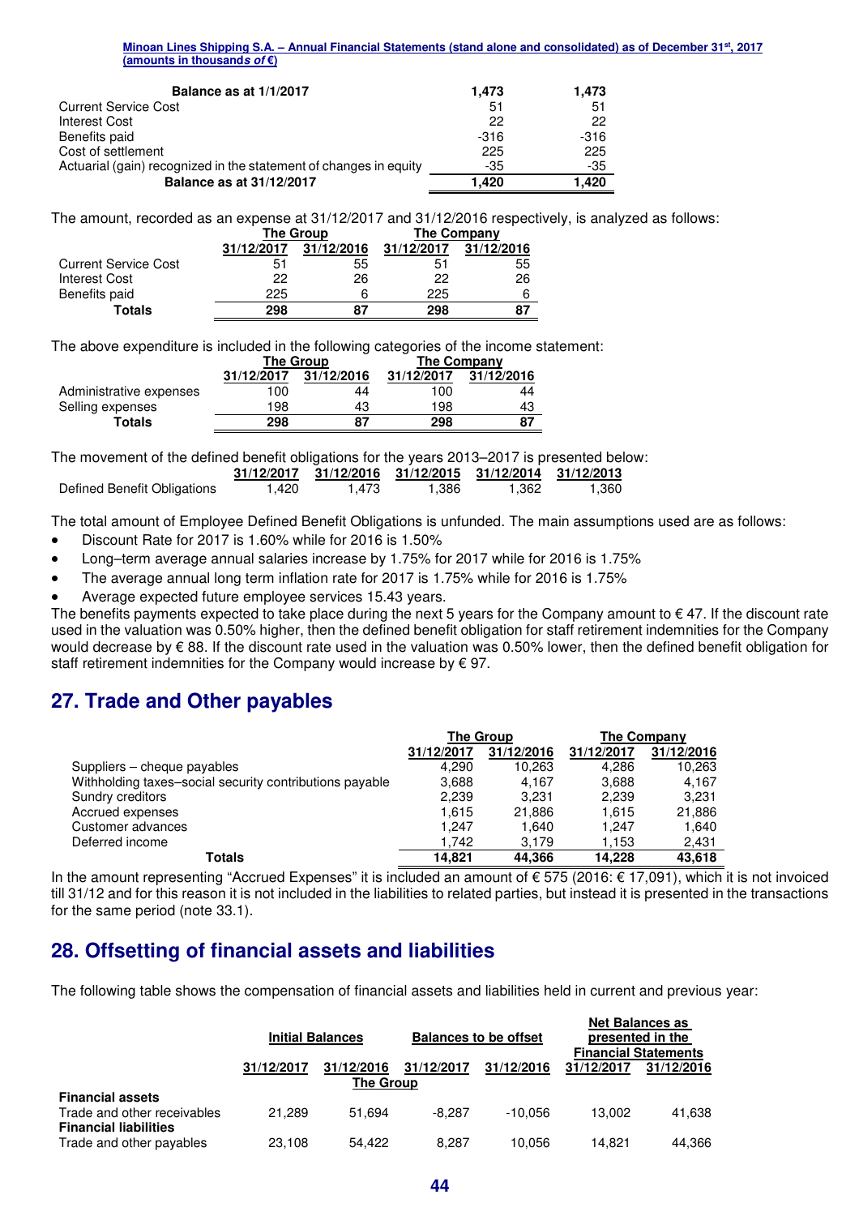| Balance as at 1/1/2017 | 1,473 | 1,473 |
|---|---|---|
| Current Service Cost | 51 | 51 |
| Interest Cost | 22 | 22 |
| Benefits paid | -316 | -316 |
| Cost of settlement | 225 | 225 |
| Actuarial (gain) recognized in the statement of changes in equity | -35 | -35 |
| **Balance as at 31/12/2017** | **1,420** | **1,420** |

The amount, recorded as an expense at 31/12/2017 and 31/12/2016 respectively, is analyzed as follows:

| | The Group | | The Company | |
|---|---|---|---|---|
| | 31/12/2017 | 31/12/2016 | 31/12/2017 | 31/12/2016 |
| Current Service Cost | 51 | 55 | 51 | 55 |
| Interest Cost | 22 | 26 | 22 | 26 |
| Benefits paid | 225 | 6 | 225 | 6 |
| **Totals** | **298** | **87** | **298** | **87** |

The above expenditure is included in the following categories of the income statement:

| | The Group | | The Company | |
|---|---|---|---|---|
| | 31/12/2017 | 31/12/2016 | 31/12/2017 | 31/12/2016 |
| Administrative expenses | 100 | 44 | 100 | 44 |
| Selling expenses | 198 | 43 | 198 | 43 |
| **Totals** | **298** | **87** | **298** | **87** |

The movement of the defined benefit obligations for the years 2013–2017 is presented below:

| | 31/12/2017 | 31/12/2016 | 31/12/2015 | 31/12/2014 | 31/12/2013 |
|---|---|---|---|---|---|
| Defined Benefit Obligations | 1,420 | 1,473 | 1,386 | 1,362 | 1,360 |

The total amount of Employee Defined Benefit Obligations is unfunded. The main assumptions used are as follows:

- Discount Rate for 2017 is 1.60% while for 2016 is 1.50%
- Long–term average annual salaries increase by 1.75% for 2017 while for 2016 is 1.75%
- The average annual long term inflation rate for 2017 is 1.75% while for 2016 is 1.75%
- Average expected future employee services 15.43 years.

The benefits payments expected to take place during the next 5 years for the Company amount to € 47. If the discount rate used in the valuation was 0.50% higher, then the defined benefit obligation for staff retirement indemnities for the Company would decrease by € 88. If the discount rate used in the valuation was 0.50% lower, then the defined benefit obligation for staff retirement indemnities for the Company would increase by € 97.

## 27. Trade and Other payables

| | The Group | | The Company | |
|---|---|---|---|---|
| | 31/12/2017 | 31/12/2016 | 31/12/2017 | 31/12/2016 |
| Suppliers – cheque payables | 4,290 | 10,263 | 4,286 | 10,263 |
| Withholding taxes–social security contributions payable | 3,688 | 4,167 | 3,688 | 4,167 |
| Sundry creditors | 2,239 | 3,231 | 2,239 | 3,231 |
| Accrued expenses | 1,615 | 21,886 | 1,615 | 21,886 |
| Customer advances | 1,247 | 1,640 | 1,247 | 1,640 |
| Deferred income | 1,742 | 3,179 | 1,153 | 2,431 |
| **Totals** | **14,821** | **44,366** | **14,228** | **43,618** |

In the amount representing "Accrued Expenses" it is included an amount of € 575 (2016: € 17,091), which it is not invoiced till 31/12 and for this reason it is not included in the liabilities to related parties, but instead it is presented in the transactions for the same period (note 33.1).

## 28. Offsetting of financial assets and liabilities

The following table shows the compensation of financial assets and liabilities held in current and previous year:

| | Initial Balances | | Balances to be offset | | Net Balances as presented in the Financial Statements | |
|---|---|---|---|---|---|---|
| | 31/12/2017 | 31/12/2016 | 31/12/2017 | 31/12/2016 | 31/12/2017 | 31/12/2016 |
| | | The Group | | | | |
| **Financial assets** | | | | | | |
| Trade and other receivables | 21,289 | 51,694 | -8,287 | -10,056 | 13,002 | 41,638 |
| **Financial liabilities** | | | | | | |
| Trade and other payables | 23,108 | 54,422 | 8,287 | 10,056 | 14,821 | 44,366 |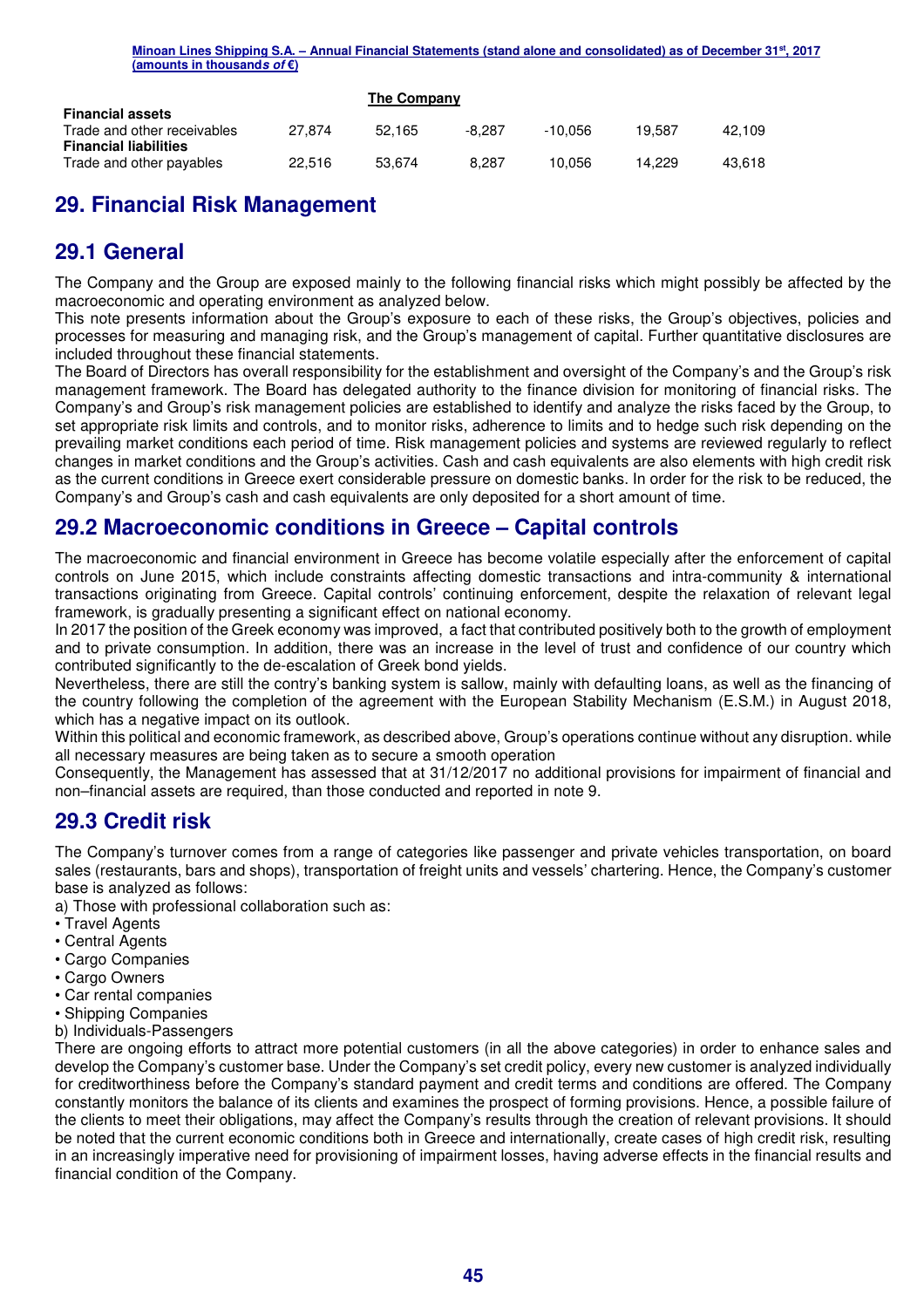| The Company | | | | | | |
|---|---|---|---|---|---|---|
| **Financial assets** | | | | | | |
| Trade and other receivables | 27,874 | 52,165 | -8,287 | -10,056 | 19,587 | 42,109 |
| **Financial liabilities** | | | | | | |
| Trade and other payables | 22,516 | 53,674 | 8,287 | 10,056 | 14,229 | 43,618 |

# 29. Financial Risk Management

## 29.1 General

The Company and the Group are exposed mainly to the following financial risks which might possibly be affected by the macroeconomic and operating environment as analyzed below.

This note presents information about the Group's exposure to each of these risks, the Group's objectives, policies and processes for measuring and managing risk, and the Group's management of capital. Further quantitative disclosures are included throughout these financial statements.

The Board of Directors has overall responsibility for the establishment and oversight of the Company's and the Group's risk management framework. The Board has delegated authority to the finance division for monitoring of financial risks. The Company's and Group's risk management policies are established to identify and analyze the risks faced by the Group, to set appropriate risk limits and controls, and to monitor risks, adherence to limits and to hedge such risk depending on the prevailing market conditions each period of time. Risk management policies and systems are reviewed regularly to reflect changes in market conditions and the Group's activities. Cash and cash equivalents are also elements with high credit risk as the current conditions in Greece exert considerable pressure on domestic banks. In order for the risk to be reduced, the Company's and Group's cash and cash equivalents are only deposited for a short amount of time.

## 29.2 Macroeconomic conditions in Greece – Capital controls

The macroeconomic and financial environment in Greece has become volatile especially after the enforcement of capital controls on June 2015, which include constraints affecting domestic transactions and intra-community & international transactions originating from Greece. Capital controls' continuing enforcement, despite the relaxation of relevant legal framework, is gradually presenting a significant effect on national economy.

In 2017 the position of the Greek economy was improved, a fact that contributed positively both to the growth of employment and to private consumption. In addition, there was an increase in the level of trust and confidence of our country which contributed significantly to the de-escalation of Greek bond yields.

Nevertheless, there are still the contry's banking system is sallow, mainly with defaulting loans, as well as the financing of the country following the completion of the agreement with the European Stability Mechanism (E.S.M.) in August 2018, which has a negative impact on its outlook.

Within this political and economic framework, as described above, Group's operations continue without any disruption. while all necessary measures are being taken as to secure a smooth operation

Consequently, the Management has assessed that at 31/12/2017 no additional provisions for impairment of financial and non–financial assets are required, than those conducted and reported in note 9.

## 29.3 Credit risk

The Company's turnover comes from a range of categories like passenger and private vehicles transportation, on board sales (restaurants, bars and shops), transportation of freight units and vessels' chartering. Hence, the Company's customer base is analyzed as follows:

a) Those with professional collaboration such as:

- Travel Agents
- Central Agents
- Cargo Companies
- Cargo Owners
- Car rental companies
- Shipping Companies

b) Individuals-Passengers

There are ongoing efforts to attract more potential customers (in all the above categories) in order to enhance sales and develop the Company's customer base. Under the Company's set credit policy, every new customer is analyzed individually for creditworthiness before the Company's standard payment and credit terms and conditions are offered. The Company constantly monitors the balance of its clients and examines the prospect of forming provisions. Hence, a possible failure of the clients to meet their obligations, may affect the Company's results through the creation of relevant provisions. It should be noted that the current economic conditions both in Greece and internationally, create cases of high credit risk, resulting in an increasingly imperative need for provisioning of impairment losses, having adverse effects in the financial results and financial condition of the Company.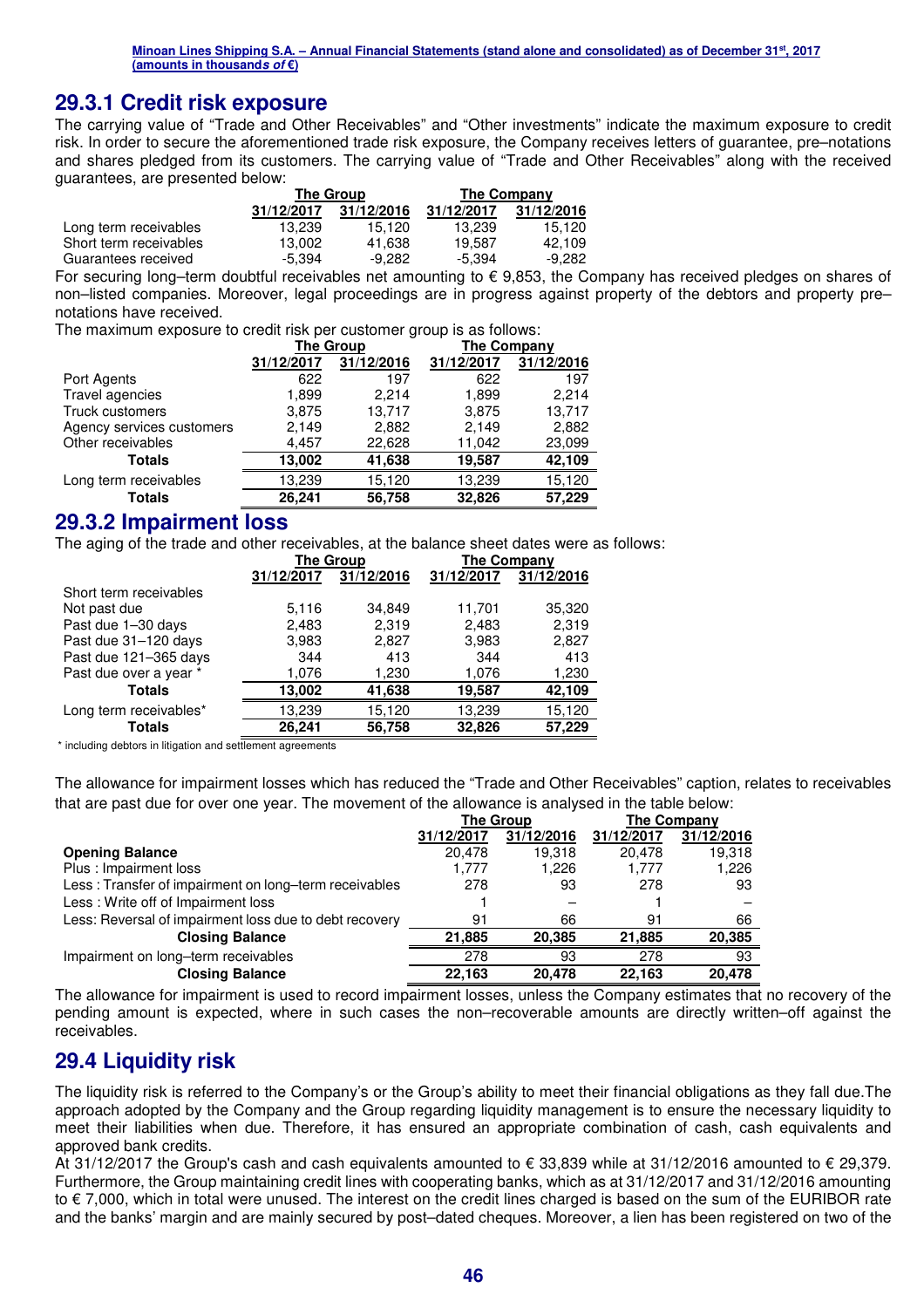## 29.3.1 Credit risk exposure

The carrying value of "Trade and Other Receivables" and "Other investments" indicate the maximum exposure to credit risk. In order to secure the aforementioned trade risk exposure, the Company receives letters of guarantee, pre–notations and shares pledged from its customers. The carrying value of "Trade and Other Receivables" along with the received guarantees, are presented below:

| | The Group | | The Company | |
|---|---|---|---|---|
| | 31/12/2017 | 31/12/2016 | 31/12/2017 | 31/12/2016 |
| Long term receivables | 13,239 | 15,120 | 13,239 | 15,120 |
| Short term receivables | 13,002 | 41,638 | 19,587 | 42,109 |
| Guarantees received | -5,394 | -9,282 | -5,394 | -9,282 |

For securing long–term doubtful receivables net amounting to € 9,853, the Company has received pledges on shares of non–listed companies. Moreover, legal proceedings are in progress against property of the debtors and property pre–notations have received.

The maximum exposure to credit risk per customer group is as follows:

| | The Group | | The Company | |
|---|---|---|---|---|
| | 31/12/2017 | 31/12/2016 | 31/12/2017 | 31/12/2016 |
| Port Agents | 622 | 197 | 622 | 197 |
| Travel agencies | 1,899 | 2,214 | 1,899 | 2,214 |
| Truck customers | 3,875 | 13,717 | 3,875 | 13,717 |
| Agency services customers | 2,149 | 2,882 | 2,149 | 2,882 |
| Other receivables | 4,457 | 22,628 | 11,042 | 23,099 |
| **Totals** | **13,002** | **41,638** | **19,587** | **42,109** |
| Long term receivables | 13,239 | 15,120 | 13,239 | 15,120 |
| **Totals** | **26,241** | **56,758** | **32,826** | **57,229** |

## 29.3.2 Impairment loss

The aging of the trade and other receivables, at the balance sheet dates were as follows:

| | The Group | | The Company | |
|---|---|---|---|---|
| | 31/12/2017 | 31/12/2016 | 31/12/2017 | 31/12/2016 |
| Short term receivables | | | | |
| Not past due | 5,116 | 34,849 | 11,701 | 35,320 |
| Past due 1–30 days | 2,483 | 2,319 | 2,483 | 2,319 |
| Past due 31–120 days | 3,983 | 2,827 | 3,983 | 2,827 |
| Past due 121–365 days | 344 | 413 | 344 | 413 |
| Past due over a year * | 1,076 | 1,230 | 1,076 | 1,230 |
| **Totals** | **13,002** | **41,638** | **19,587** | **42,109** |
| Long term receivables* | 13,239 | 15,120 | 13,239 | 15,120 |
| **Totals** | **26,241** | **56,758** | **32,826** | **57,229** |

\* including debtors in litigation and settlement agreements

The allowance for impairment losses which has reduced the "Trade and Other Receivables" caption, relates to receivables that are past due for over one year. The movement of the allowance is analysed in the table below:

| | The Group | | The Company | |
|---|---|---|---|---|
| | 31/12/2017 | 31/12/2016 | 31/12/2017 | 31/12/2016 |
| **Opening Balance** | 20,478 | 19,318 | 20,478 | 19,318 |
| Plus : Impairment loss | 1,777 | 1,226 | 1,777 | 1,226 |
| Less : Transfer of impairment on long–term receivables | 278 | 93 | 278 | 93 |
| Less : Write off of Impairment loss | 1 | – | 1 | – |
| Less: Reversal of impairment loss due to debt recovery | 91 | 66 | 91 | 66 |
| **Closing Balance** | **21,885** | **20,385** | **21,885** | **20,385** |
| Impairment on long–term receivables | 278 | 93 | 278 | 93 |
| **Closing Balance** | **22,163** | **20,478** | **22,163** | **20,478** |

The allowance for impairment is used to record impairment losses, unless the Company estimates that no recovery of the pending amount is expected, where in such cases the non–recoverable amounts are directly written–off against the receivables.

## 29.4 Liquidity risk

The liquidity risk is referred to the Company's or the Group's ability to meet their financial obligations as they fall due.The approach adopted by the Company and the Group regarding liquidity management is to ensure the necessary liquidity to meet their liabilities when due. Therefore, it has ensured an appropriate combination of cash, cash equivalents and approved bank credits.

At 31/12/2017 the Group's cash and cash equivalents amounted to € 33,839 while at 31/12/2016 amounted to € 29,379. Furthermore, the Group maintaining credit lines with cooperating banks, which as at 31/12/2017 and 31/12/2016 amounting to € 7,000, which in total were unused. The interest on the credit lines charged is based on the sum of the EURIBOR rate and the banks' margin and are mainly secured by post–dated cheques. Moreover, a lien has been registered on two of the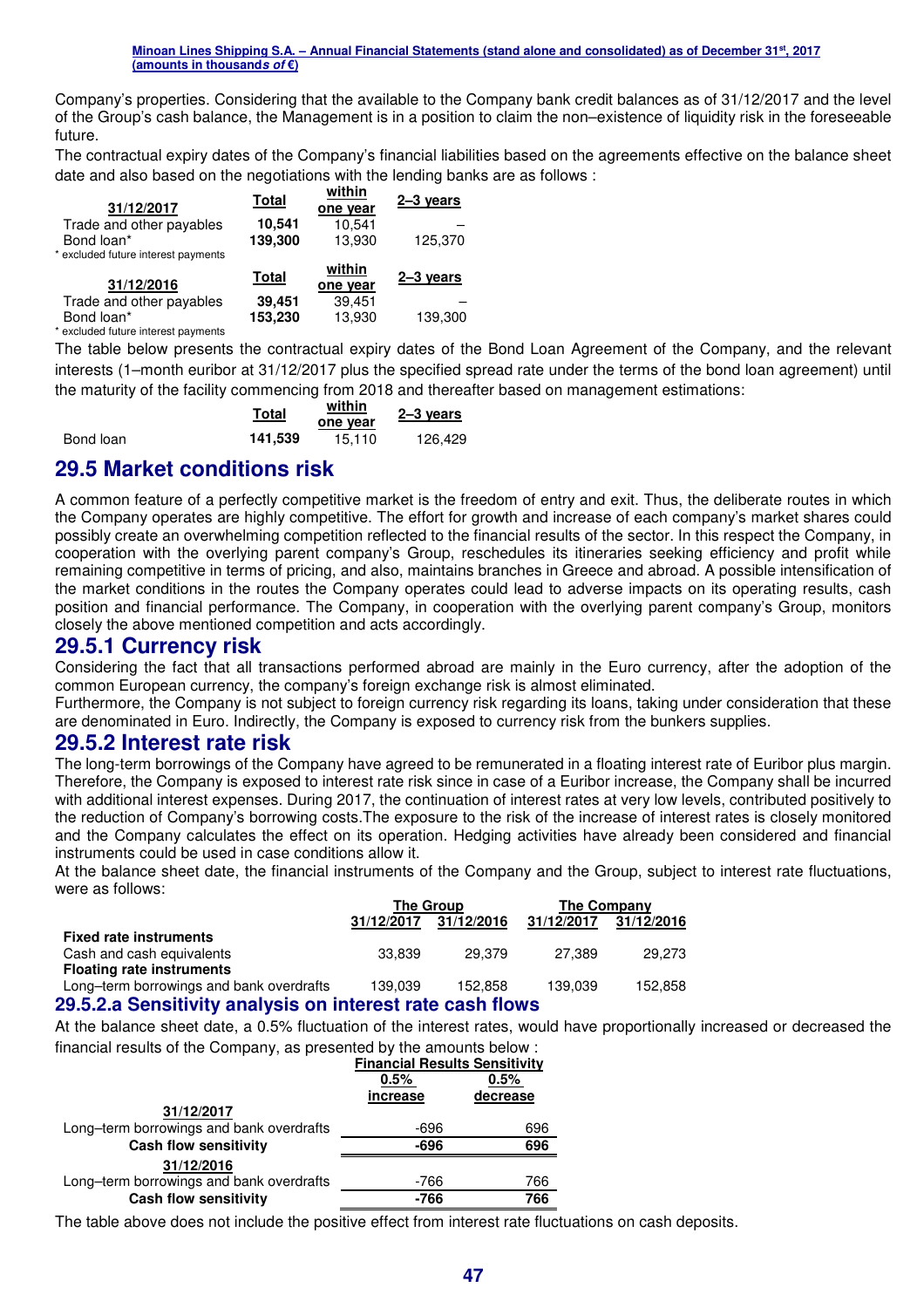Company's properties. Considering that the available to the Company bank credit balances as of 31/12/2017 and the level of the Group's cash balance, the Management is in a position to claim the non–existence of liquidity risk in the foreseeable future.

The contractual expiry dates of the Company's financial liabilities based on the agreements effective on the balance sheet date and also based on the negotiations with the lending banks are as follows :

| 31/12/2017 | Total | within one year | 2–3 years |
|---|---|---|---|
| Trade and other payables | **10,541** | 10,541 | – |
| Bond loan* | **139,300** | 13,930 | 125,370 |

\* excluded future interest payments

| 31/12/2016 | Total | within one year | 2–3 years |
|---|---|---|---|
| Trade and other payables | **39,451** | 39,451 | – |
| Bond loan* | **153,230** | 13,930 | 139,300 |

\* excluded future interest payments

The table below presents the contractual expiry dates of the Bond Loan Agreement of the Company, and the relevant interests (1–month euribor at 31/12/2017 plus the specified spread rate under the terms of the bond loan agreement) until the maturity of the facility commencing from 2018 and thereafter based on management estimations:

| | Total | within one year | 2–3 years |
|---|---|---|---|
| Bond loan | **141,539** | 15,110 | 126,429 |

## 29.5 Market conditions risk

A common feature of a perfectly competitive market is the freedom of entry and exit. Thus, the deliberate routes in which the Company operates are highly competitive. The effort for growth and increase of each company's market shares could possibly create an overwhelming competition reflected to the financial results of the sector. In this respect the Company, in cooperation with the overlying parent company's Group, reschedules its itineraries seeking efficiency and profit while remaining competitive in terms of pricing, and also, maintains branches in Greece and abroad. A possible intensification of the market conditions in the routes the Company operates could lead to adverse impacts on its operating results, cash position and financial performance. The Company, in cooperation with the overlying parent company's Group, monitors closely the above mentioned competition and acts accordingly.

### 29.5.1 Currency risk

Considering the fact that all transactions performed abroad are mainly in the Euro currency, after the adoption of the common European currency, the company's foreign exchange risk is almost eliminated.

Furthermore, the Company is not subject to foreign currency risk regarding its loans, taking under consideration that these are denominated in Euro. Indirectly, the Company is exposed to currency risk from the bunkers supplies.

### 29.5.2 Interest rate risk

The long-term borrowings of the Company have agreed to be remunerated in a floating interest rate of Euribor plus margin. Therefore, the Company is exposed to interest rate risk since in case of a Euribor increase, the Company shall be incurred with additional interest expenses. During 2017, the continuation of interest rates at very low levels, contributed positively to the reduction of Company's borrowing costs.The exposure to the risk of the increase of interest rates is closely monitored and the Company calculates the effect on its operation. Hedging activities have already been considered and financial instruments could be used in case conditions allow it.

At the balance sheet date, the financial instruments of the Company and the Group, subject to interest rate fluctuations, were as follows:

| | The Group | | The Company | |
|---|---|---|---|---|
| | 31/12/2017 | 31/12/2016 | 31/12/2017 | 31/12/2016 |
| **Fixed rate instruments** | | | | |
| Cash and cash equivalents | 33,839 | 29,379 | 27,389 | 29,273 |
| **Floating rate instruments** | | | | |
| Long–term borrowings and bank overdrafts | 139,039 | 152,858 | 139,039 | 152,858 |

#### 29.5.2.a Sensitivity analysis on interest rate cash flows

At the balance sheet date, a 0.5% fluctuation of the interest rates, would have proportionally increased or decreased the financial results of the Company, as presented by the amounts below :

| | Financial Results Sensitivity | |
|---|---|---|
| | 0.5% increase | 0.5% decrease |
| **31/12/2017** | | |
| Long–term borrowings and bank overdrafts | -696 | 696 |
| **Cash flow sensitivity** | **-696** | **696** |
| **31/12/2016** | | |
| Long–term borrowings and bank overdrafts | -766 | 766 |
| **Cash flow sensitivity** | **-766** | **766** |

The table above does not include the positive effect from interest rate fluctuations on cash deposits.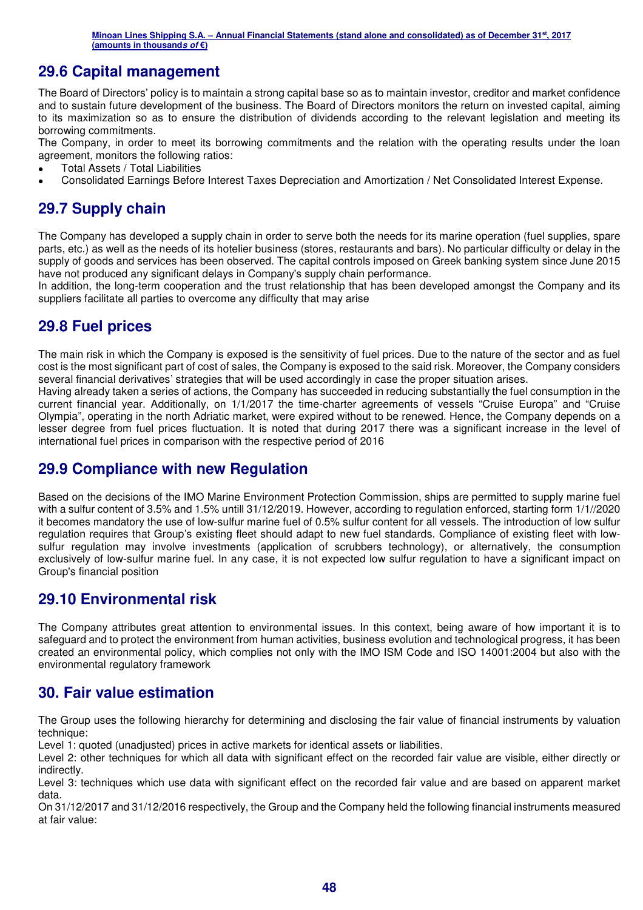## 29.6 Capital management

The Board of Directors' policy is to maintain a strong capital base so as to maintain investor, creditor and market confidence and to sustain future development of the business. The Board of Directors monitors the return on invested capital, aiming to its maximization so as to ensure the distribution of dividends according to the relevant legislation and meeting its borrowing commitments.

The Company, in order to meet its borrowing commitments and the relation with the operating results under the loan agreement, monitors the following ratios:

- Total Assets / Total Liabilities
- Consolidated Earnings Before Interest Taxes Depreciation and Amortization / Net Consolidated Interest Expense.

## 29.7 Supply chain

The Company has developed a supply chain in order to serve both the needs for its marine operation (fuel supplies, spare parts, etc.) as well as the needs of its hotelier business (stores, restaurants and bars). No particular difficulty or delay in the supply of goods and services has been observed. The capital controls imposed on Greek banking system since June 2015 have not produced any significant delays in Company's supply chain performance.

In addition, the long-term cooperation and the trust relationship that has been developed amongst the Company and its suppliers facilitate all parties to overcome any difficulty that may arise

## 29.8 Fuel prices

The main risk in which the Company is exposed is the sensitivity of fuel prices. Due to the nature of the sector and as fuel cost is the most significant part of cost of sales, the Company is exposed to the said risk. Moreover, the Company considers several financial derivatives' strategies that will be used accordingly in case the proper situation arises.

Having already taken a series of actions, the Company has succeeded in reducing substantially the fuel consumption in the current financial year. Additionally, on 1/1/2017 the time-charter agreements of vessels "Cruise Europa" and "Cruise Olympia", operating in the north Adriatic market, were expired without to be renewed. Hence, the Company depends on a lesser degree from fuel prices fluctuation. It is noted that during 2017 there was a significant increase in the level of international fuel prices in comparison with the respective period of 2016

## 29.9 Compliance with new Regulation

Based on the decisions of the IMO Marine Environment Protection Commission, ships are permitted to supply marine fuel with a sulfur content of 3.5% and 1.5% untill 31/12/2019. However, according to regulation enforced, starting form 1/1//2020 it becomes mandatory the use of low-sulfur marine fuel of 0.5% sulfur content for all vessels. The introduction of low sulfur regulation requires that Group's existing fleet should adapt to new fuel standards. Compliance of existing fleet with low-sulfur regulation may involve investments (application of scrubbers technology), or alternatively, the consumption exclusively of low-sulfur marine fuel. In any case, it is not expected low sulfur regulation to have a significant impact on Group's financial position

## 29.10 Environmental risk

The Company attributes great attention to environmental issues. In this context, being aware of how important it is to safeguard and to protect the environment from human activities, business evolution and technological progress, it has been created an environmental policy, which complies not only with the IMO ISM Code and ISO 14001:2004 but also with the environmental regulatory framework

# 30. Fair value estimation

The Group uses the following hierarchy for determining and disclosing the fair value of financial instruments by valuation technique:

Level 1: quoted (unadjusted) prices in active markets for identical assets or liabilities.

Level 2: other techniques for which all data with significant effect on the recorded fair value are visible, either directly or indirectly.

Level 3: techniques which use data with significant effect on the recorded fair value and are based on apparent market data.

On 31/12/2017 and 31/12/2016 respectively, the Group and the Company held the following financial instruments measured at fair value: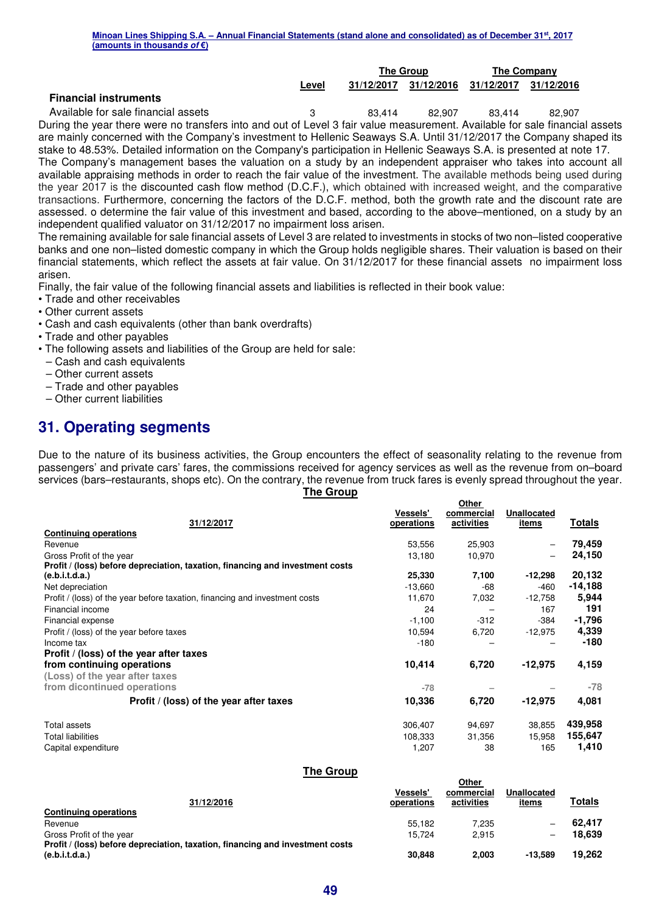| | Level | The Group 31/12/2017 | The Group 31/12/2016 | The Company 31/12/2017 | The Company 31/12/2016 |
|---|---|---|---|---|---|
| **Financial instruments** | | | | | |
| Available for sale financial assets | 3 | 83,414 | 82,907 | 83,414 | 82,907 |

During the year there were no transfers into and out of Level 3 fair value measurement. Available for sale financial assets are mainly concerned with the Company's investment to Hellenic Seaways S.A. Until 31/12/2017 the Company shaped its stake to 48.53%. Detailed information on the Company's participation in Hellenic Seaways S.A. is presented at note 17.

The Company's management bases the valuation on a study by an independent appraiser who takes into account all available appraising methods in order to reach the fair value of the investment. The available methods being used during the year 2017 is the discounted cash flow method (D.C.F.), which obtained with increased weight, and the comparative transactions. Furthermore, concerning the factors of the D.C.F. method, both the growth rate and the discount rate are assessed. o determine the fair value of this investment and based, according to the above–mentioned, on a study by an independent qualified valuator on 31/12/2017 no impairment loss arisen.

The remaining available for sale financial assets of Level 3 are related to investments in stocks of two non–listed cooperative banks and one non–listed domestic company in which the Group holds negligible shares. Their valuation is based on their financial statements, which reflect the assets at fair value. On 31/12/2017 for these financial assets no impairment loss arisen.

Finally, the fair value of the following financial assets and liabilities is reflected in their book value:

- Trade and other receivables
- Other current assets
- Cash and cash equivalents (other than bank overdrafts)
- Trade and other payables
- The following assets and liabilities of the Group are held for sale:
  - Cash and cash equivalents
  - Other current assets
  - Trade and other payables
  - Other current liabilities

## 31. Operating segments

Due to the nature of its business activities, the Group encounters the effect of seasonality relating to the revenue from passengers' and private cars' fares, the commissions received for agency services as well as the revenue from on–board services (bars–restaurants, shops etc). On the contrary, the revenue from truck fares is evenly spread throughout the year.

**The Group**

| 31/12/2017 | Vessels' operations | Other commercial activities | Unallocated items | Totals |
|---|---|---|---|---|
| **Continuing operations** | | | | |
| Revenue | 53,556 | 25,903 | – | **79,459** |
| Gross Profit of the year | 13,180 | 10,970 | – | **24,150** |
| **Profit / (loss) before depreciation, taxation, financing and investment costs (e.b.i.t.d.a.)** | **25,330** | **7,100** | **-12,298** | **20,132** |
| Net depreciation | -13,660 | -68 | -460 | **-14,188** |
| Profit / (loss) of the year before taxation, financing and investment costs | 11,670 | 7,032 | -12,758 | **5,944** |
| Financial income | 24 | – | 167 | **191** |
| Financial expense | -1,100 | -312 | -384 | **-1,796** |
| Profit / (loss) of the year before taxes | 10,594 | 6,720 | -12,975 | **4,339** |
| Income tax | -180 | – | – | **-180** |
| **Profit / (loss) of the year after taxes from continuing operations** | **10,414** | **6,720** | **-12,975** | **4,159** |
| **(Loss) of the year after taxes from dicontinued operations** | -78 | – | – | -78 |
| **Profit / (loss) of the year after taxes** | **10,336** | **6,720** | **-12,975** | **4,081** |
| Total assets | 306,407 | 94,697 | 38,855 | **439,958** |
| Total liabilities | 108,333 | 31,356 | 15,958 | **155,647** |
| Capital expenditure | 1,207 | 38 | 165 | **1,410** |

**The Group**

| 31/12/2016 | Vessels' operations | Other commercial activities | Unallocated items | Totals |
|---|---|---|---|---|
| **Continuing operations** | | | | |
| Revenue | 55,182 | 7,235 | – | **62,417** |
| Gross Profit of the year | 15,724 | 2,915 | – | **18,639** |
| **Profit / (loss) before depreciation, taxation, financing and investment costs (e.b.i.t.d.a.)** | **30,848** | **2,003** | **-13,589** | **19,262** |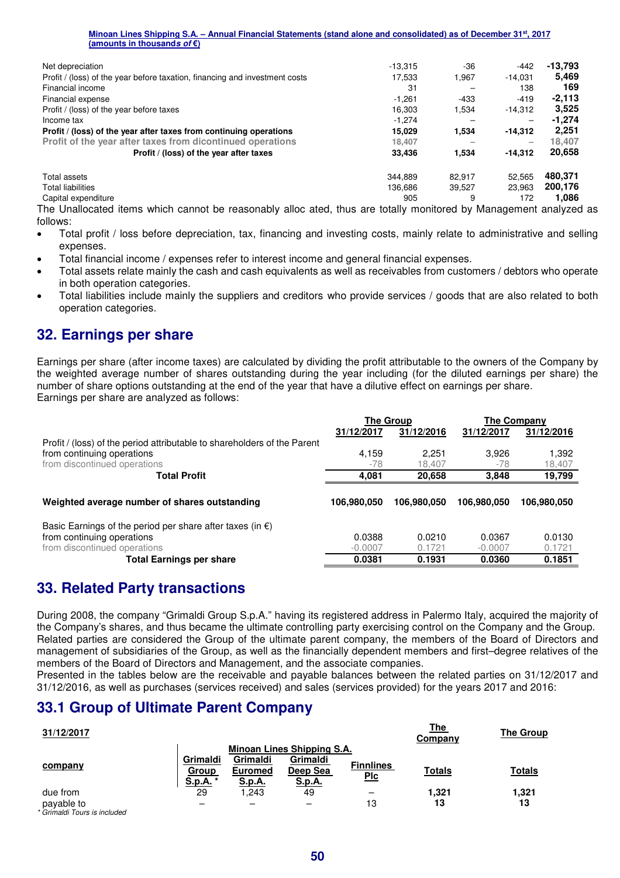| | | | | |
|---|---|---|---|---|
| Net depreciation | -13,315 | -36 | -442 | **-13,793** |
| Profit / (loss) of the year before taxation, financing and investment costs | 17,533 | 1,967 | -14,031 | **5,469** |
| Financial income | 31 | – | 138 | **169** |
| Financial expense | -1,261 | -433 | -419 | **-2,113** |
| Profit / (loss) of the year before taxes | 16,303 | 1,534 | -14,312 | **3,525** |
| Income tax | -1,274 | – | – | **-1,274** |
| **Profit / (loss) of the year after taxes from continuing operations** | **15,029** | **1,534** | **-14,312** | **2,251** |
| **Profit of the year after taxes from dicontinued operations** | 18,407 | – | – | **18,407** |
| **Profit / (loss) of the year after taxes** | **33,436** | **1,534** | **-14,312** | **20,658** |
| | | | | |
| Total assets | 344,889 | 82,917 | 52,565 | **480,371** |
| Total liabilities | 136,686 | 39,527 | 23,963 | **200,176** |
| Capital expenditure | 905 | 9 | 172 | **1,086** |

The Unallocated items which cannot be reasonably alloc ated, thus are totally monitored by Management analyzed as follows:

- Total profit / loss before depreciation, tax, financing and investing costs, mainly relate to administrative and selling expenses.
- Total financial income / expenses refer to interest income and general financial expenses.
- Total assets relate mainly the cash and cash equivalents as well as receivables from customers / debtors who operate in both operation categories.
- Total liabilities include mainly the suppliers and creditors who provide services / goods that are also related to both operation categories.

## 32. Earnings per share

Earnings per share (after income taxes) are calculated by dividing the profit attributable to the owners of the Company by the weighted average number of shares outstanding during the year including (for the diluted earnings per share) the number of share options outstanding at the end of the year that have a dilutive effect on earnings per share.
Earnings per share are analyzed as follows:

| | The Group | | The Company | |
|---|---|---|---|---|
| | **31/12/2017** | **31/12/2016** | **31/12/2017** | **31/12/2016** |
| Profit / (loss) of the period attributable to shareholders of the Parent | | | | |
| from continuing operations | 4,159 | 2,251 | 3,926 | 1,392 |
| from discontinued operations | -78 | 18,407 | -78 | 18,407 |
| **Total Profit** | **4,081** | **20,658** | **3,848** | **19,799** |
| | | | | |
| **Weighted average number of shares outstanding** | **106,980,050** | **106,980,050** | **106,980,050** | **106,980,050** |
| | | | | |
| Basic Earnings of the period per share after taxes (in €) | | | | |
| from continuing operations | 0.0388 | 0.0210 | 0.0367 | 0.0130 |
| from discontinued operations | -0.0007 | 0.1721 | -0.0007 | 0.1721 |
| **Total Earnings per share** | **0.0381** | **0.1931** | **0.0360** | **0.1851** |

## 33. Related Party transactions

During 2008, the company "Grimaldi Group S.p.A." having its registered address in Palermo Italy, acquired the majority of the Company's shares, and thus became the ultimate controlling party exercising control on the Company and the Group.
Related parties are considered the Group of the ultimate parent company, the members of the Board of Directors and management of subsidiaries of the Group, as well as the financially dependent members and first–degree relatives of the members of the Board of Directors and Management, and the associate companies.
Presented in the tables below are the receivable and payable balances between the related parties on 31/12/2017 and 31/12/2016, as well as purchases (services received) and sales (services provided) for the years 2017 and 2016:

## 33.1 Group of Ultimate Parent Company

| **31/12/2017** | | | | | **The Company** | **The Group** |
|---|---|---|---|---|---|---|
| | Minoan Lines Shipping S.A. | | | | | |
| **company** | **Grimaldi Group S.p.A. \*** | **Grimaldi Euromed S.p.A.** | **Grimaldi Deep Sea S.p.A.** | **Finnlines Plc** | **Totals** | **Totals** |
| due from | 29 | 1,243 | 49 | – | **1,321** | **1,321** |
| payable to | – | – | – | 13 | **13** | **13** |

*\* Grimaldi Tours is included*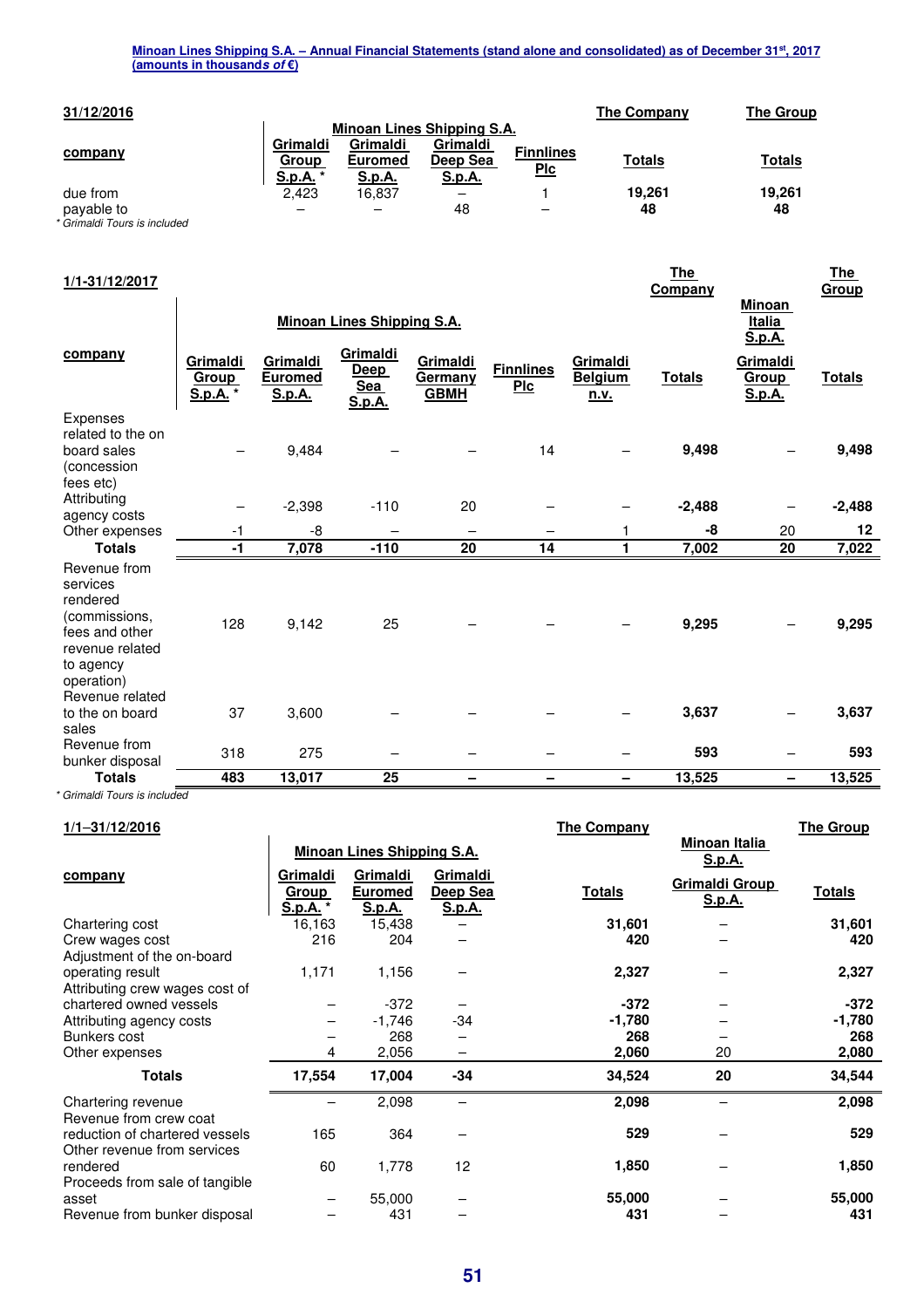**31/12/2016**

| company | Minoan Lines Shipping S.A. | | | | The Company | The Group |
|---|---|---|---|---|---|---|
| | Grimaldi Group S.p.A. * | Grimaldi Euromed S.p.A. | Grimaldi Deep Sea S.p.A. | Finnlines Plc | Totals | Totals |
| due from | 2,423 | 16,837 | – | 1 | **19,261** | **19,261** |
| payable to | – | – | 48 | – | **48** | **48** |

*\* Grimaldi Tours is included*

**1/1-31/12/2017**

| company | Minoan Lines Shipping S.A. | | | | | | The Company | Minoan Italia S.p.A. | The Group |
|---|---|---|---|---|---|---|---|---|---|
| | Grimaldi Group S.p.A. * | Grimaldi Euromed S.p.A. | Grimaldi Deep Sea S.p.A. | Grimaldi Germany GBMH | Finnlines Plc | Grimaldi Belgium n.v. | Totals | Grimaldi Group S.p.A. | Totals |
| Expenses related to the on board sales (concession fees etc) | – | 9,484 | – | – | 14 | – | **9,498** | – | **9,498** |
| Attributing agency costs | – | -2,398 | -110 | 20 | – | – | **-2,488** | – | **-2,488** |
| Other expenses | -1 | -8 | – | – | – | 1 | **-8** | 20 | **12** |
| **Totals** | **-1** | **7,078** | **-110** | **20** | **14** | **1** | **7,002** | **20** | **7,022** |
| Revenue from services rendered (commissions, fees and other revenue related to agency operation) | 128 | 9,142 | 25 | – | – | – | **9,295** | – | **9,295** |
| Revenue related to the on board sales | 37 | 3,600 | – | – | – | – | **3,637** | – | **3,637** |
| Revenue from bunker disposal | 318 | 275 | – | – | – | – | **593** | – | **593** |
| **Totals** | **483** | **13,017** | **25** | **–** | **–** | **–** | **13,525** | **–** | **13,525** |

*\* Grimaldi Tours is included*

**1/1–31/12/2016**

| company | Minoan Lines Shipping S.A. | | | The Company | Minoan Italia S.p.A. | The Group |
|---|---|---|---|---|---|---|
| | Grimaldi Group S.p.A. * | Grimaldi Euromed S.p.A. | Grimaldi Deep Sea S.p.A. | Totals | Grimaldi Group S.p.A. | Totals |
| Chartering cost | 16,163 | 15,438 | – | **31,601** | – | **31,601** |
| Crew wages cost | 216 | 204 | – | **420** | – | **420** |
| Adjustment of the on-board operating result | 1,171 | 1,156 | – | **2,327** | – | **2,327** |
| Attributing crew wages cost of chartered owned vessels | – | -372 | – | **-372** | – | **-372** |
| Attributing agency costs | – | -1,746 | -34 | **-1,780** | – | **-1,780** |
| Bunkers cost | – | 268 | – | **268** | – | **268** |
| Other expenses | 4 | 2,056 | – | **2,060** | 20 | **2,080** |
| **Totals** | **17,554** | **17,004** | **-34** | **34,524** | **20** | **34,544** |
| Chartering revenue | – | 2,098 | – | **2,098** | – | **2,098** |
| Revenue from crew coat reduction of chartered vessels | 165 | 364 | – | **529** | – | **529** |
| Other revenue from services rendered | 60 | 1,778 | 12 | **1,850** | – | **1,850** |
| Proceeds from sale of tangible asset | – | 55,000 | – | **55,000** | – | **55,000** |
| Revenue from bunker disposal | – | 431 | – | **431** | – | **431** |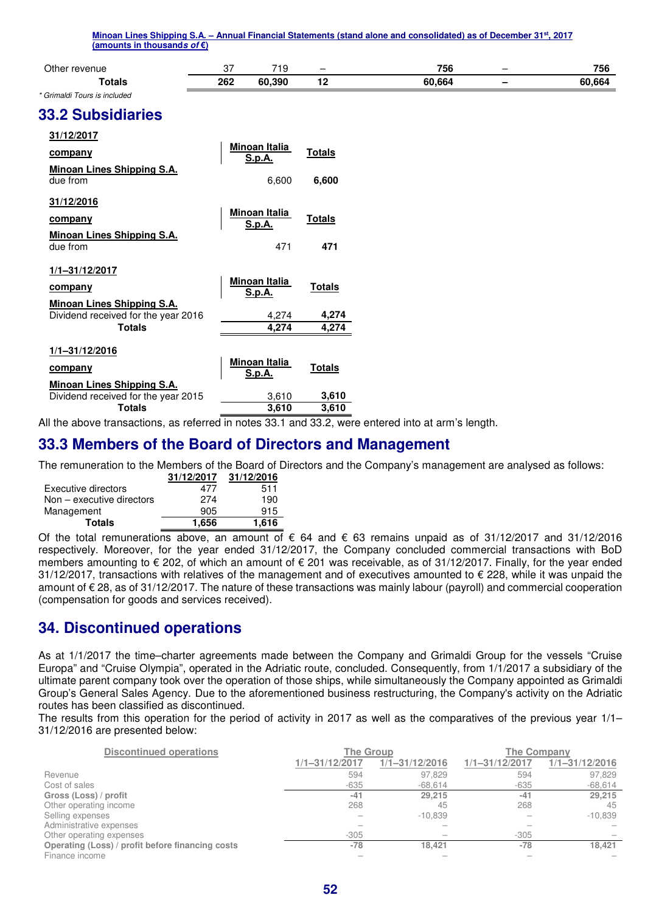| | | | | | | |
|---|---|---|---|---|---|---|
| Other revenue | 37 | 719 | – | 756 | – | 756 |
| **Totals** | **262** | **60,390** | **12** | **60,664** | **–** | **60,664** |

*\* Grimaldi Tours is included*

## 33.2 Subsidiaries

**31/12/2017**

| **company** | **Minoan Italia S.p.A.** | **Totals** |
|---|---|---|
| **Minoan Lines Shipping S.A.** | | |
| due from | 6,600 | **6,600** |

**31/12/2016**

| **company** | **Minoan Italia S.p.A.** | **Totals** |
|---|---|---|
| **Minoan Lines Shipping S.A.** | | |
| due from | 471 | **471** |

**1/1–31/12/2017**

| **company** | **Minoan Italia S.p.A.** | **Totals** |
|---|---|---|
| **Minoan Lines Shipping S.A.** | | |
| Dividend received for the year 2016 | 4,274 | **4,274** |
| **Totals** | **4,274** | **4,274** |

**1/1–31/12/2016**

| **company** | **Minoan Italia S.p.A.** | **Totals** |
|---|---|---|
| **Minoan Lines Shipping S.A.** | | |
| Dividend received for the year 2015 | 3,610 | **3,610** |
| **Totals** | **3,610** | **3,610** |

All the above transactions, as referred in notes 33.1 and 33.2, were entered into at arm's length.

## 33.3 Members of the Board of Directors and Management

The remuneration to the Members of the Board of Directors and the Company's management are analysed as follows:

| | **31/12/2017** | **31/12/2016** |
|---|---|---|
| Executive directors | 477 | 511 |
| Non – executive directors | 274 | 190 |
| Management | 905 | 915 |
| **Totals** | **1,656** | **1,616** |

Of the total remunerations above, an amount of € 64 and € 63 remains unpaid as of 31/12/2017 and 31/12/2016 respectively. Moreover, for the year ended 31/12/2017, the Company concluded commercial transactions with BoD members amounting to € 202, of which an amount of € 201 was receivable, as of 31/12/2017. Finally, for the year ended 31/12/2017, transactions with relatives of the management and of executives amounted to € 228, while it was unpaid the amount of € 28, as of 31/12/2017. The nature of these transactions was mainly labour (payroll) and commercial cooperation (compensation for goods and services received).

## 34. Discontinued operations

As at 1/1/2017 the time–charter agreements made between the Company and Grimaldi Group for the vessels "Cruise Europa" and "Cruise Olympia", operated in the Adriatic route, concluded. Consequently, from 1/1/2017 a subsidiary of the ultimate parent company took over the operation of those ships, while simultaneously the Company appointed as Grimaldi Group's General Sales Agency. Due to the aforementioned business restructuring, the Company's activity on the Adriatic routes has been classified as discontinued.

The results from this operation for the period of activity in 2017 as well as the comparatives of the previous year 1/1–31/12/2016 are presented below:

| **Discontinued operations** | **The Group** | | **The Company** | |
|---|---|---|---|---|
| | **1/1–31/12/2017** | **1/1–31/12/2016** | **1/1–31/12/2017** | **1/1–31/12/2016** |
| Revenue | 594 | 97,829 | 594 | 97,829 |
| Cost of sales | -635 | -68,614 | -635 | -68,614 |
| **Gross (Loss) / profit** | **-41** | **29,215** | **-41** | **29,215** |
| Other operating income | 268 | 45 | 268 | 45 |
| Selling expenses | – | -10,839 | – | -10,839 |
| Administrative expenses | – | – | – | – |
| Other operating expenses | -305 | – | -305 | – |
| **Operating (Loss) / profit before financing costs** | **-78** | **18,421** | **-78** | **18,421** |
| Finance income | – | – | – | – |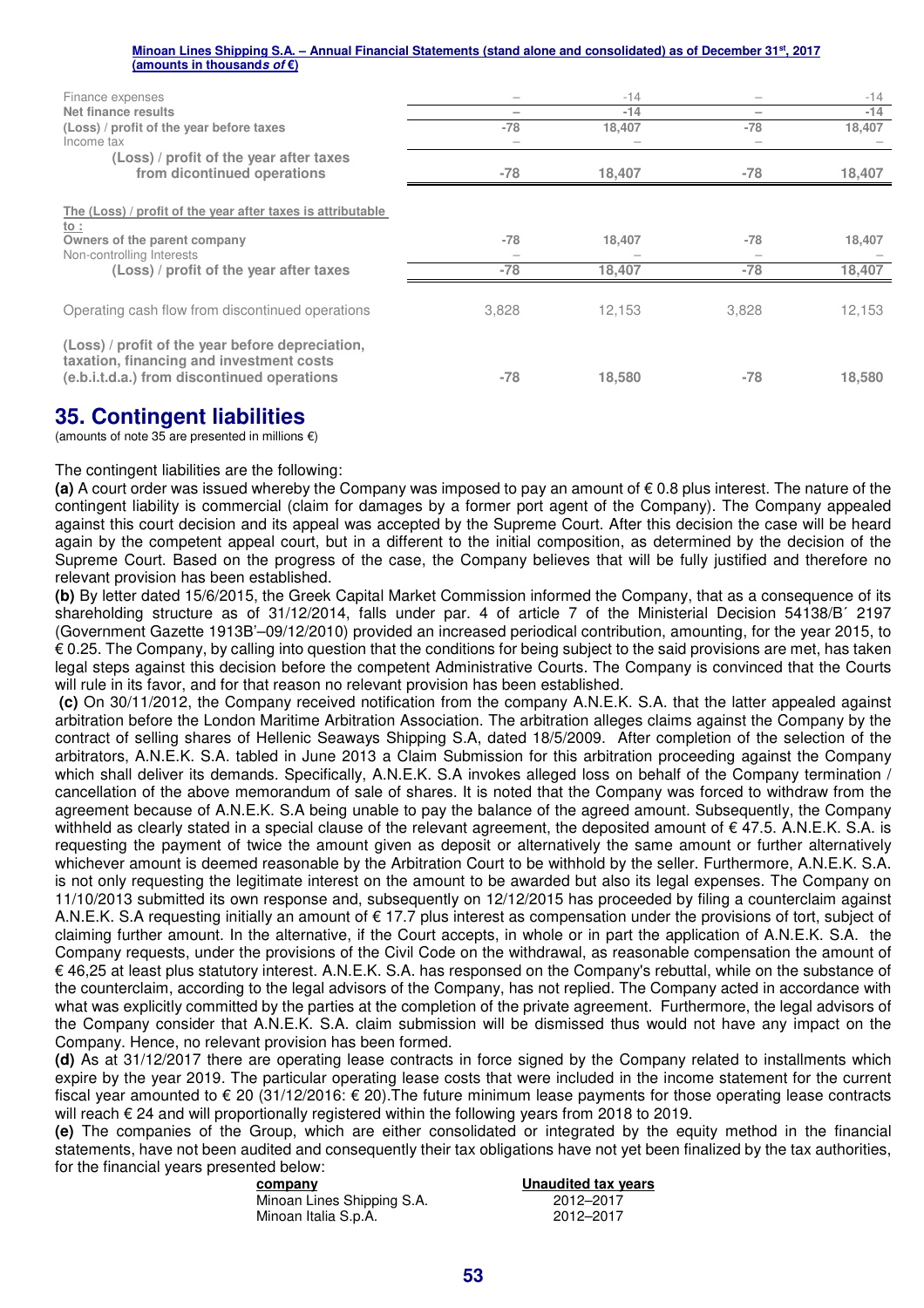| | | | | |
|---|---|---|---|---|
| Finance expenses | – | -14 | – | -14 |
| **Net finance results** | – | -14 | – | -14 |
| **(Loss) / profit of the year before taxes** | -78 | 18,407 | -78 | 18,407 |
| Income tax | – | – | – | – |
| **(Loss) / profit of the year after taxes from dicontinued operations** | **-78** | **18,407** | **-78** | **18,407** |
| | | | | |
| **The (Loss) / profit of the year after taxes is attributable to :** | | | | |
| **Owners of the parent company** | -78 | 18,407 | -78 | 18,407 |
| Non-controlling Interests | – | – | – | – |
| **(Loss) / profit of the year after taxes** | -78 | 18,407 | -78 | 18,407 |
| | | | | |
| Operating cash flow from discontinued operations | 3,828 | 12,153 | 3,828 | 12,153 |
| | | | | |
| **(Loss) / profit of the year before depreciation, taxation, financing and investment costs (e.b.i.t.d.a.) from discontinued operations** | -78 | 18,580 | -78 | 18,580 |

## 35. Contingent liabilities

(amounts of note 35 are presented in millions €)

The contingent liabilities are the following:

**(a)** A court order was issued whereby the Company was imposed to pay an amount of € 0.8 plus interest. The nature of the contingent liability is commercial (claim for damages by a former port agent of the Company). The Company appealed against this court decision and its appeal was accepted by the Supreme Court. After this decision the case will be heard again by the competent appeal court, but in a different to the initial composition, as determined by the decision of the Supreme Court. Based on the progress of the case, the Company believes that will be fully justified and therefore no relevant provision has been established.

**(b)** By letter dated 15/6/2015, the Greek Capital Market Commission informed the Company, that as a consequence of its shareholding structure as of 31/12/2014, falls under par. 4 of article 7 of the Ministerial Decision 54138/B΄ 2197 (Government Gazette 1913B'–09/12/2010) provided an increased periodical contribution, amounting, for the year 2015, to € 0.25. The Company, by calling into question that the conditions for being subject to the said provisions are met, has taken legal steps against this decision before the competent Administrative Courts. The Company is convinced that the Courts will rule in its favor, and for that reason no relevant provision has been established.

**(c)** On 30/11/2012, the Company received notification from the company A.N.E.K. S.A. that the latter appealed against arbitration before the London Maritime Arbitration Association. The arbitration alleges claims against the Company by the contract of selling shares of Hellenic Seaways Shipping S.A, dated 18/5/2009. After completion of the selection of the arbitrators, A.N.E.K. S.A. tabled in June 2013 a Claim Submission for this arbitration proceeding against the Company which shall deliver its demands. Specifically, A.N.E.K. S.A invokes alleged loss on behalf of the Company termination / cancellation of the above memorandum of sale of shares. It is noted that the Company was forced to withdraw from the agreement because of A.N.E.K. S.A being unable to pay the balance of the agreed amount. Subsequently, the Company withheld as clearly stated in a special clause of the relevant agreement, the deposited amount of € 47.5. A.N.E.K. S.A. is requesting the payment of twice the amount given as deposit or alternatively the same amount or further alternatively whichever amount is deemed reasonable by the Arbitration Court to be withhold by the seller. Furthermore, A.N.E.K. S.A. is not only requesting the legitimate interest on the amount to be awarded but also its legal expenses. The Company on 11/10/2013 submitted its own response and, subsequently on 12/12/2015 has proceeded by filing a counterclaim against A.N.E.K. S.A requesting initially an amount of € 17.7 plus interest as compensation under the provisions of tort, subject of claiming further amount. In the alternative, if the Court accepts, in whole or in part the application of A.N.E.K. S.A. the Company requests, under the provisions of the Civil Code on the withdrawal, as reasonable compensation the amount of € 46,25 at least plus statutory interest. A.N.E.K. S.A. has responsed on the Company's rebuttal, while on the substance of the counterclaim, according to the legal advisors of the Company, has not replied. The Company acted in accordance with what was explicitly committed by the parties at the completion of the private agreement. Furthermore, the legal advisors of the Company consider that A.N.E.K. S.A. claim submission will be dismissed thus would not have any impact on the Company. Hence, no relevant provision has been formed.

**(d)** As at 31/12/2017 there are operating lease contracts in force signed by the Company related to installments which expire by the year 2019. The particular operating lease costs that were included in the income statement for the current fiscal year amounted to € 20 (31/12/2016: € 20).The future minimum lease payments for those operating lease contracts will reach € 24 and will proportionally registered within the following years from 2018 to 2019.

**(e)** The companies of the Group, which are either consolidated or integrated by the equity method in the financial statements, have not been audited and consequently their tax obligations have not yet been finalized by the tax authorities, for the financial years presented below:

| company | Unaudited tax years |
|---|---|
| Minoan Lines Shipping S.A. | 2012–2017 |
| Minoan Italia S.p.A. | 2012–2017 |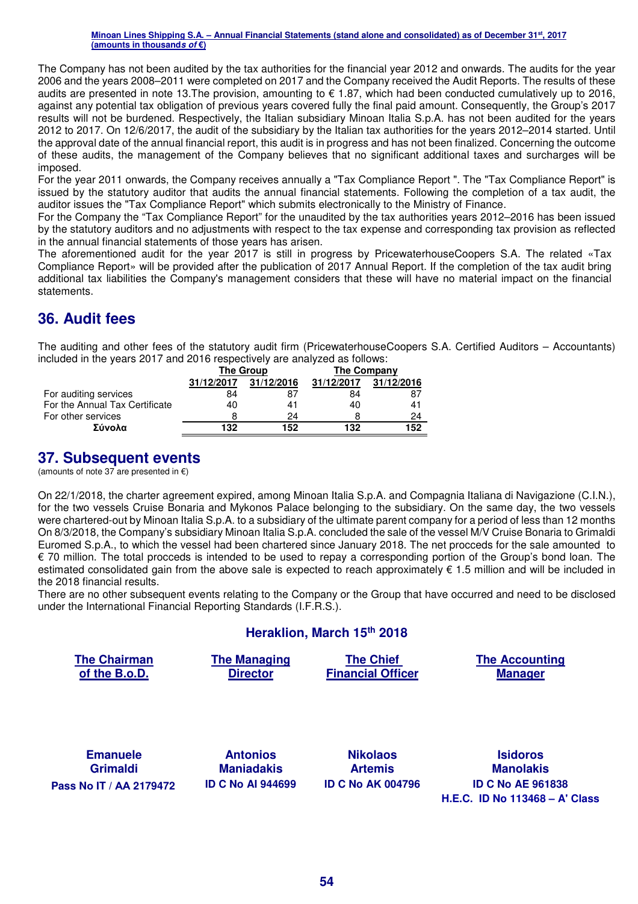The Company has not been audited by the tax authorities for the financial year 2012 and onwards. The audits for the year 2006 and the years 2008–2011 were completed on 2017 and the Company received the Audit Reports. The results of these audits are presented in note 13.The provision, amounting to € 1.87, which had been conducted cumulatively up to 2016, against any potential tax obligation of previous years covered fully the final paid amount. Consequently, the Group's 2017 results will not be burdened. Respectively, the Italian subsidiary Minoan Italia S.p.A. has not been audited for the years 2012 to 2017. On 12/6/2017, the audit of the subsidiary by the Italian tax authorities for the years 2012–2014 started. Until the approval date of the annual financial report, this audit is in progress and has not been finalized. Concerning the outcome of these audits, the management of the Company believes that no significant additional taxes and surcharges will be imposed.

For the year 2011 onwards, the Company receives annually a "Tax Compliance Report ". The "Tax Compliance Report" is issued by the statutory auditor that audits the annual financial statements. Following the completion of a tax audit, the auditor issues the "Tax Compliance Report" which submits electronically to the Ministry of Finance.

For the Company the "Tax Compliance Report" for the unaudited by the tax authorities years 2012–2016 has been issued by the statutory auditors and no adjustments with respect to the tax expense and corresponding tax provision as reflected in the annual financial statements of those years has arisen.

The aforementioned audit for the year 2017 is still in progress by PricewaterhouseCoopers S.A. The related «Tax Compliance Report» will be provided after the publication of 2017 Annual Report. If the completion of the tax audit bring additional tax liabilities the Company's management considers that these will have no material impact on the financial statements.

## 36. Audit fees

The auditing and other fees of the statutory audit firm (PricewaterhouseCoopers S.A. Certified Auditors – Accountants) included in the years 2017 and 2016 respectively are analyzed as follows:

| | The Group | | The Company | |
|---|---|---|---|---|
| | 31/12/2017 | 31/12/2016 | 31/12/2017 | 31/12/2016 |
| For auditing services | 84 | 87 | 84 | 87 |
| For the Annual Tax Certificate | 40 | 41 | 40 | 41 |
| For other services | 8 | 24 | 8 | 24 |
| **Σύνολα** | **132** | **152** | **132** | **152** |

## 37. Subsequent events

(amounts of note 37 are presented in €)

On 22/1/2018, the charter agreement expired, among Minoan Italia S.p.A. and Compagnia Italiana di Navigazione (C.I.N.), for the two vessels Cruise Bonaria and Mykonos Palace belonging to the subsidiary. On the same day, the two vessels were chartered-out by Minoan Italia S.p.A. to a subsidiary of the ultimate parent company for a period of less than 12 months On 8/3/2018, the Company's subsidiary Minoan Italia S.p.A. concluded the sale of the vessel M/V Cruise Bonaria to Grimaldi Euromed S.p.A., to which the vessel had been chartered since January 2018. The net procceds for the sale amounted to € 70 million. The total procceds is intended to be used to repay a corresponding portion of the Group's bond loan. The estimated consolidated gain from the above sale is expected to reach approximately € 1.5 million and will be included in the 2018 financial results.

There are no other subsequent events relating to the Company or the Group that have occurred and need to be disclosed under the International Financial Reporting Standards (I.F.R.S.).

**Heraklion, March 15th 2018**

| The Chairman of the B.o.D. | The Managing Director | The Chief Financial Officer | The Accounting Manager |
|---|---|---|---|
| Emanuele Grimaldi | Antonios Maniadakis | Nikolaos Artemis | Isidoros Manolakis |
| Pass No IT / AA 2179472 | ID C No AI 944699 | ID C No AK 004796 | ID C No AE 961838 |
| | | | H.E.C. ID No 113468 – A' Class |